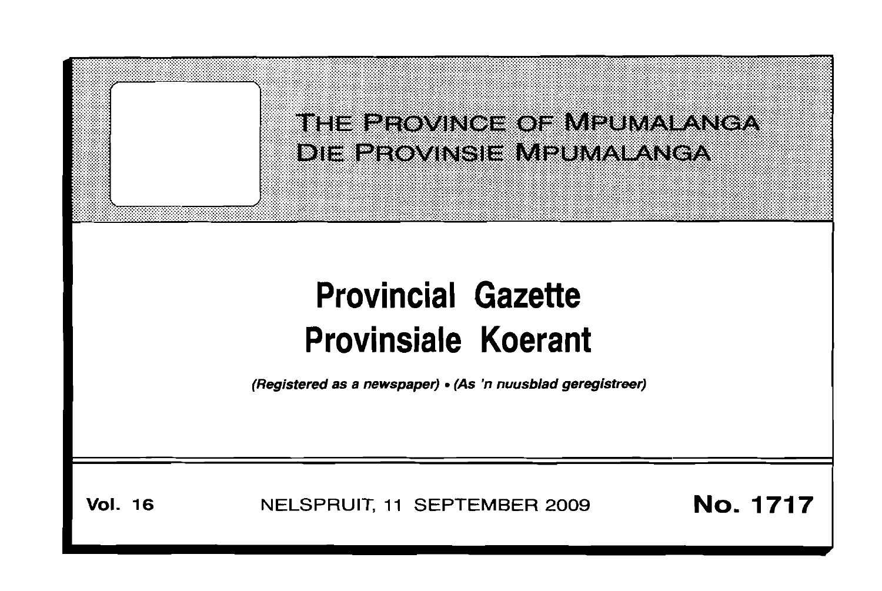# THE PROVINCE OF MPUMALANGA
# DIE PROVINSIE MPUMALANGA

# Provincial Gazette
# Provinsiale Koerant

*(Registered as a newspaper) • (As 'n nuusblad geregistreer)*

**Vol. 16** NELSPRUIT, 11 SEPTEMBER 2009 **No. 1717**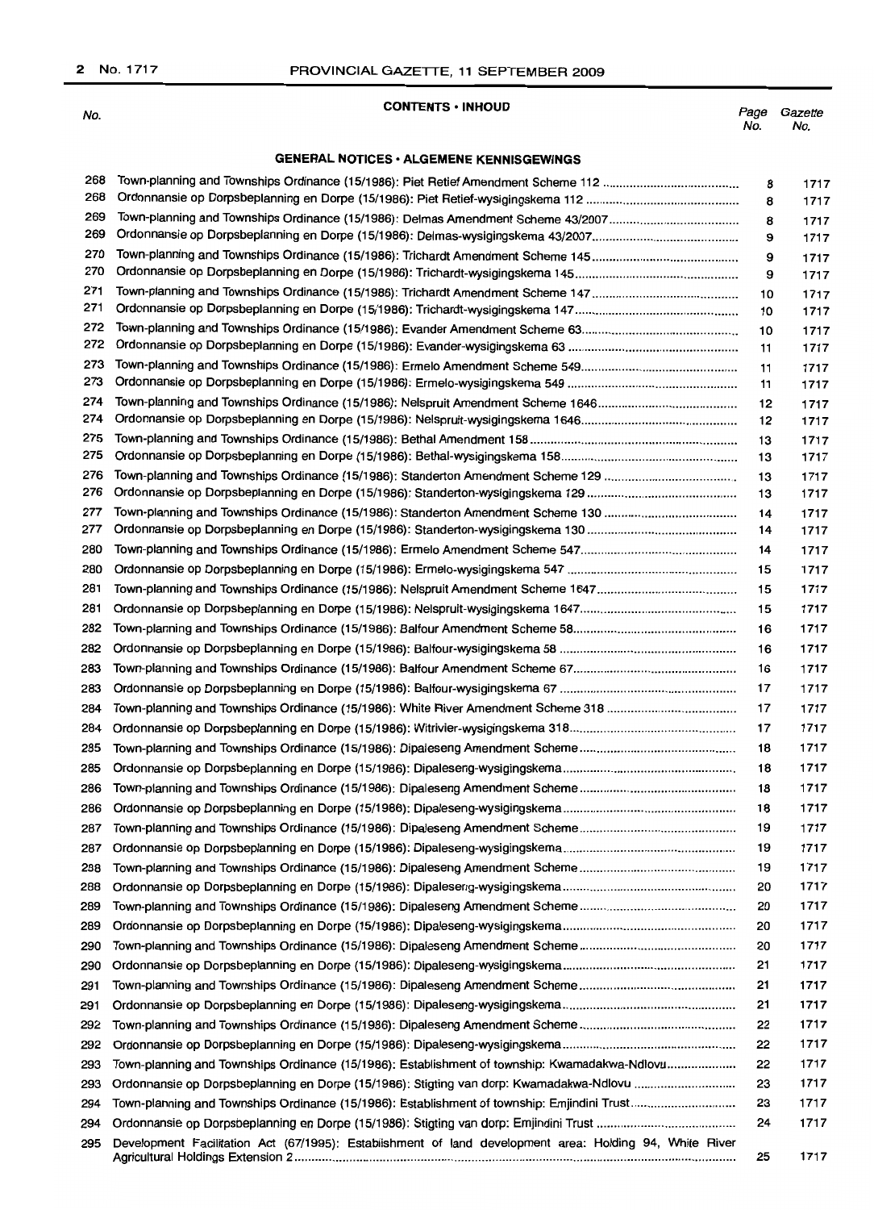## CONTENTS · INHOUD

### GENERAL NOTICES · ALGEMENE KENNISGEWINGS

| No. | | Page No. | Gazette No. |
|---|---|---|---|
| 268 | Town-planning and Townships Ordinance (15/1986): Piet Retief Amendment Scheme 112 | 8 | 1717 |
| 268 | Ordonnansie op Dorpsbeplanning en Dorpe (15/1986): Piet Retief-wysigingskema 112 | 8 | 1717 |
| 269 | Town-planning and Townships Ordinance (15/1986): Delmas Amendment Scheme 43/2007 | 8 | 1717 |
| 269 | Ordonnansie op Dorpsbeplanning en Dorpe (15/1986): Delmas-wysigingskema 43/2007 | 9 | 1717 |
| 270 | Town-planning and Townships Ordinance (15/1986): Trichardt Amendment Scheme 145 | 9 | 1717 |
| 270 | Ordonnansie op Dorpsbeplanning en Dorpe (15/1986): Trichardt-wysigingskema 145 | 9 | 1717 |
| 271 | Town-planning and Townships Ordinance (15/1986): Trichardt Amendment Scheme 147 | 10 | 1717 |
| 271 | Ordonnansie op Dorpsbeplanning en Dorpe (15/1986): Trichardt-wysigingskema 147 | 10 | 1717 |
| 272 | Town-planning and Townships Ordinance (15/1986): Evander Amendment Scheme 63 | 10 | 1717 |
| 272 | Ordonnansie op Dorpsbeplanning en Dorpe (15/1986): Evander-wysigingskema 63 | 11 | 1717 |
| 273 | Town-planning and Townships Ordinance (15/1986): Ermelo Amendment Scheme 549 | 11 | 1717 |
| 273 | Ordonnansie op Dorpsbeplanning en Dorpe (15/1986): Ermelo-wysigingskema 549 | 11 | 1717 |
| 274 | Town-planning and Townships Ordinance (15/1986): Nelspruit Amendment Scheme 1646 | 12 | 1717 |
| 274 | Ordonnansie op Dorpsbeplanning en Dorpe (15/1986): Nelspruit-wysigingskema 1646 | 12 | 1717 |
| 275 | Town-planning and Townships Ordinance (15/1986): Bethal Amendment 158 | 13 | 1717 |
| 275 | Ordonnansie op Dorpsbeplanning en Dorpe (15/1986): Bethal-wysigingskema 158 | 13 | 1717 |
| 276 | Town-planning and Townships Ordinance (15/1986): Standerton Amendment Scheme 129 | 13 | 1717 |
| 276 | Ordonnansie op Dorpsbeplanning en Dorpe (15/1986): Standerton-wysigingskema 129 | 13 | 1717 |
| 277 | Town-planning and Townships Ordinance (15/1986): Standerton Amendment Scheme 130 | 14 | 1717 |
| 277 | Ordonnansie op Dorpsbeplanning en Dorpe (15/1986): Standerton-wysigingskema 130 | 14 | 1717 |
| 280 | Town-planning and Townships Ordinance (15/1986): Ermelo Amendment Scheme 547 | 14 | 1717 |
| 280 | Ordonnansie op Dorpsbeplanning en Dorpe (15/1986): Ermelo-wysigingskema 547 | 15 | 1717 |
| 281 | Town-planning and Townships Ordinance (15/1986): Nelspruit Amendment Scheme 1647 | 15 | 1717 |
| 281 | Ordonnansie op Dorpsbeplanning en Dorpe (15/1986): Nelspruit-wysigingskema 1647 | 15 | 1717 |
| 282 | Town-planning and Townships Ordinance (15/1986): Balfour Amendment Scheme 58 | 16 | 1717 |
| 282 | Ordonnansie op Dorpsbeplanning en Dorpe (15/1986): Balfour-wysigingskema 58 | 16 | 1717 |
| 283 | Town-planning and Townships Ordinance (15/1986): Balfour Amendment Scheme 67 | 16 | 1717 |
| 283 | Ordonnansie op Dorpsbeplanning en Dorpe (15/1986): Balfour-wysigingskema 67 | 17 | 1717 |
| 284 | Town-planning and Townships Ordinance (15/1986): White River Amendment Scheme 318 | 17 | 1717 |
| 284 | Ordonnansie op Dorpsbeplanning en Dorpe (15/1986): Witrivier-wysigingskema 318 | 17 | 1717 |
| 285 | Town-planning and Townships Ordinance (15/1986): Dipaleseng Amendment Scheme | 18 | 1717 |
| 285 | Ordonnansie op Dorpsbeplanning en Dorpe (15/1986): Dipaleseng-wysigingskema | 18 | 1717 |
| 286 | Town-planning and Townships Ordinance (15/1986): Dipaleseng Amendment Scheme | 18 | 1717 |
| 286 | Ordonnansie op Dorpsbeplanning en Dorpe (15/1986): Dipaleseng-wysigingskema | 18 | 1717 |
| 287 | Town-planning and Townships Ordinance (15/1986): Dipaleseng Amendment Scheme | 19 | 1717 |
| 287 | Ordonnansie op Dorpsbeplanning en Dorpe (15/1986): Dipaleseng-wysigingskema | 19 | 1717 |
| 288 | Town-planning and Townships Ordinance (15/1986): Dipaleseng Amendment Scheme | 19 | 1717 |
| 288 | Ordonnansie op Dorpsbeplanning en Dorpe (15/1986): Dipaleseng-wysigingskema | 20 | 1717 |
| 289 | Town-planning and Townships Ordinance (15/1986): Dipaleseng Amendment Scheme | 20 | 1717 |
| 289 | Ordonnansie op Dorpsbeplanning en Dorpe (15/1986): Dipaleseng-wysigingskema | 20 | 1717 |
| 290 | Town-planning and Townships Ordinance (15/1986): Dipaleseng Amendment Scheme | 20 | 1717 |
| 290 | Ordonnansie op Dorpsbeplanning en Dorpe (15/1986): Dipaleseng-wysigingskema | 21 | 1717 |
| 291 | Town-planning and Townships Ordinance (15/1986): Dipaleseng Amendment Scheme | 21 | 1717 |
| 291 | Ordonnansie op Dorpsbeplanning en Dorpe (15/1986): Dipaleseng-wysigingskema | 21 | 1717 |
| 292 | Town-planning and Townships Ordinance (15/1986): Dipaleseng Amendment Scheme | 22 | 1717 |
| 292 | Ordonnansie op Dorpsbeplanning en Dorpe (15/1986): Dipaleseng-wysigingskema | 22 | 1717 |
| 293 | Town-planning and Townships Ordinance (15/1986): Establishment of township: Kwamadakwa-Ndlovu | 22 | 1717 |
| 293 | Ordonnansie op Dorpsbeplanning en Dorpe (15/1986): Stigting van dorp: Kwamadakwa-Ndlovu | 23 | 1717 |
| 294 | Town-planning and Townships Ordinance (15/1986): Establishment of township: Emjindini Trust | 23 | 1717 |
| 294 | Ordonnansie op Dorpsbeplanning en Dorpe (15/1986): Stigting van dorp: Emjindini Trust | 24 | 1717 |
| 295 | Development Facilitation Act (67/1995): Establishment of land development area: Holding 94, White River Agricultural Holdings Extension 2 | 25 | 1717 |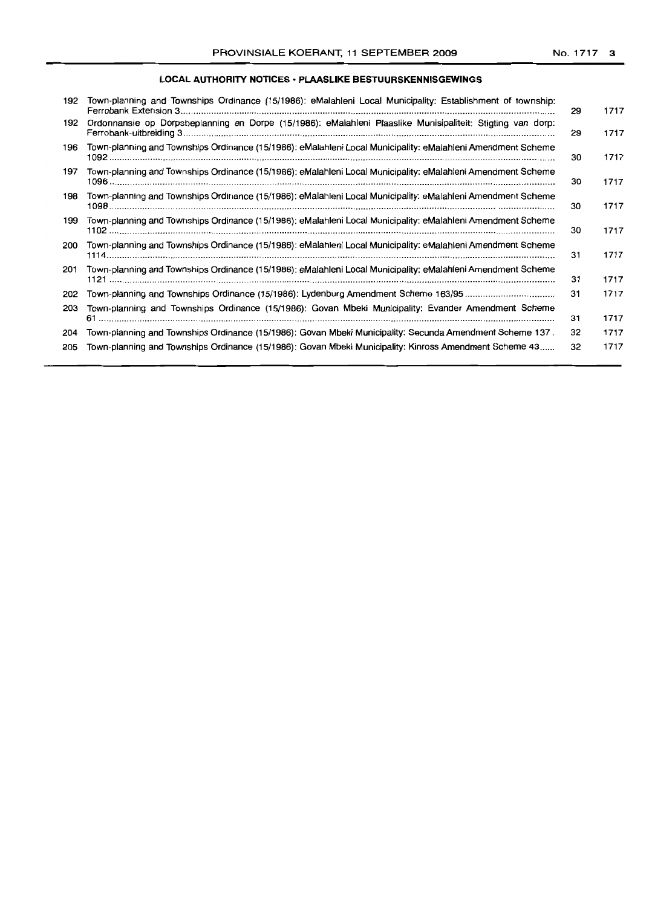## LOCAL AUTHORITY NOTICES · PLAASLIKE BESTUURSKENNISGEWINGS

| | | | |
|---|---|---|---|
| 192 | Town-planning and Townships Ordinance (15/1986): eMalahleni Local Municipality: Establishment of township: Ferrobank Extension 3 | 29 | 1717 |
| 192 | Ordonnansie op Dorpsbeplanning en Dorpe (15/1986): eMalahleni Plaaslike Munisipaliteit: Stigting van dorp: Ferrobank-uitbreiding 3 | 29 | 1717 |
| 196 | Town-planning and Townships Ordinance (15/1986): eMalahleni Local Municipality: eMalahleni Amendment Scheme 1092 | 30 | 1717 |
| 197 | Town-planning and Townships Ordinance (15/1986): eMalahleni Local Municipality: eMalahleni Amendment Scheme 1096 | 30 | 1717 |
| 198 | Town-planning and Townships Ordinance (15/1986): eMalahleni Local Municipality: eMalahleni Amendment Scheme 1098 | 30 | 1717 |
| 199 | Town-planning and Townships Ordinance (15/1986): eMalahleni Local Municipality: eMalahleni Amendment Scheme 1102 | 30 | 1717 |
| 200 | Town-planning and Townships Ordinance (15/1986): eMalahleni Local Municipality: eMalahleni Amendment Scheme 1114 | 31 | 1717 |
| 201 | Town-planning and Townships Ordinance (15/1986): eMalahleni Local Municipality: eMalahleni Amendment Scheme 1121 | 31 | 1717 |
| 202 | Town-planning and Townships Ordinance (15/1986): Lydenburg Amendment Scheme 163/95 | 31 | 1717 |
| 203 | Town-planning and Townships Ordinance (15/1986): Govan Mbeki Municipality: Evander Amendment Scheme 61 | 31 | 1717 |
| 204 | Town-planning and Townships Ordinance (15/1986): Govan Mbeki Municipality: Secunda Amendment Scheme 137 | 32 | 1717 |
| 205 | Town-planning and Townships Ordinance (15/1986): Govan Mbeki Municipality: Kinross Amendment Scheme 43 | 32 | 1717 |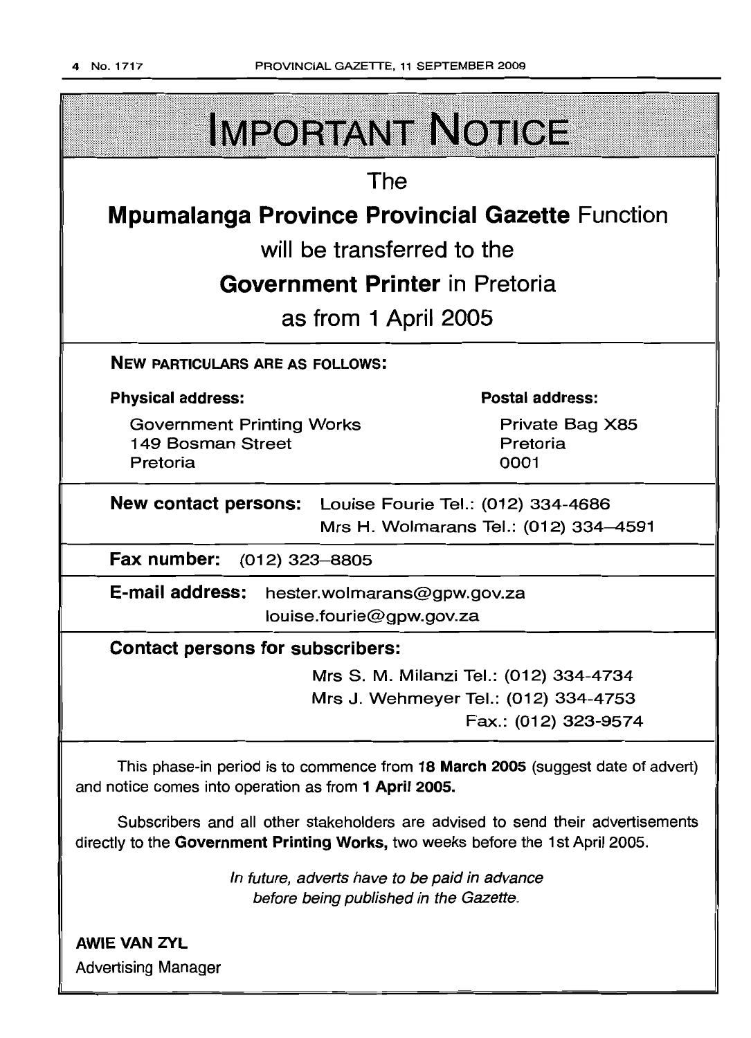# IMPORTANT NOTICE

The

**Mpumalanga Province Provincial Gazette** Function

will be transferred to the

**Government Printer** in Pretoria

as from 1 April 2005

**NEW PARTICULARS ARE AS FOLLOWS:**

**Physical address:**

Government Printing Works
149 Bosman Street
Pretoria

**Postal address:**

Private Bag X85
Pretoria
0001

**New contact persons:** Louise Fourie Tel.: (012) 334-4686
Mrs H. Wolmarans Tel.: (012) 334–4591

**Fax number:** (012) 323–8805

**E-mail address:** hester.wolmarans@gpw.gov.za
louise.fourie@gpw.gov.za

**Contact persons for subscribers:**

Mrs S. M. Milanzi Tel.: (012) 334-4734
Mrs J. Wehmeyer Tel.: (012) 334-4753
Fax.: (012) 323-9574

This phase-in period is to commence from **18 March 2005** (suggest date of advert) and notice comes into operation as from **1 April 2005.**

Subscribers and all other stakeholders are advised to send their advertisements directly to the **Government Printing Works,** two weeks before the 1st April 2005.

*In future, adverts have to be paid in advance before being published in the Gazette.*

**AWIE VAN ZYL**
Advertising Manager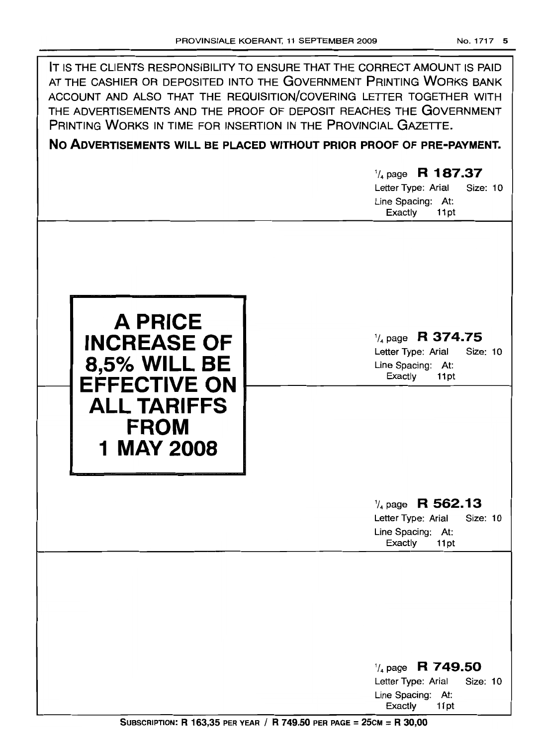IT IS THE CLIENTS RESPONSIBILITY TO ENSURE THAT THE CORRECT AMOUNT IS PAID AT THE CASHIER OR DEPOSITED INTO THE GOVERNMENT PRINTING WORKS BANK ACCOUNT AND ALSO THAT THE REQUISITION/COVERING LETTER TOGETHER WITH THE ADVERTISEMENTS AND THE PROOF OF DEPOSIT REACHES THE GOVERNMENT PRINTING WORKS IN TIME FOR INSERTION IN THE PROVINCIAL GAZETTE.

**NO ADVERTISEMENTS WILL BE PLACED WITHOUT PRIOR PROOF OF PRE-PAYMENT.**

$^{1}/_{4}$ page **R 187.37**
Letter Type: Arial Size: 10
Line Spacing: At:
Exactly 11pt

$^{1}/_{4}$ page **R 374.75**
Letter Type: Arial Size: 10
Line Spacing: At:
Exactly 11pt

**A PRICE INCREASE OF 8,5% WILL BE EFFECTIVE ON ALL TARIFFS FROM 1 MAY 2008**

$^{1}/_{4}$ page **R 562.13**
Letter Type: Arial Size: 10
Line Spacing: At:
Exactly 11pt

$^{1}/_{4}$ page **R 749.50**
Letter Type: Arial Size: 10
Line Spacing: At:
Exactly 11pt

**SUBSCRIPTION: R 163,35 PER YEAR / R 749.50 PER PAGE = 25CM = R 30,00**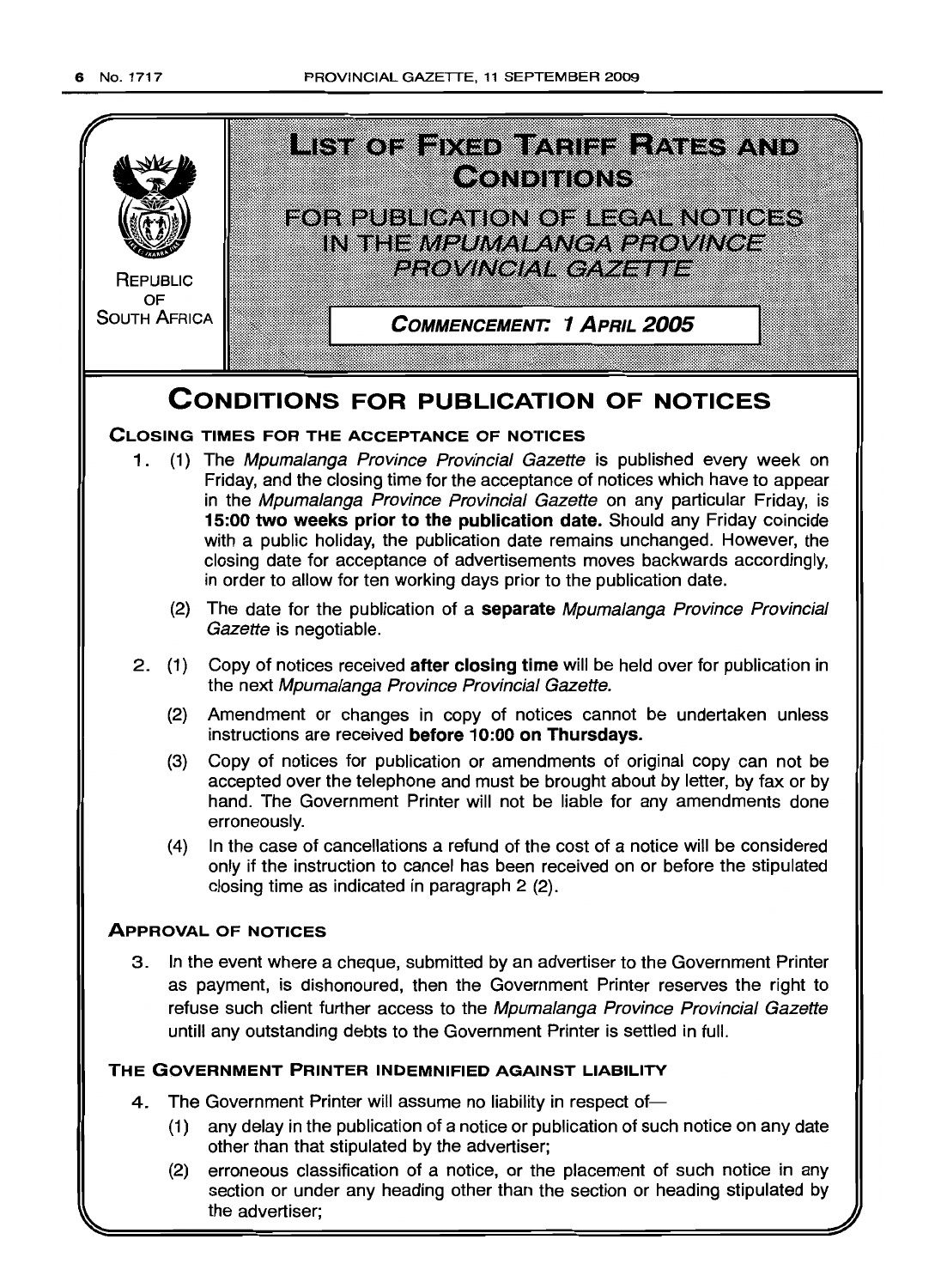REPUBLIC OF SOUTH AFRICA

# LIST OF FIXED TARIFF RATES AND CONDITIONS

## FOR PUBLICATION OF LEGAL NOTICES IN THE *MPUMALANGA PROVINCE PROVINCIAL GAZETTE*

**COMMENCEMENT: 1 APRIL 2005**

# CONDITIONS FOR PUBLICATION OF NOTICES

### CLOSING TIMES FOR THE ACCEPTANCE OF NOTICES

1. (1) The *Mpumalanga Province Provincial Gazette* is published every week on Friday, and the closing time for the acceptance of notices which have to appear in the *Mpumalanga Province Provincial Gazette* on any particular Friday, is **15:00 two weeks prior to the publication date.** Should any Friday coincide with a public holiday, the publication date remains unchanged. However, the closing date for acceptance of advertisements moves backwards accordingly, in order to allow for ten working days prior to the publication date.

   (2) The date for the publication of a **separate** *Mpumalanga Province Provincial Gazette* is negotiable.

2. (1) Copy of notices received **after closing time** will be held over for publication in the next *Mpumalanga Province Provincial Gazette.*

   (2) Amendment or changes in copy of notices cannot be undertaken unless instructions are received **before 10:00 on Thursdays.**

   (3) Copy of notices for publication or amendments of original copy can not be accepted over the telephone and must be brought about by letter, by fax or by hand. The Government Printer will not be liable for any amendments done erroneously.

   (4) In the case of cancellations a refund of the cost of a notice will be considered only if the instruction to cancel has been received on or before the stipulated closing time as indicated in paragraph 2 (2).

### APPROVAL OF NOTICES

3. In the event where a cheque, submitted by an advertiser to the Government Printer as payment, is dishonoured, then the Government Printer reserves the right to refuse such client further access to the *Mpumalanga Province Provincial Gazette* untill any outstanding debts to the Government Printer is settled in full.

### THE GOVERNMENT PRINTER INDEMNIFIED AGAINST LIABILITY

4. The Government Printer will assume no liability in respect of—

   (1) any delay in the publication of a notice or publication of such notice on any date other than that stipulated by the advertiser;

   (2) erroneous classification of a notice, or the placement of such notice in any section or under any heading other than the section or heading stipulated by the advertiser;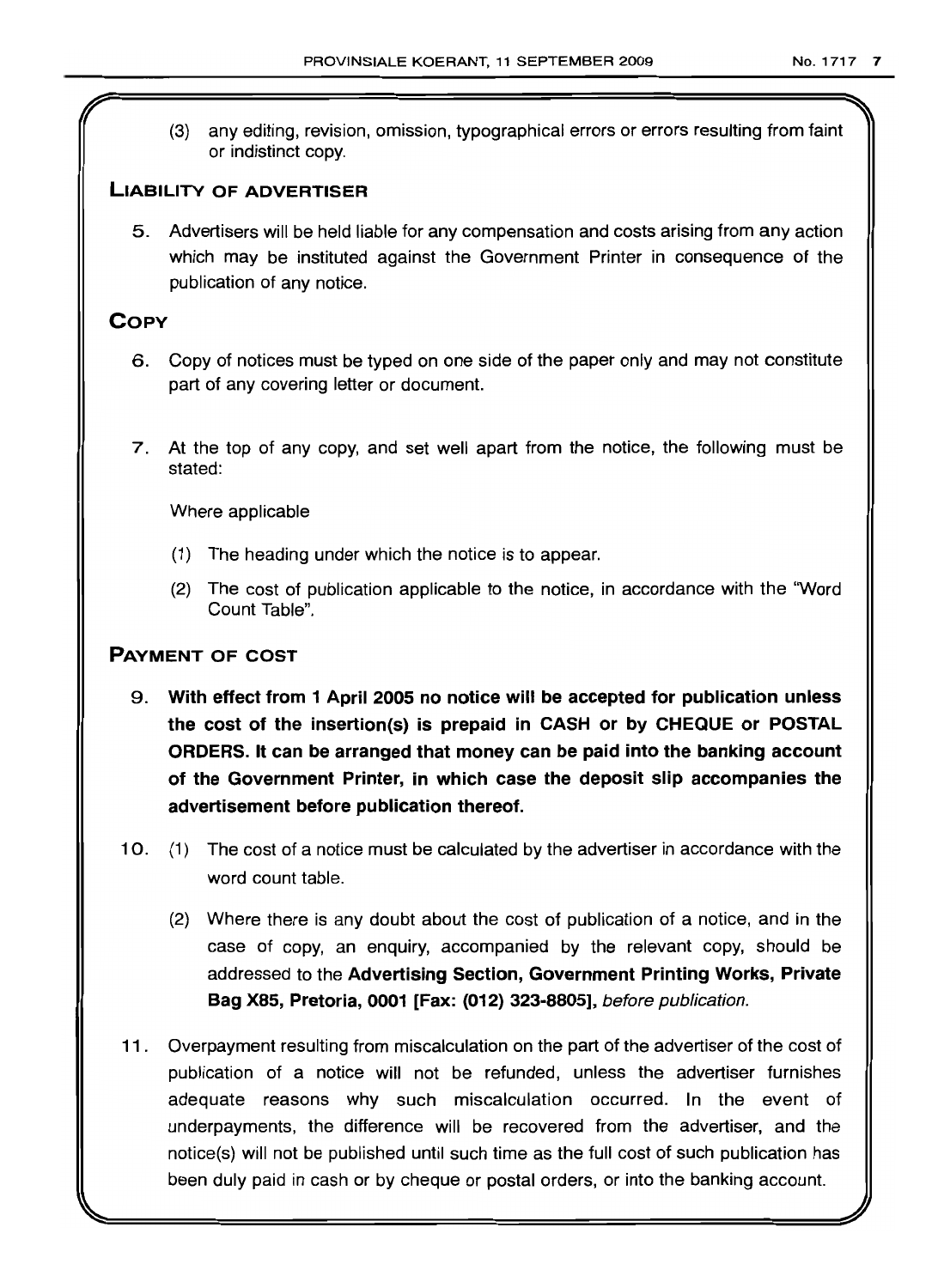(3) any editing, revision, omission, typographical errors or errors resulting from faint or indistinct copy.

## LIABILITY OF ADVERTISER

5. Advertisers will be held liable for any compensation and costs arising from any action which may be instituted against the Government Printer in consequence of the publication of any notice.

## COPY

6. Copy of notices must be typed on one side of the paper only and may not constitute part of any covering letter or document.

7. At the top of any copy, and set well apart from the notice, the following must be stated:

   Where applicable

   (1) The heading under which the notice is to appear.

   (2) The cost of publication applicable to the notice, in accordance with the "Word Count Table".

## PAYMENT OF COST

9. **With effect from 1 April 2005 no notice will be accepted for publication unless the cost of the insertion(s) is prepaid in CASH or by CHEQUE or POSTAL ORDERS. It can be arranged that money can be paid into the banking account of the Government Printer, in which case the deposit slip accompanies the advertisement before publication thereof.**

10. (1) The cost of a notice must be calculated by the advertiser in accordance with the word count table.

    (2) Where there is any doubt about the cost of publication of a notice, and in the case of copy, an enquiry, accompanied by the relevant copy, should be addressed to the **Advertising Section, Government Printing Works, Private Bag X85, Pretoria, 0001 [Fax: (012) 323-8805]**, *before publication*.

11. Overpayment resulting from miscalculation on the part of the advertiser of the cost of publication of a notice will not be refunded, unless the advertiser furnishes adequate reasons why such miscalculation occurred. In the event of underpayments, the difference will be recovered from the advertiser, and the notice(s) will not be published until such time as the full cost of such publication has been duly paid in cash or by cheque or postal orders, or into the banking account.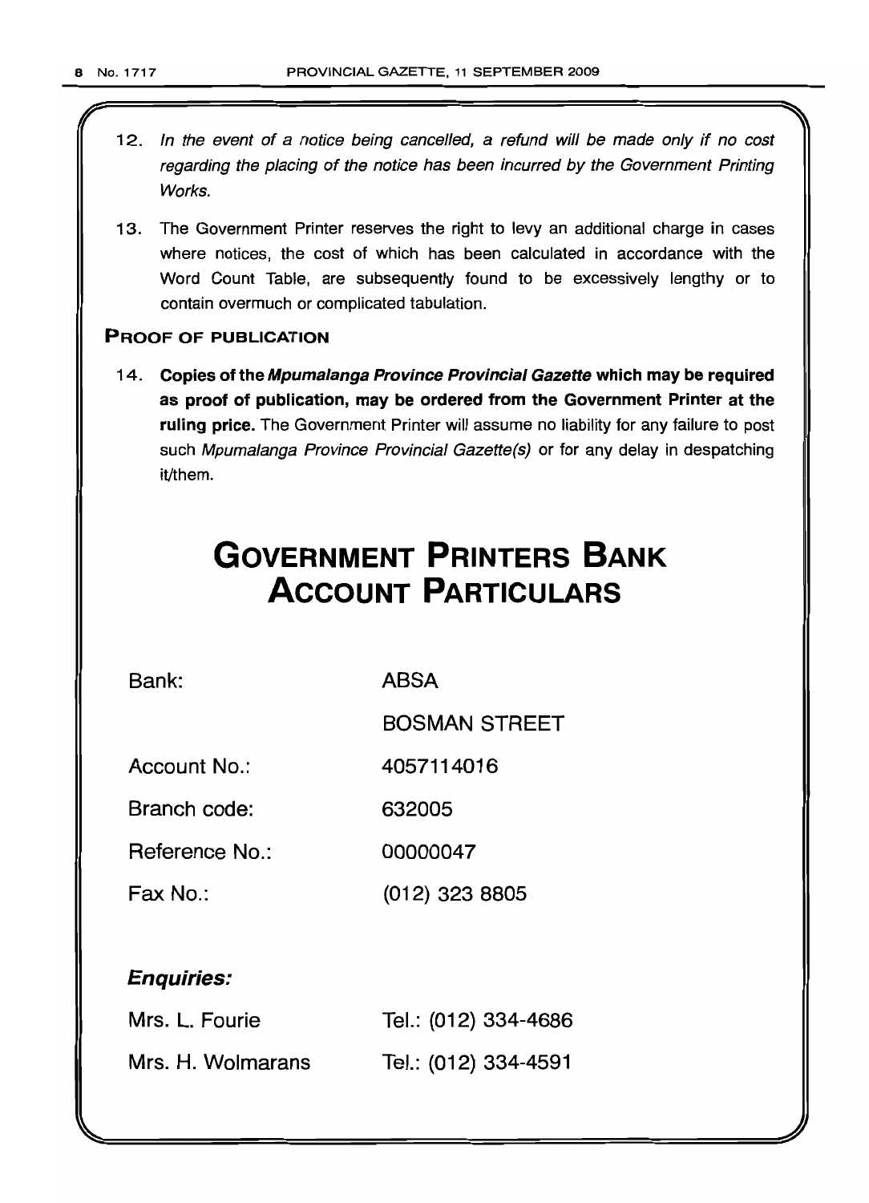12. *In the event of a notice being cancelled, a refund will be made only if no cost regarding the placing of the notice has been incurred by the Government Printing Works.*

13. The Government Printer reserves the right to levy an additional charge in cases where notices, the cost of which has been calculated in accordance with the Word Count Table, are subsequently found to be excessively lengthy or to contain overmuch or complicated tabulation.

## PROOF OF PUBLICATION

14. **Copies of the *Mpumalanga Province Provincial Gazette* which may be required as proof of publication, may be ordered from the Government Printer at the ruling price.** The Government Printer will assume no liability for any failure to post such *Mpumalanga Province Provincial Gazette(s)* or for any delay in despatching it/them.

# GOVERNMENT PRINTERS BANK ACCOUNT PARTICULARS

| | |
|---|---|
| Bank: | ABSA |
| | BOSMAN STREET |
| Account No.: | 4057114016 |
| Branch code: | 632005 |
| Reference No.: | 00000047 |
| Fax No.: | (012) 323 8805 |

### *Enquiries:*

| | |
|---|---|
| Mrs. L. Fourie | Tel.: (012) 334-4686 |
| Mrs. H. Wolmarans | Tel.: (012) 334-4591 |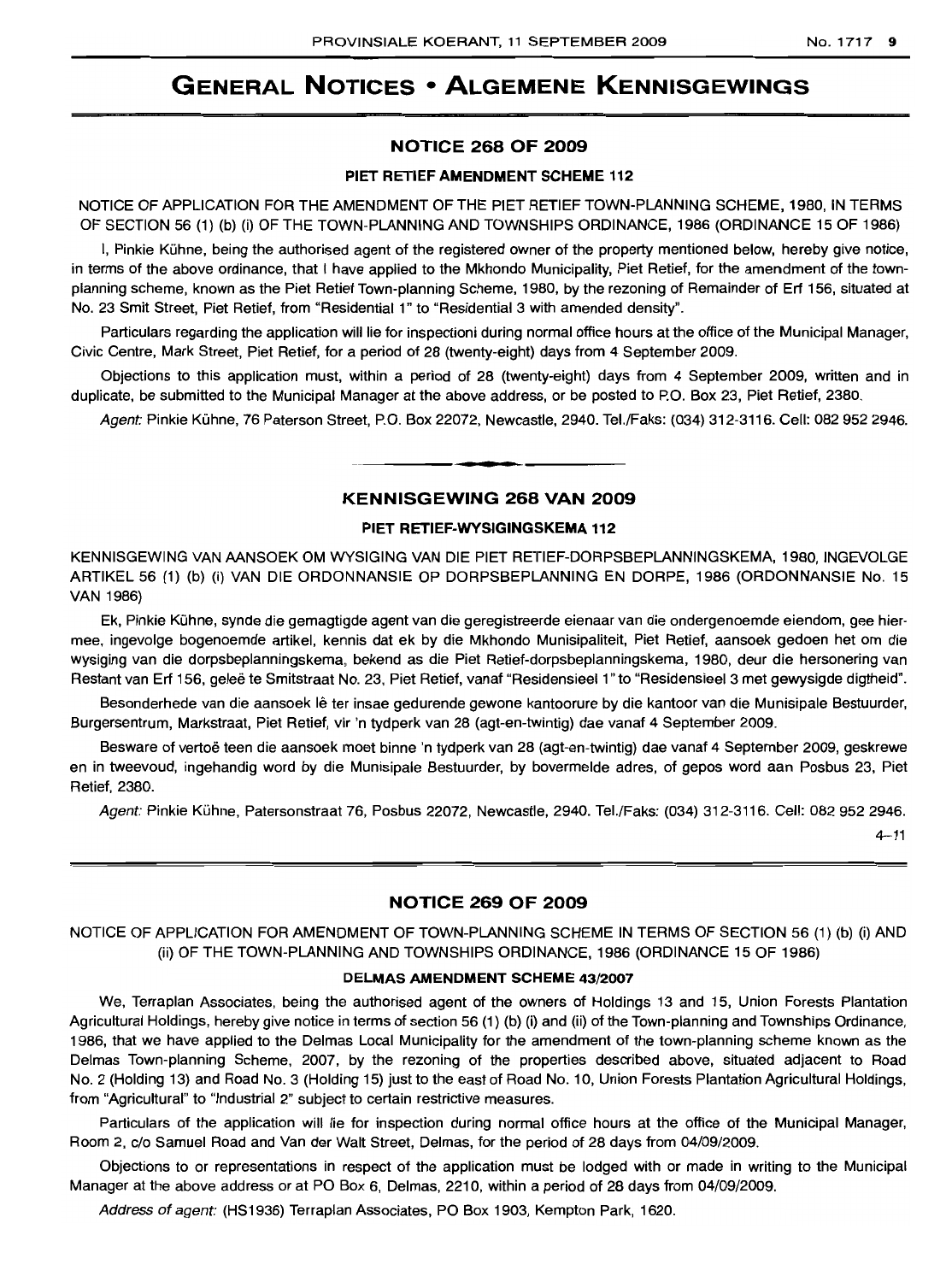# GENERAL NOTICES • ALGEMENE KENNISGEWINGS

## NOTICE 268 OF 2009

### PIET RETIEF AMENDMENT SCHEME 112

NOTICE OF APPLICATION FOR THE AMENDMENT OF THE PIET RETIEF TOWN-PLANNING SCHEME, 1980, IN TERMS OF SECTION 56 (1) (b) (i) OF THE TOWN-PLANNING AND TOWNSHIPS ORDINANCE, 1986 (ORDINANCE 15 OF 1986)

I, Pinkie Kühne, being the authorised agent of the registered owner of the property mentioned below, hereby give notice, in terms of the above ordinance, that I have applied to the Mkhondo Municipality, Piet Retief, for the amendment of the town-planning scheme, known as the Piet Retief Town-planning Scheme, 1980, by the rezoning of Remainder of Erf 156, situated at No. 23 Smit Street, Piet Retief, from "Residential 1" to "Residential 3 with amended density".

Particulars regarding the application will lie for inspectioni during normal office hours at the office of the Municipal Manager, Civic Centre, Mark Street, Piet Retief, for a period of 28 (twenty-eight) days from 4 September 2009.

Objections to this application must, within a period of 28 (twenty-eight) days from 4 September 2009, written and in duplicate, be submitted to the Municipal Manager at the above address, or be posted to P.O. Box 23, Piet Retief, 2380.

*Agent:* Pinkie Kühne, 76 Paterson Street, P.O. Box 22072, Newcastle, 2940. Tel./Faks: (034) 312-3116. Cell: 082 952 2946.

---

## KENNISGEWING 268 VAN 2009

### PIET RETIEF-WYSIGINGSKEMA 112

KENNISGEWING VAN AANSOEK OM WYSIGING VAN DIE PIET RETIEF-DORPSBEPLANNINGSKEMA, 1980, INGEVOLGE ARTIKEL 56 (1) (b) (i) VAN DIE ORDONNANSIE OP DORPSBEPLANNING EN DORPE, 1986 (ORDONNANSIE No. 15 VAN 1986)

Ek, Pinkie Kühne, synde die gemagtigde agent van die geregistreerde eienaar van die ondergenoemde eiendom, gee hiermee, ingevolge bogenoemde artikel, kennis dat ek by die Mkhondo Munisipaliteit, Piet Retief, aansoek gedoen het om die wysiging van die dorpsbeplanningskema, bekend as die Piet Retief-dorpsbeplanningskema, 1980, deur die hersonering van Restant van Erf 156, geleë te Smitstraat No. 23, Piet Retief, vanaf "Residensieel 1" to "Residensieel 3 met gewysigde digtheid".

Besonderhede van die aansoek lê ter insae gedurende gewone kantoorure by die kantoor van die Munisipale Bestuurder, Burgersentrum, Markstraat, Piet Retief, vir 'n tydperk van 28 (agt-en-twintig) dae vanaf 4 September 2009.

Besware of vertoë teen die aansoek moet binne 'n tydperk van 28 (agt-en-twintig) dae vanaf 4 September 2009, geskrewe en in tweevoud, ingehandig word by die Munisipale Bestuurder, by bovermelde adres, of gepos word aan Posbus 23, Piet Retief, 2380.

*Agent:* Pinkie Kühne, Patersonstraat 76, Posbus 22072, Newcastle, 2940. Tel./Faks: (034) 312-3116. Cell: 082 952 2946.

4–11

---

## NOTICE 269 OF 2009

NOTICE OF APPLICATION FOR AMENDMENT OF TOWN-PLANNING SCHEME IN TERMS OF SECTION 56 (1) (b) (i) AND (ii) OF THE TOWN-PLANNING AND TOWNSHIPS ORDINANCE, 1986 (ORDINANCE 15 OF 1986)

### DELMAS AMENDMENT SCHEME 43/2007

We, Terraplan Associates, being the authorised agent of the owners of Holdings 13 and 15, Union Forests Plantation Agricultural Holdings, hereby give notice in terms of section 56 (1) (b) (i) and (ii) of the Town-planning and Townships Ordinance, 1986, that we have applied to the Delmas Local Municipality for the amendment of the town-planning scheme known as the Delmas Town-planning Scheme, 2007, by the rezoning of the properties described above, situated adjacent to Road No. 2 (Holding 13) and Road No. 3 (Holding 15) just to the east of Road No. 10, Union Forests Plantation Agricultural Holdings, from "Agricultural" to "Industrial 2" subject to certain restrictive measures.

Particulars of the application will lie for inspection during normal office hours at the office of the Municipal Manager, Room 2, c/o Samuel Road and Van der Walt Street, Delmas, for the period of 28 days from 04/09/2009.

Objections to or representations in respect of the application must be lodged with or made in writing to the Municipal Manager at the above address or at PO Box 6, Delmas, 2210, within a period of 28 days from 04/09/2009.

*Address of agent:* (HS1936) Terraplan Associates, PO Box 1903, Kempton Park, 1620.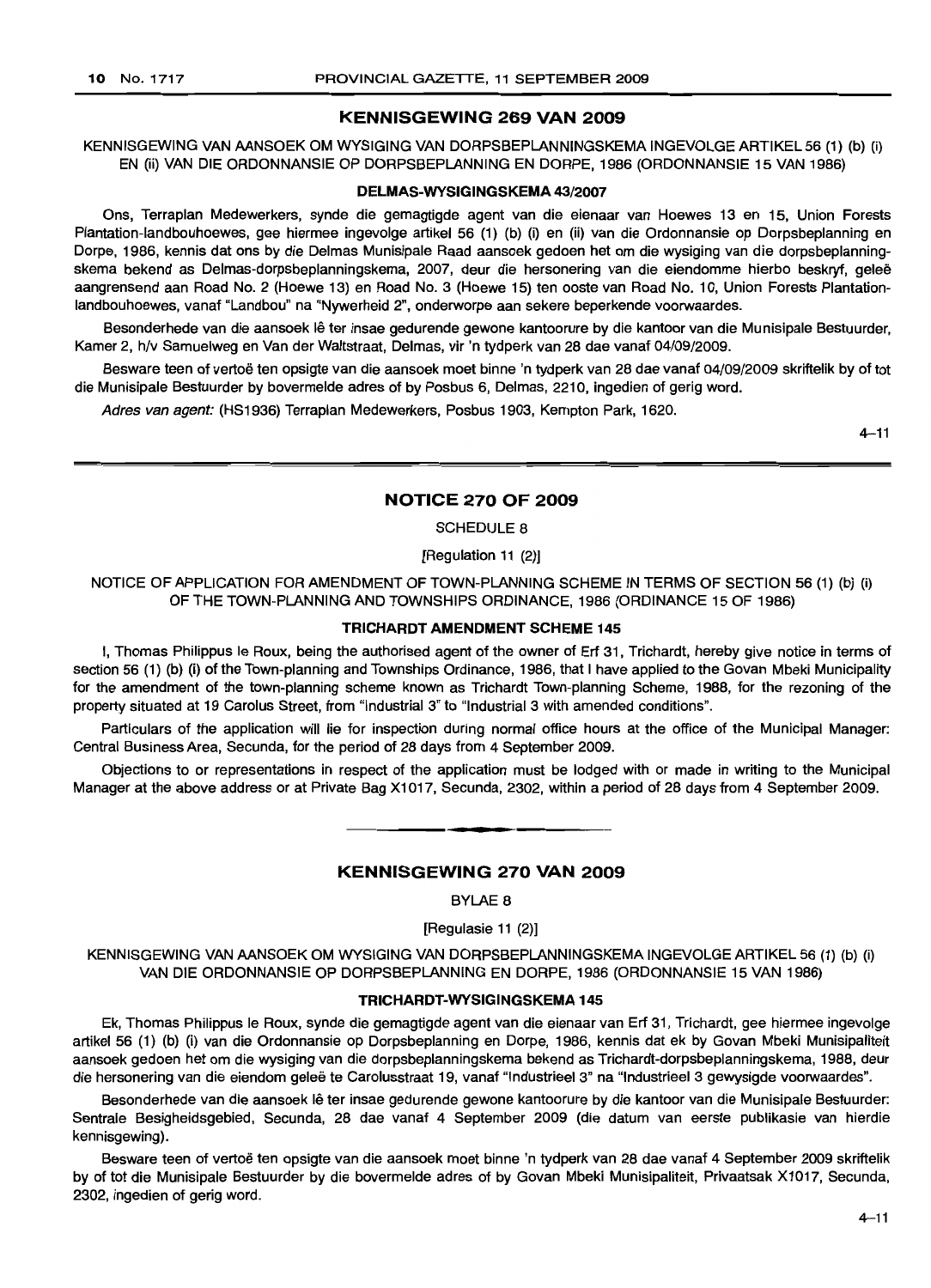## KENNISGEWING 269 VAN 2009

KENNISGEWING VAN AANSOEK OM WYSIGING VAN DORPSBEPLANNINGSKEMA INGEVOLGE ARTIKEL 56 (1) (b) (i) EN (ii) VAN DIE ORDONNANSIE OP DORPSBEPLANNING EN DORPE, 1986 (ORDONNANSIE 15 VAN 1986)

### DELMAS-WYSIGINGSKEMA 43/2007

Ons, Terraplan Medewerkers, synde die gemagtigde agent van die eienaar van Hoewes 13 en 15, Union Forests Plantation-landbouhoewes, gee hiermee ingevolge artikel 56 (1) (b) (i) en (ii) van die Ordonnansie op Dorpsbeplanning en Dorpe, 1986, kennis dat ons by die Delmas Munisipale Raad aansoek gedoen het om die wysiging van die dorpsbeplanningskema bekend as Delmas-dorpsbeplanningskema, 2007, deur die hersonering van die eiendomme hierbo beskryf, geleë aangrensend aan Road No. 2 (Hoewe 13) en Road No. 3 (Hoewe 15) ten ooste van Road No. 10, Union Forests Plantation-landbouhoewes, vanaf "Landbou" na "Nywerheid 2", onderworpe aan sekere beperkende voorwaardes.

Besonderhede van die aansoek lê ter insae gedurende gewone kantoorure by die kantoor van die Munisipale Bestuurder, Kamer 2, h/v Samuelweg en Van der Waltstraat, Delmas, vir 'n tydperk van 28 dae vanaf 04/09/2009.

Besware teen of vertoë ten opsigte van die aansoek moet binne 'n tydperk van 28 dae vanaf 04/09/2009 skriftelik by of tot die Munisipale Bestuurder by bovermelde adres of by Posbus 6, Delmas, 2210, ingedien of gerig word.

*Adres van agent:* (HS1936) Terraplan Medewerkers, Posbus 1903, Kempton Park, 1620.

4–11

---

## NOTICE 270 OF 2009

SCHEDULE 8

[Regulation 11 (2)]

NOTICE OF APPLICATION FOR AMENDMENT OF TOWN-PLANNING SCHEME IN TERMS OF SECTION 56 (1) (b) (i) OF THE TOWN-PLANNING AND TOWNSHIPS ORDINANCE, 1986 (ORDINANCE 15 OF 1986)

### TRICHARDT AMENDMENT SCHEME 145

I, Thomas Philippus le Roux, being the authorised agent of the owner of Erf 31, Trichardt, hereby give notice in terms of section 56 (1) (b) (i) of the Town-planning and Townships Ordinance, 1986, that I have applied to the Govan Mbeki Municipality for the amendment of the town-planning scheme known as Trichardt Town-planning Scheme, 1988, for the rezoning of the property situated at 19 Carolus Street, from "Industrial 3" to "Industrial 3 with amended conditions".

Particulars of the application will lie for inspection during normal office hours at the office of the Municipal Manager: Central Business Area, Secunda, for the period of 28 days from 4 September 2009.

Objections to or representations in respect of the application must be lodged with or made in writing to the Municipal Manager at the above address or at Private Bag X1017, Secunda, 2302, within a period of 28 days from 4 September 2009.

---

## KENNISGEWING 270 VAN 2009

BYLAE 8

[Regulasie 11 (2)]

KENNISGEWING VAN AANSOEK OM WYSIGING VAN DORPSBEPLANNINGSKEMA INGEVOLGE ARTIKEL 56 (1) (b) (i) VAN DIE ORDONNANSIE OP DORPSBEPLANNING EN DORPE, 1986 (ORDONNANSIE 15 VAN 1986)

### TRICHARDT-WYSIGINGSKEMA 145

Ek, Thomas Philippus le Roux, synde die gemagtigde agent van die eienaar van Erf 31, Trichardt, gee hiermee ingevolge artikel 56 (1) (b) (i) van die Ordonnansie op Dorpsbeplanning en Dorpe, 1986, kennis dat ek by Govan Mbeki Munisipaliteit aansoek gedoen het om die wysiging van die dorpsbeplanningskema bekend as Trichardt-dorpsbeplanningskema, 1988, deur die hersonering van die eiendom geleë te Carolusstraat 19, vanaf "Industrieel 3" na "Industrieel 3 gewysigde voorwaardes".

Besonderhede van die aansoek lê ter insae gedurende gewone kantoorure by die kantoor van die Munisipale Bestuurder: Sentrale Besigheidsgebied, Secunda, 28 dae vanaf 4 September 2009 (die datum van eerste publikasie van hierdie kennisgewing).

Besware teen of vertoë ten opsigte van die aansoek moet binne 'n tydperk van 28 dae vanaf 4 September 2009 skriftelik by of tot die Munisipale Bestuurder by die bovermelde adres of by Govan Mbeki Munisipaliteit, Privaatsak X1017, Secunda, 2302, ingedien of gerig word.

4–11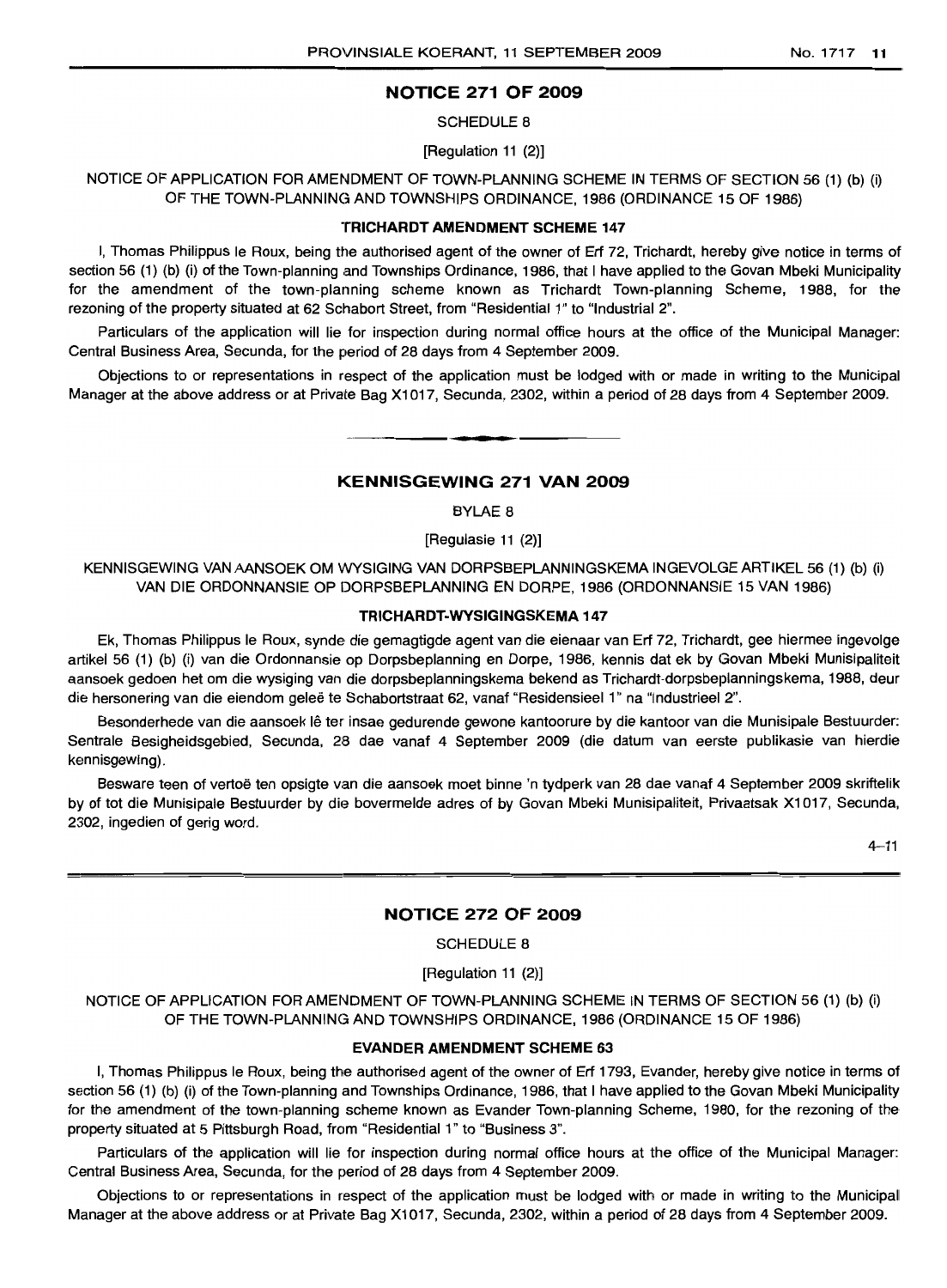## NOTICE 271 OF 2009

SCHEDULE 8

[Regulation 11 (2)]

NOTICE OF APPLICATION FOR AMENDMENT OF TOWN-PLANNING SCHEME IN TERMS OF SECTION 56 (1) (b) (i) OF THE TOWN-PLANNING AND TOWNSHIPS ORDINANCE, 1986 (ORDINANCE 15 OF 1986)

### TRICHARDT AMENDMENT SCHEME 147

I, Thomas Philippus le Roux, being the authorised agent of the owner of Erf 72, Trichardt, hereby give notice in terms of section 56 (1) (b) (i) of the Town-planning and Townships Ordinance, 1986, that I have applied to the Govan Mbeki Municipality for the amendment of the town-planning scheme known as Trichardt Town-planning Scheme, 1988, for the rezoning of the property situated at 62 Schabort Street, from "Residential 1" to "Industrial 2".

Particulars of the application will lie for inspection during normal office hours at the office of the Municipal Manager: Central Business Area, Secunda, for the period of 28 days from 4 September 2009.

Objections to or representations in respect of the application must be lodged with or made in writing to the Municipal Manager at the above address or at Private Bag X1017, Secunda, 2302, within a period of 28 days from 4 September 2009.

---

## KENNISGEWING 271 VAN 2009

BYLAE 8

[Regulasie 11 (2)]

KENNISGEWING VAN AANSOEK OM WYSIGING VAN DORPSBEPLANNINGSKEMA INGEVOLGE ARTIKEL 56 (1) (b) (i) VAN DIE ORDONNANSIE OP DORPSBEPLANNING EN DORPE, 1986 (ORDONNANSIE 15 VAN 1986)

### TRICHARDT-WYSIGINGSKEMA 147

Ek, Thomas Philippus le Roux, synde die gemagtigde agent van die eienaar van Erf 72, Trichardt, gee hiermee ingevolge artikel 56 (1) (b) (i) van die Ordonnansie op Dorpsbeplanning en Dorpe, 1986, kennis dat ek by Govan Mbeki Munisipaliteit aansoek gedoen het om die wysiging van die dorpsbeplanningskema bekend as Trichardt-dorpsbeplanningskema, 1988, deur die hersonering van die eiendom geleë te Schabortstraat 62, vanaf "Residensieel 1" na "Industrieel 2".

Besonderhede van die aansoek lê ter insae gedurende gewone kantoorure by die kantoor van die Munisipale Bestuurder: Sentrale Besigheidsgebied, Secunda, 28 dae vanaf 4 September 2009 (die datum van eerste publikasie van hierdie kennisgewing).

Besware teen of vertoë ten opsigte van die aansoek moet binne 'n tydperk van 28 dae vanaf 4 September 2009 skriftelik by of tot die Munisipale Bestuurder by die bovermelde adres of by Govan Mbeki Munisipaliteit, Privaatsak X1017, Secunda, 2302, ingedien of gerig word.

4–11

---

## NOTICE 272 OF 2009

SCHEDULE 8

[Regulation 11 (2)]

NOTICE OF APPLICATION FOR AMENDMENT OF TOWN-PLANNING SCHEME IN TERMS OF SECTION 56 (1) (b) (i) OF THE TOWN-PLANNING AND TOWNSHIPS ORDINANCE, 1986 (ORDINANCE 15 OF 1986)

### EVANDER AMENDMENT SCHEME 63

I, Thomas Philippus le Roux, being the authorised agent of the owner of Erf 1793, Evander, hereby give notice in terms of section 56 (1) (b) (i) of the Town-planning and Townships Ordinance, 1986, that I have applied to the Govan Mbeki Municipality for the amendment of the town-planning scheme known as Evander Town-planning Scheme, 1980, for the rezoning of the property situated at 5 Pittsburgh Road, from "Residential 1" to "Business 3".

Particulars of the application will lie for inspection during normal office hours at the office of the Municipal Manager: Central Business Area, Secunda, for the period of 28 days from 4 September 2009.

Objections to or representations in respect of the application must be lodged with or made in writing to the Municipal Manager at the above address or at Private Bag X1017, Secunda, 2302, within a period of 28 days from 4 September 2009.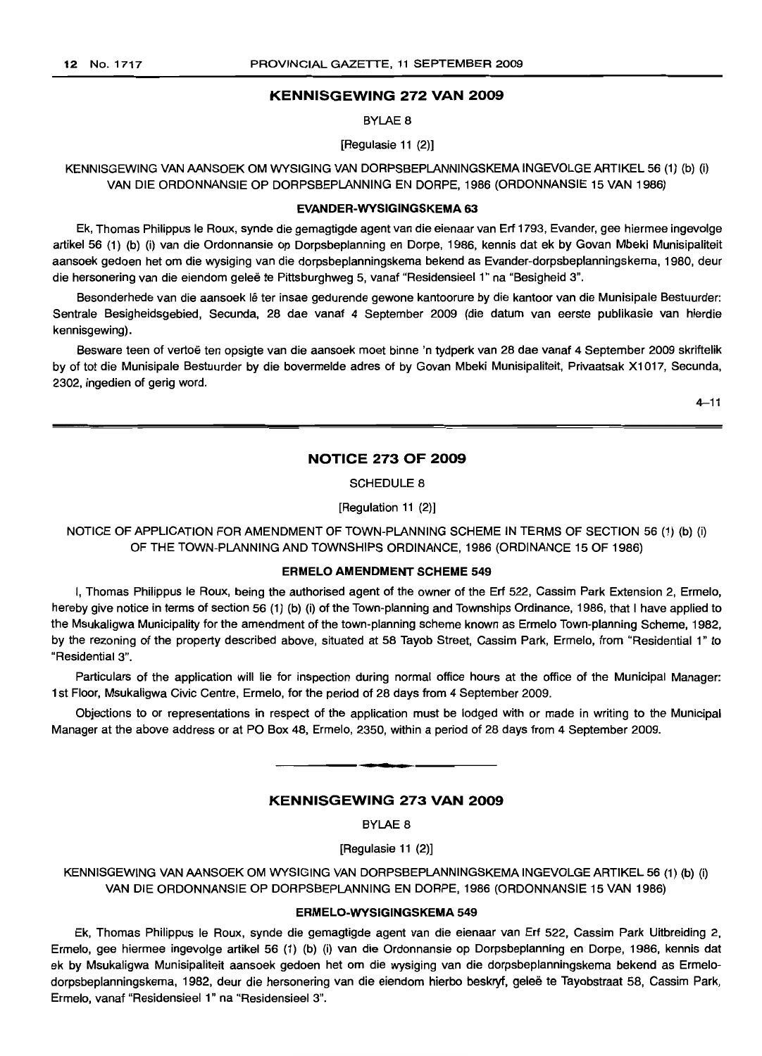## KENNISGEWING 272 VAN 2009

BYLAE 8

[Regulasie 11 (2)]

KENNISGEWING VAN AANSOEK OM WYSIGING VAN DORPSBEPLANNINGSKEMA INGEVOLGE ARTIKEL 56 (1) (b) (i) VAN DIE ORDONNANSIE OP DORPSBEPLANNING EN DORPE, 1986 (ORDONNANSIE 15 VAN 1986)

### EVANDER-WYSIGINGSKEMA 63

Ek, Thomas Philippus le Roux, synde die gemagtigde agent van die eienaar van Erf 1793, Evander, gee hiermee ingevolge artikel 56 (1) (b) (i) van die Ordonnansie op Dorpsbeplanning en Dorpe, 1986, kennis dat ek by Govan Mbeki Munisipaliteit aansoek gedoen het om die wysiging van die dorpsbeplanningskema bekend as Evander-dorpsbeplanningskema, 1980, deur die hersonering van die eiendom geleë te Pittsburghweg 5, vanaf "Residensieel 1" na "Besigheid 3".

Besonderhede van die aansoek lê ter insae gedurende gewone kantoorure by die kantoor van die Munisipale Bestuurder: Sentrale Besigheidsgebied, Secunda, 28 dae vanaf 4 September 2009 (die datum van eerste publikasie van hierdie kennisgewing).

Besware teen of vertoë ten opsigte van die aansoek moet binne 'n tydperk van 28 dae vanaf 4 September 2009 skriftelik by of tot die Munisipale Bestuurder by die bovermelde adres of by Govan Mbeki Munisipaliteit, Privaatsak X1017, Secunda, 2302, ingedien of gerig word.

4–11

---

## NOTICE 273 OF 2009

SCHEDULE 8

[Regulation 11 (2)]

NOTICE OF APPLICATION FOR AMENDMENT OF TOWN-PLANNING SCHEME IN TERMS OF SECTION 56 (1) (b) (i) OF THE TOWN-PLANNING AND TOWNSHIPS ORDINANCE, 1986 (ORDINANCE 15 OF 1986)

### ERMELO AMENDMENT SCHEME 549

I, Thomas Philippus le Roux, being the authorised agent of the owner of the Erf 522, Cassim Park Extension 2, Ermelo, hereby give notice in terms of section 56 (1) (b) (i) of the Town-planning and Townships Ordinance, 1986, that I have applied to the Msukaligwa Municipality for the amendment of the town-planning scheme known as Ermelo Town-planning Scheme, 1982, by the rezoning of the property described above, situated at 58 Tayob Street, Cassim Park, Ermelo, from "Residential 1" to "Residential 3".

Particulars of the application will lie for inspection during normal office hours at the office of the Municipal Manager: 1st Floor, Msukaligwa Civic Centre, Ermelo, for the period of 28 days from 4 September 2009.

Objections to or representations in respect of the application must be lodged with or made in writing to the Municipal Manager at the above address or at PO Box 48, Ermelo, 2350, within a period of 28 days from 4 September 2009.

---

## KENNISGEWING 273 VAN 2009

BYLAE 8

[Regulasie 11 (2)]

KENNISGEWING VAN AANSOEK OM WYSIGING VAN DORPSBEPLANNINGSKEMA INGEVOLGE ARTIKEL 56 (1) (b) (i) VAN DIE ORDONNANSIE OP DORPSBEPLANNING EN DORPE, 1986 (ORDONNANSIE 15 VAN 1986)

### ERMELO-WYSIGINGSKEMA 549

Ek, Thomas Philippus le Roux, synde die gemagtigde agent van die eienaar van Erf 522, Cassim Park Uitbreiding 2, Ermelo, gee hiermee ingevolge artikel 56 (1) (b) (i) van die Ordonnansie op Dorpsbeplanning en Dorpe, 1986, kennis dat ek by Msukaligwa Munisipaliteit aansoek gedoen het om die wysiging van die dorpsbeplanningskema bekend as Ermelo-dorpsbeplanningskema, 1982, deur die hersonering van die eiendom hierbo beskryf, geleë te Tayobstraat 58, Cassim Park, Ermelo, vanaf "Residensieel 1" na "Residensieel 3".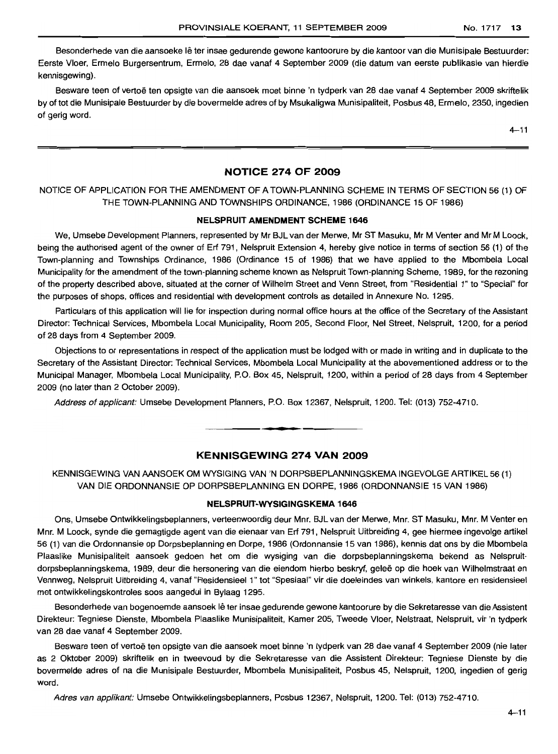Besonderhede van die aansoeke lê ter insae gedurende gewone kantoorure by die kantoor van die Munisipale Bestuurder: Eerste Vloer, Ermelo Burgersentrum, Ermelo, 28 dae vanaf 4 September 2009 (die datum van eerste publikasie van hierdie kennisgewing).

Besware teen of vertoë ten opsigte van die aansoek moet binne 'n tydperk van 28 dae vanaf 4 September 2009 skriftelik by of tot die Munisipale Bestuurder by die bovermelde adres of by Msukaligwa Munisipaliteit, Posbus 48, Ermelo, 2350, ingedien of gerig word.

4–11

## NOTICE 274 OF 2009

NOTICE OF APPLICATION FOR THE AMENDMENT OF A TOWN-PLANNING SCHEME IN TERMS OF SECTION 56 (1) OF THE TOWN-PLANNING AND TOWNSHIPS ORDINANCE, 1986 (ORDINANCE 15 OF 1986)

**NELSPRUIT AMENDMENT SCHEME 1646**

We, Umsebe Development Planners, represented by Mr BJL van der Merwe, Mr ST Masuku, Mr M Venter and Mr M Loock, being the authorised agent of the owner of Erf 791, Nelspruit Extension 4, hereby give notice in terms of section 56 (1) of the Town-planning and Townships Ordinance, 1986 (Ordinance 15 of 1986) that we have applied to the Mbombela Local Municipality for the amendment of the town-planning scheme known as Nelspruit Town-planning Scheme, 1989, for the rezoning of the property described above, situated at the corner of Wilhelm Street and Venn Street, from "Residential 1" to "Special" for the purposes of shops, offices and residential with development controls as detailed in Annexure No. 1295.

Particulars of this application will lie for inspection during normal office hours at the office of the Secretary of the Assistant Director: Technical Services, Mbombela Local Municipality, Room 205, Second Floor, Nel Street, Nelspruit, 1200, for a period of 28 days from 4 September 2009.

Objections to or representations in respect of the application must be lodged with or made in writing and in duplicate to the Secretary of the Assistant Director: Technical Services, Mbombela Local Municipality at the abovementioned address or to the Municipal Manager, Mbombela Local Municipality, P.O. Box 45, Nelspruit, 1200, within a period of 28 days from 4 September 2009 (no later than 2 October 2009).

*Address of applicant:* Umsebe Development Planners, P.O. Box 12367, Nelspruit, 1200. Tel: (013) 752-4710.

## KENNISGEWING 274 VAN 2009

KENNISGEWING VAN AANSOEK OM WYSIGING VAN 'N DORPSBEPLANNINGSKEMA INGEVOLGE ARTIKEL 56 (1) VAN DIE ORDONNANSIE OP DORPSBEPLANNING EN DORPE, 1986 (ORDONNANSIE 15 VAN 1986)

**NELSPRUIT-WYSIGINGSKEMA 1646**

Ons, Umsebe Ontwikkelingsbeplanners, verteenwoordig deur Mnr. BJL van der Merwe, Mnr. ST Masuku, Mnr. M Venter en Mnr. M Loock, synde die gemagtigde agent van die eienaar van Erf 791, Nelspruit Uitbreiding 4, gee hiermee ingevolge artikel 56 (1) van die Ordonnansie op Dorpsbeplanning en Dorpe, 1986 (Ordonnansie 15 van 1986), kennis dat ons by die Mbombela Plaaslike Munisipaliteit aansoek gedoen het om die wysiging van die dorpsbeplanningskema bekend as Nelspruit-dorpsbeplanningskema, 1989, deur die hersonering van die eiendom hierbo beskryf, geleë op die hoek van Wilhelmstraat en Vennweg, Nelspruit Uitbreiding 4, vanaf "Residensieel 1" tot "Spesiaal" vir die doeleindes van winkels, kantore en residensieel met ontwikkelingskontroles soos aangedui in Bylaag 1295.

Besonderhede van bogenoemde aansoek lê ter insae gedurende gewone kantoorure by die Sekretaresse van die Assistent Direkteur: Tegniese Dienste, Mbombela Plaaslike Munisipaliteit, Kamer 205, Tweede Vloer, Nelstraat, Nelspruit, vir 'n tydperk van 28 dae vanaf 4 September 2009.

Besware teen of vertoë ten opsigte van die aansoek moet binne 'n tydperk van 28 dae vanaf 4 September 2009 (nie later as 2 Oktober 2009) skriftelik en in tweevoud by die Sekretaresse van die Assistent Direkteur: Tegniese Dienste by die bovermelde adres of na die Munisipale Bestuurder, Mbombela Munisipaliteit, Posbus 45, Nelspruit, 1200, ingedien of gerig word.

*Adres van applikant:* Umsebe Ontwikkelingsbeplanners, Posbus 12367, Nelspruit, 1200. Tel: (013) 752-4710.

4–11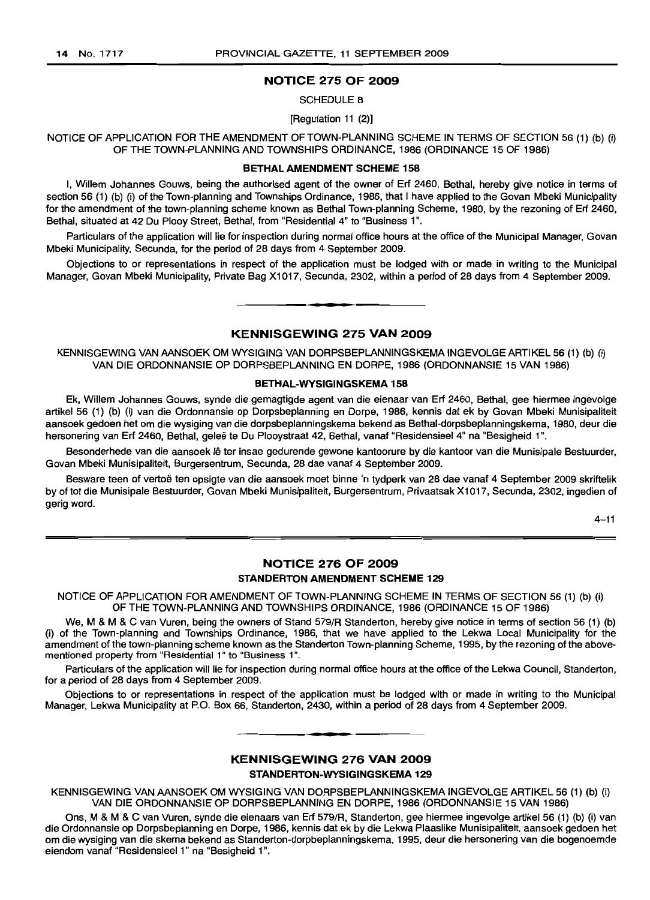## NOTICE 275 OF 2009

SCHEDULE 8

[Regulation 11 (2)]

NOTICE OF APPLICATION FOR THE AMENDMENT OF TOWN-PLANNING SCHEME IN TERMS OF SECTION 56 (1) (b) (i) OF THE TOWN-PLANNING AND TOWNSHIPS ORDINANCE, 1986 (ORDINANCE 15 OF 1986)

### BETHAL AMENDMENT SCHEME 158

I, Willem Johannes Gouws, being the authorised agent of the owner of Erf 2460, Bethal, hereby give notice in terms of section 56 (1) (b) (i) of the Town-planning and Townships Ordinance, 1986, that I have applied to the Govan Mbeki Municipality for the amendment of the town-planning scheme known as Bethal Town-planning Scheme, 1980, by the rezoning of Erf 2460, Bethal, situated at 42 Du Plooy Street, Bethal, from "Residential 4" to "Business 1".

Particulars of the application will lie for inspection during normal office hours at the office of the Municipal Manager, Govan Mbeki Municipality, Secunda, for the period of 28 days from 4 September 2009.

Objections to or representations in respect of the application must be lodged with or made in writing to the Municipal Manager, Govan Mbeki Municipality, Private Bag X1017, Secunda, 2302, within a period of 28 days from 4 September 2009.

---

## KENNISGEWING 275 VAN 2009

KENNISGEWING VAN AANSOEK OM WYSIGING VAN DORPSBEPLANNINGSKEMA INGEVOLGE ARTIKEL 56 (1) (b) (i) VAN DIE ORDONNANSIE OP DORPSBEPLANNING EN DORPE, 1986 (ORDONNANSIE 15 VAN 1986)

### BETHAL-WYSIGINGSKEMA 158

Ek, Willem Johannes Gouws, synde die gemagtigde agent van die eienaar van Erf 2460, Bethal, gee hiermee ingevolge artikel 56 (1) (b) (i) van die Ordonnansie op Dorpsbeplanning en Dorpe, 1986, kennis dat ek by Govan Mbeki Munisipaliteit aansoek gedoen het om die wysiging van die dorpsbeplanningskema bekend as Bethal-dorpsbeplanningskema, 1980, deur die hersonering van Erf 2460, Bethal, geleë te Du Plooystraat 42, Bethal, vanaf "Residensieel 4" na "Besigheid 1".

Besonderhede van die aansoek lê ter insae gedurende gewone kantoorure by die kantoor van die Munisipale Bestuurder, Govan Mbeki Munisipaliteit, Burgersentrum, Secunda, 28 dae vanaf 4 September 2009.

Besware teen of vertoë ten opsigte van die aansoek moet binne 'n tydperk van 28 dae vanaf 4 September 2009 skriftelik by of tot die Munisipale Bestuurder, Govan Mbeki Munisipaliteit, Burgersentrum, Privaatsak X1017, Secunda, 2302, ingedien of gerig word.

4–11

---

## NOTICE 276 OF 2009

### STANDERTON AMENDMENT SCHEME 129

NOTICE OF APPLICATION FOR AMENDMENT OF TOWN-PLANNING SCHEME IN TERMS OF SECTION 56 (1) (b) (i) OF THE TOWN-PLANNING AND TOWNSHIPS ORDINANCE, 1986 (ORDINANCE 15 OF 1986)

We, M & M & C van Vuren, being the owners of Stand 579/R Standerton, hereby give notice in terms of section 56 (1) (b) (i) of the Town-planning and Townships Ordinance, 1986, that we have applied to the Lekwa Local Municipality for the amendment of the town-planning scheme known as the Standerton Town-planning Scheme, 1995, by the rezoning of the above-mentioned property from "Residential 1" to "Business 1".

Particulars of the application will lie for inspection during normal office hours at the office of the Lekwa Council, Standerton, for a period of 28 days from 4 September 2009.

Objections to or representations in respect of the application must be lodged with or made in writing to the Municipal Manager, Lekwa Municipality at P.O. Box 66, Standerton, 2430, within a period of 28 days from 4 September 2009.

---

## KENNISGEWING 276 VAN 2009

### STANDERTON-WYSIGINGSKEMA 129

KENNISGEWING VAN AANSOEK OM WYSIGING VAN DORPSBEPLANNINGSKEMA INGEVOLGE ARTIKEL 56 (1) (b) (i) VAN DIE ORDONNANSIE OP DORPSBEPLANNING EN DORPE, 1986 (ORDONNANSIE 15 VAN 1986)

Ons, M & M & C van Vuren, synde die eienaars van Erf 579/R, Standerton, gee hiermee ingevolge artikel 56 (1) (b) (i) van die Ordonnansie op Dorpsbeplanning en Dorpe, 1986, kennis dat ek by die Lekwa Plaaslike Munisipaliteit, aansoek gedoen het om die wysiging van die skema bekend as Standerton-dorpbeplanningskema, 1995, deur die hersonering van die bogenoemde eiendom vanaf "Residensieel 1" na "Besigheid 1".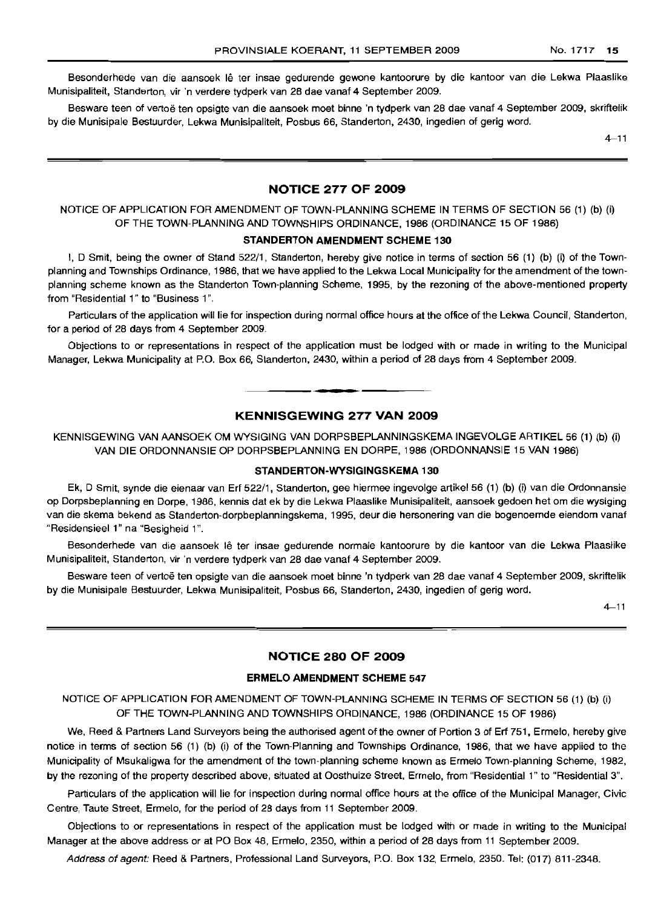Besonderhede van die aansoek lê ter insae gedurende gewone kantoorure by die kantoor van die Lekwa Plaaslike Munisipaliteit, Standerton, vir 'n verdere tydperk van 28 dae vanaf 4 September 2009.

Besware teen of vertoë ten opsigte van die aansoek moet binne 'n tydperk van 28 dae vanaf 4 September 2009, skriftelik by die Munisipale Bestuurder, Lekwa Munisipaliteit, Posbus 66, Standerton, 2430, ingedien of gerig word.

4–11

## NOTICE 277 OF 2009

NOTICE OF APPLICATION FOR AMENDMENT OF TOWN-PLANNING SCHEME IN TERMS OF SECTION 56 (1) (b) (i) OF THE TOWN-PLANNING AND TOWNSHIPS ORDINANCE, 1986 (ORDINANCE 15 OF 1986)

### STANDERTON AMENDMENT SCHEME 130

I, D Smit, being the owner of Stand 522/1, Standerton, hereby give notice in terms of section 56 (1) (b) (i) of the Town-planning and Townships Ordinance, 1986, that we have applied to the Lekwa Local Municipality for the amendment of the town-planning scheme known as the Standerton Town-planning Scheme, 1995, by the rezoning of the above-mentioned property from "Residential 1" to "Business 1".

Particulars of the application will lie for inspection during normal office hours at the office of the Lekwa Council, Standerton, for a period of 28 days from 4 September 2009.

Objections to or representations in respect of the application must be lodged with or made in writing to the Municipal Manager, Lekwa Municipality at P.O. Box 66, Standerton, 2430, within a period of 28 days from 4 September 2009.

## KENNISGEWING 277 VAN 2009

KENNISGEWING VAN AANSOEK OM WYSIGING VAN DORPSBEPLANNINGSKEMA INGEVOLGE ARTIKEL 56 (1) (b) (i) VAN DIE ORDONNANSIE OP DORPSBEPLANNING EN DORPE, 1986 (ORDONNANSIE 15 VAN 1986)

### STANDERTON-WYSIGINGSKEMA 130

Ek, D Smit, synde die eienaar van Erf 522/1, Standerton, gee hiermee ingevolge artikel 56 (1) (b) (i) van die Ordonnansie op Dorpsbeplanning en Dorpe, 1986, kennis dat ek by die Lekwa Plaaslike Munisipaliteit, aansoek gedoen het om die wysiging van die skema bekend as Standerton-dorpbeplanningskema, 1995, deur die hersonering van die bogenoemde eiendom vanaf "Residensieel 1" na "Besigheid 1".

Besonderhede van die aansoek lê ter insae gedurende normale kantoorure by die kantoor van die Lekwa Plaaslike Munisipaliteit, Standerton, vir 'n verdere tydperk van 28 dae vanaf 4 September 2009.

Besware teen of vertoë ten opsigte van die aansoek moet binne 'n tydperk van 28 dae vanaf 4 September 2009, skriftelik by die Munisipale Bestuurder, Lekwa Munisipaliteit, Posbus 66, Standerton, 2430, ingedien of gerig word.

4–11

## NOTICE 280 OF 2009

### ERMELO AMENDMENT SCHEME 547

NOTICE OF APPLICATION FOR AMENDMENT OF TOWN-PLANNING SCHEME IN TERMS OF SECTION 56 (1) (b) (i) OF THE TOWN-PLANNING AND TOWNSHIPS ORDINANCE, 1986 (ORDINANCE 15 OF 1986)

We, Reed & Partners Land Surveyors being the authorised agent of the owner of Portion 3 of Erf 751, Ermelo, hereby give notice in terms of section 56 (1) (b) (i) of the Town-Planning and Townships Ordinance, 1986, that we have applied to the Municipality of Msukaligwa for the amendment of the town-planning scheme known as Ermelo Town-planning Scheme, 1982, by the rezoning of the property described above, situated at Oosthuize Street, Ermelo, from "Residential 1" to "Residential 3".

Particulars of the application will lie for inspection during normal office hours at the office of the Municipal Manager, Civic Centre, Taute Street, Ermelo, for the period of 28 days from 11 September 2009.

Objections to or representations in respect of the application must be lodged with or made in writing to the Municipal Manager at the above address or at PO Box 48, Ermelo, 2350, within a period of 28 days from 11 September 2009.

*Address of agent:* Reed & Partners, Professional Land Surveyors, P.O. Box 132, Ermelo, 2350. Tel: (017) 811-2348.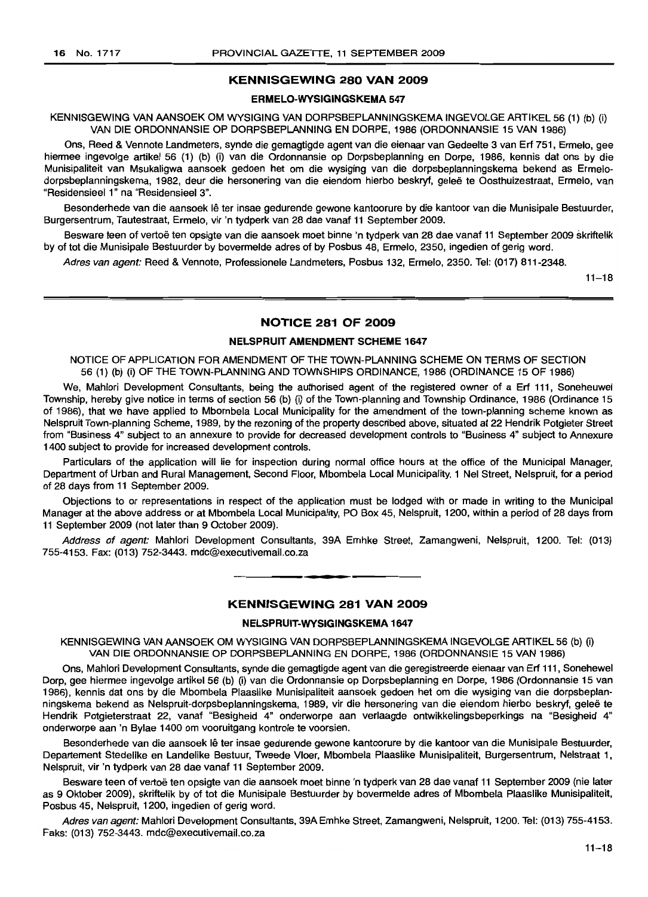## KENNISGEWING 280 VAN 2009

### ERMELO-WYSIGINGSKEMA 547

KENNISGEWING VAN AANSOEK OM WYSIGING VAN DORPSBEPLANNINGSKEMA INGEVOLGE ARTIKEL 56 (1) (b) (i) VAN DIE ORDONNANSIE OP DORPSBEPLANNING EN DORPE, 1986 (ORDONNANSIE 15 VAN 1986)

Ons, Reed & Vennote Landmeters, synde die gemagtigde agent van die eienaar van Gedeelte 3 van Erf 751, Ermelo, gee hiermee ingevolge artikel 56 (1) (b) (i) van die Ordonnansie op Dorpsbeplanning en Dorpe, 1986, kennis dat ons by die Munisipaliteit van Msukaligwa aansoek gedoen het om die wysiging van die dorpsbeplanningskema bekend as Ermelo-dorpsbeplanningskema, 1982, deur die hersonering van die eiendom hierbo beskryf, geleë te Oosthuizestraat, Ermelo, van "Residensieel 1" na "Residensieel 3".

Besonderhede van die aansoek lê ter insae gedurende gewone kantoorure by die kantoor van die Munisipale Bestuurder, Burgersentrum, Tautestraat, Ermelo, vir 'n tydperk van 28 dae vanaf 11 September 2009.

Besware teen of vertoë ten opsigte van die aansoek moet binne 'n tydperk van 28 dae vanaf 11 September 2009 skriftelik by of tot die Munisipale Bestuurder by bovermelde adres of by Posbus 48, Ermelo, 2350, ingedien of gerig word.

*Adres van agent:* Reed & Vennote, Professionele Landmeters, Posbus 132, Ermelo, 2350. Tel: (017) 811-2348.

11–18

## NOTICE 281 OF 2009

### NELSPRUIT AMENDMENT SCHEME 1647

NOTICE OF APPLICATION FOR AMENDMENT OF THE TOWN-PLANNING SCHEME ON TERMS OF SECTION 56 (1) (b) (i) OF THE TOWN-PLANNING AND TOWNSHIPS ORDINANCE, 1986 (ORDINANCE 15 OF 1986)

We, Mahlori Development Consultants, being the authorised agent of the registered owner of a Erf 111, Soneheuwel Township, hereby give notice in terms of section 56 (b) (i) of the Town-planning and Township Ordinance, 1986 (Ordinance 15 of 1986), that we have applied to Mbombela Local Municipality for the amendment of the town-planning scheme known as Nelspruit Town-planning Scheme, 1989, by the rezoning of the property described above, situated at 22 Hendrik Potgieter Street from "Business 4" subject to an annexure to provide for decreased development controls to "Business 4" subject to Annexure 1400 subject to provide for increased development controls.

Particulars of the application will lie for inspection during normal office hours at the office of the Municipal Manager, Department of Urban and Rural Management, Second Floor, Mbombela Local Municipality, 1 Nel Street, Nelspruit, for a period of 28 days from 11 September 2009.

Objections to or representations in respect of the application must be lodged with or made in writing to the Municipal Manager at the above address or at Mbombela Local Municipality, PO Box 45, Nelspruit, 1200, within a period of 28 days from 11 September 2009 (not later than 9 October 2009).

*Address of agent:* Mahlori Development Consultants, 39A Emhke Street, Zamangweni, Nelspruit, 1200. Tel: (013) 755-4153. Fax: (013) 752-3443. mdc@executivemail.co.za

## KENNISGEWING 281 VAN 2009

### NELSPRUIT-WYSIGINGSKEMA 1647

KENNISGEWING VAN AANSOEK OM WYSIGING VAN DORPSBEPLANNINGSKEMA INGEVOLGE ARTIKEL 56 (b) (i) VAN DIE ORDONNANSIE OP DORPSBEPLANNING EN DORPE, 1986 (ORDONNANSIE 15 VAN 1986)

Ons, Mahlori Development Consultants, synde die gemagtigde agent van die geregistreerde eienaar van Erf 111, Sonehewel Dorp, gee hiermee ingevolge artikel 56 (b) (i) van die Ordonnansie op Dorpsbeplanning en Dorpe, 1986 (Ordonnansie 15 van 1986), kennis dat ons by die Mbombela Plaaslike Munisipaliteit aansoek gedoen het om die wysiging van die dorpsbeplanningskema bekend as Nelspruit-dorpsbeplanningskema, 1989, vir die hersonering van die eiendom hierbo beskryf, geleë te Hendrik Potgieterstraat 22, vanaf "Besigheid 4" onderworpe aan verlaagde ontwikkelingsbeperkings na "Besigheid 4" onderworpe aan 'n Bylae 1400 om vooruitgang kontrole te voorsien.

Besonderhede van die aansoek lê ter insae gedurende gewone kantoorure by die kantoor van die Munisipale Bestuurder, Departement Stedelike en Landelike Bestuur, Tweede Vloer, Mbombela Plaaslike Munisipaliteit, Burgersentrum, Nelstraat 1, Nelspruit, vir 'n tydperk van 28 dae vanaf 11 September 2009.

Besware teen of vertoë ten opsigte van die aansoek moet binne 'n tydperk van 28 dae vanaf 11 September 2009 (nie later as 9 Oktober 2009), skriftelik by of tot die Munisipale Bestuurder by bovermelde adres of Mbombela Plaaslike Munisipaliteit, Posbus 45, Nelspruit, 1200, ingedien of gerig word.

*Adres van agent:* Mahlori Development Consultants, 39A Emhke Street, Zamangweni, Nelspruit, 1200. Tel: (013) 755-4153. Faks: (013) 752-3443. mdc@executivemail.co.za

11–18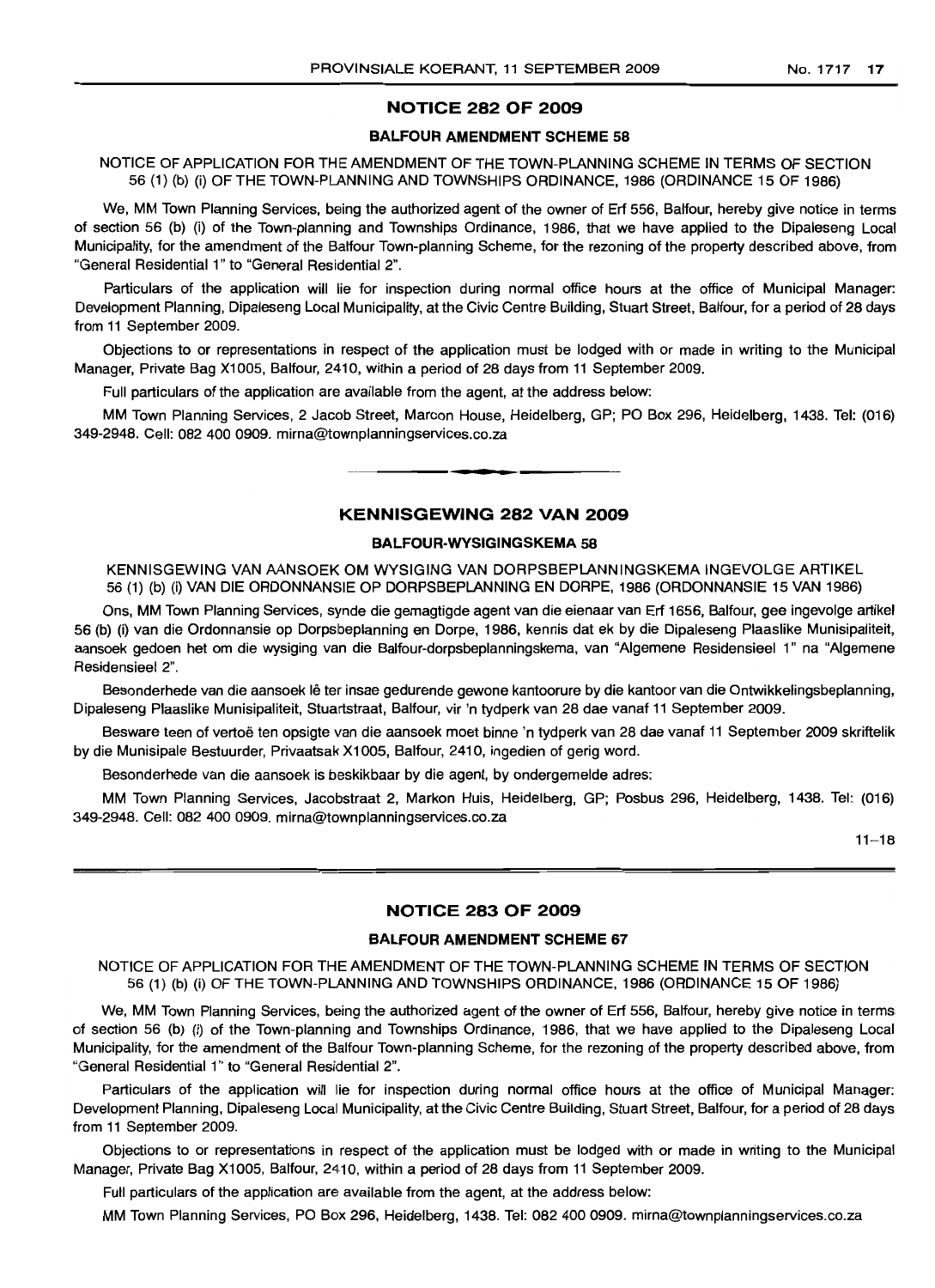## NOTICE 282 OF 2009

### BALFOUR AMENDMENT SCHEME 58

NOTICE OF APPLICATION FOR THE AMENDMENT OF THE TOWN-PLANNING SCHEME IN TERMS OF SECTION 56 (1) (b) (i) OF THE TOWN-PLANNING AND TOWNSHIPS ORDINANCE, 1986 (ORDINANCE 15 OF 1986)

We, MM Town Planning Services, being the authorized agent of the owner of Erf 556, Balfour, hereby give notice in terms of section 56 (b) (i) of the Town-planning and Townships Ordinance, 1986, that we have applied to the Dipaleseng Local Municipality, for the amendment of the Balfour Town-planning Scheme, for the rezoning of the property described above, from "General Residential 1" to "General Residential 2".

Particulars of the application will lie for inspection during normal office hours at the office of Municipal Manager: Development Planning, Dipaleseng Local Municipality, at the Civic Centre Building, Stuart Street, Balfour, for a period of 28 days from 11 September 2009.

Objections to or representations in respect of the application must be lodged with or made in writing to the Municipal Manager, Private Bag X1005, Balfour, 2410, within a period of 28 days from 11 September 2009.

Full particulars of the application are available from the agent, at the address below:

MM Town Planning Services, 2 Jacob Street, Marcon House, Heidelberg, GP; PO Box 296, Heidelberg, 1438. Tel: (016) 349-2948. Cell: 082 400 0909. mirna@townplanningservices.co.za

---

## KENNISGEWING 282 VAN 2009

### BALFOUR-WYSIGINGSKEMA 58

KENNISGEWING VAN AANSOEK OM WYSIGING VAN DORPSBEPLANNINGSKEMA INGEVOLGE ARTIKEL 56 (1) (b) (i) VAN DIE ORDONNANSIE OP DORPSBEPLANNING EN DORPE, 1986 (ORDONNANSIE 15 VAN 1986)

Ons, MM Town Planning Services, synde die gemagtigde agent van die eienaar van Erf 1656, Balfour, gee ingevolge artikel 56 (b) (i) van die Ordonnansie op Dorpsbeplanning en Dorpe, 1986, kennis dat ek by die Dipaleseng Plaaslike Munisipaliteit, aansoek gedoen het om die wysiging van die Balfour-dorpsbeplanningskema, van "Algemene Residensieel 1" na "Algemene Residensieel 2".

Besonderhede van die aansoek lê ter insae gedurende gewone kantoorure by die kantoor van die Ontwikkelingsbeplanning, Dipaleseng Plaaslike Munisipaliteit, Stuartstraat, Balfour, vir 'n tydperk van 28 dae vanaf 11 September 2009.

Besware teen of vertoë ten opsigte van die aansoek moet binne 'n tydperk van 28 dae vanaf 11 September 2009 skriftelik by die Munisipale Bestuurder, Privaatsak X1005, Balfour, 2410, ingedien of gerig word.

Besonderhede van die aansoek is beskikbaar by die agent, by ondergemelde adres:

MM Town Planning Services, Jacobstraat 2, Markon Huis, Heidelberg, GP; Posbus 296, Heidelberg, 1438. Tel: (016) 349-2948. Cell: 082 400 0909. mirna@townplanningservices.co.za

11–18

---

## NOTICE 283 OF 2009

### BALFOUR AMENDMENT SCHEME 67

NOTICE OF APPLICATION FOR THE AMENDMENT OF THE TOWN-PLANNING SCHEME IN TERMS OF SECTION 56 (1) (b) (i) OF THE TOWN-PLANNING AND TOWNSHIPS ORDINANCE, 1986 (ORDINANCE 15 OF 1986)

We, MM Town Planning Services, being the authorized agent of the owner of Erf 556, Balfour, hereby give notice in terms of section 56 (b) (i) of the Town-planning and Townships Ordinance, 1986, that we have applied to the Dipaleseng Local Municipality, for the amendment of the Balfour Town-planning Scheme, for the rezoning of the property described above, from "General Residential 1" to "General Residential 2".

Particulars of the application will lie for inspection during normal office hours at the office of Municipal Manager: Development Planning, Dipaleseng Local Municipality, at the Civic Centre Building, Stuart Street, Balfour, for a period of 28 days from 11 September 2009.

Objections to or representations in respect of the application must be lodged with or made in writing to the Municipal Manager, Private Bag X1005, Balfour, 2410, within a period of 28 days from 11 September 2009.

Full particulars of the application are available from the agent, at the address below:

MM Town Planning Services, PO Box 296, Heidelberg, 1438. Tel: 082 400 0909. mirna@townplanningservices.co.za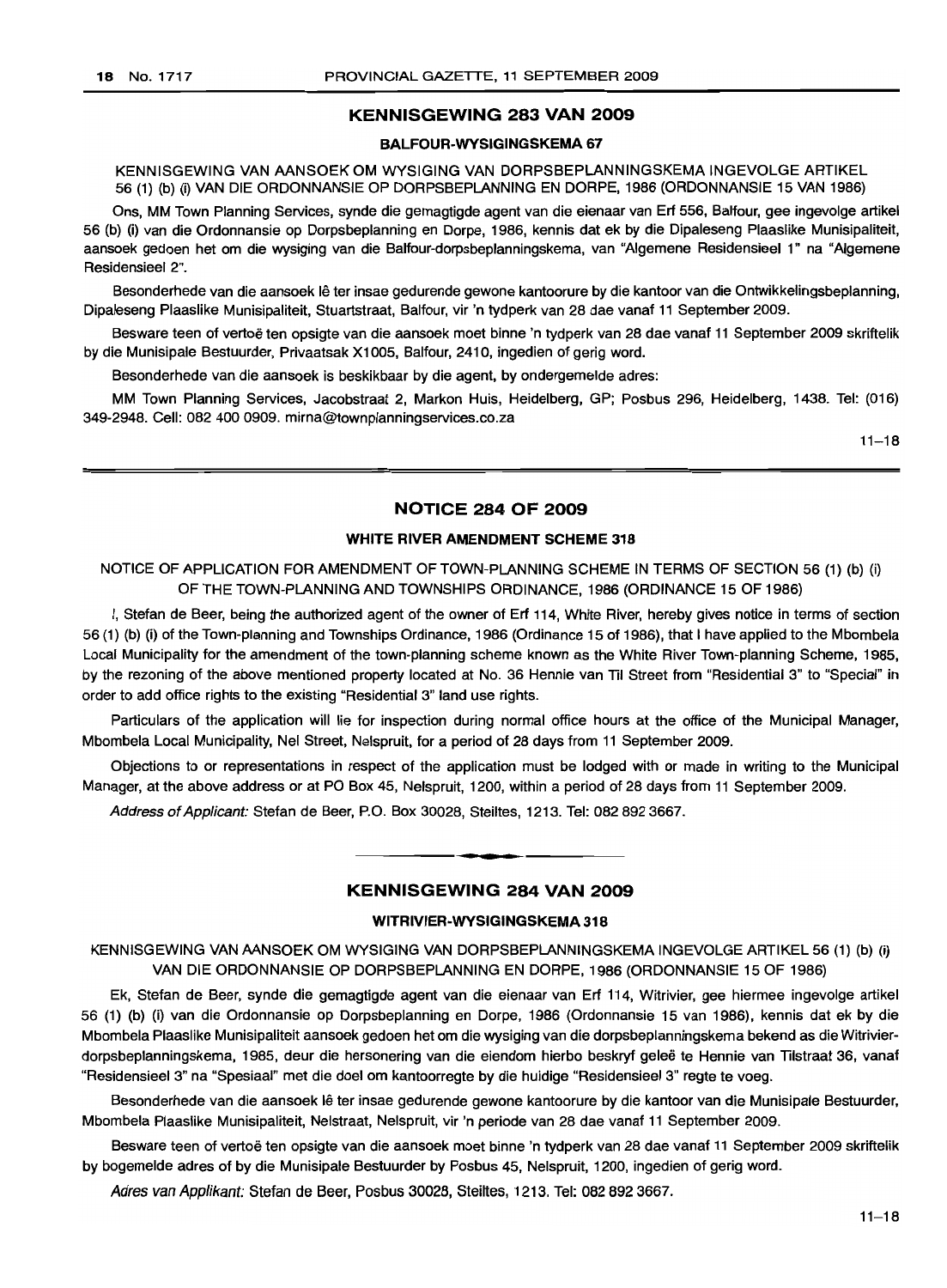## KENNISGEWING 283 VAN 2009

### BALFOUR-WYSIGINGSKEMA 67

KENNISGEWING VAN AANSOEK OM WYSIGING VAN DORPSBEPLANNINGSKEMA INGEVOLGE ARTIKEL 56 (1) (b) (i) VAN DIE ORDONNANSIE OP DORPSBEPLANNING EN DORPE, 1986 (ORDONNANSIE 15 VAN 1986)

Ons, MM Town Planning Services, synde die gemagtigde agent van die eienaar van Erf 556, Balfour, gee ingevolge artikel 56 (b) (i) van die Ordonnansie op Dorpsbeplanning en Dorpe, 1986, kennis dat ek by die Dipaleseng Plaaslike Munisipaliteit, aansoek gedoen het om die wysiging van die Balfour-dorpsbeplanningskema, van "Algemene Residensieel 1" na "Algemene Residensieel 2".

Besonderhede van die aansoek lê ter insae gedurende gewone kantoorure by die kantoor van die Ontwikkelingsbeplanning, Dipaleseng Plaaslike Munisipaliteit, Stuartstraat, Balfour, vir 'n tydperk van 28 dae vanaf 11 September 2009.

Besware teen of vertoë ten opsigte van die aansoek moet binne 'n tydperk van 28 dae vanaf 11 September 2009 skriftelik by die Munisipale Bestuurder, Privaatsak X1005, Balfour, 2410, ingedien of gerig word.

Besonderhede van die aansoek is beskikbaar by die agent, by ondergemelde adres:

MM Town Planning Services, Jacobstraat 2, Markon Huis, Heidelberg, GP; Posbus 296, Heidelberg, 1438. Tel: (016) 349-2948. Cell: 082 400 0909. mirna@townplanningservices.co.za

11–18

## NOTICE 284 OF 2009

### WHITE RIVER AMENDMENT SCHEME 318

NOTICE OF APPLICATION FOR AMENDMENT OF TOWN-PLANNING SCHEME IN TERMS OF SECTION 56 (1) (b) (i) OF THE TOWN-PLANNING AND TOWNSHIPS ORDINANCE, 1986 (ORDINANCE 15 OF 1986)

I, Stefan de Beer, being the authorized agent of the owner of Erf 114, White River, hereby gives notice in terms of section 56 (1) (b) (i) of the Town-planning and Townships Ordinance, 1986 (Ordinance 15 of 1986), that I have applied to the Mbombela Local Municipality for the amendment of the town-planning scheme known as the White River Town-planning Scheme, 1985, by the rezoning of the above mentioned property located at No. 36 Hennie van Til Street from "Residential 3" to "Special" in order to add office rights to the existing "Residential 3" land use rights.

Particulars of the application will lie for inspection during normal office hours at the office of the Municipal Manager, Mbombela Local Municipality, Nel Street, Nelspruit, for a period of 28 days from 11 September 2009.

Objections to or representations in respect of the application must be lodged with or made in writing to the Municipal Manager, at the above address or at PO Box 45, Nelspruit, 1200, within a period of 28 days from 11 September 2009.

*Address of Applicant:* Stefan de Beer, P.O. Box 30028, Steiltes, 1213. Tel: 082 892 3667.

## KENNISGEWING 284 VAN 2009

### WITRIVIER-WYSIGINGSKEMA 318

KENNISGEWING VAN AANSOEK OM WYSIGING VAN DORPSBEPLANNINGSKEMA INGEVOLGE ARTIKEL 56 (1) (b) (i) VAN DIE ORDONNANSIE OP DORPSBEPLANNING EN DORPE, 1986 (ORDONNANSIE 15 OF 1986)

Ek, Stefan de Beer, synde die gemagtigde agent van die eienaar van Erf 114, Witrivier, gee hiermee ingevolge artikel 56 (1) (b) (i) van die Ordonnansie op Dorpsbeplanning en Dorpe, 1986 (Ordonnansie 15 van 1986), kennis dat ek by die Mbombela Plaaslike Munisipaliteit aansoek gedoen het om die wysiging van die dorpsbeplanningskema bekend as die Witrivier-dorpsbeplanningskema, 1985, deur die hersonering van die eiendom hierbo beskryf geleë te Hennie van Tilstraat 36, vanaf "Residensieel 3" na "Spesiaal" met die doel om kantoorregte by die huidige "Residensieel 3" regte te voeg.

Besonderhede van die aansoek lê ter insae gedurende gewone kantoorure by die kantoor van die Munisipale Bestuurder, Mbombela Plaaslike Munisipaliteit, Nelstraat, Nelspruit, vir 'n periode van 28 dae vanaf 11 September 2009.

Besware teen of vertoë ten opsigte van die aansoek moet binne 'n tydperk van 28 dae vanaf 11 September 2009 skriftelik by bogemelde adres of by die Munisipale Bestuurder by Posbus 45, Nelspruit, 1200, ingedien of gerig word.

*Adres van Applikant:* Stefan de Beer, Posbus 30028, Steiltes, 1213. Tel: 082 892 3667.

11–18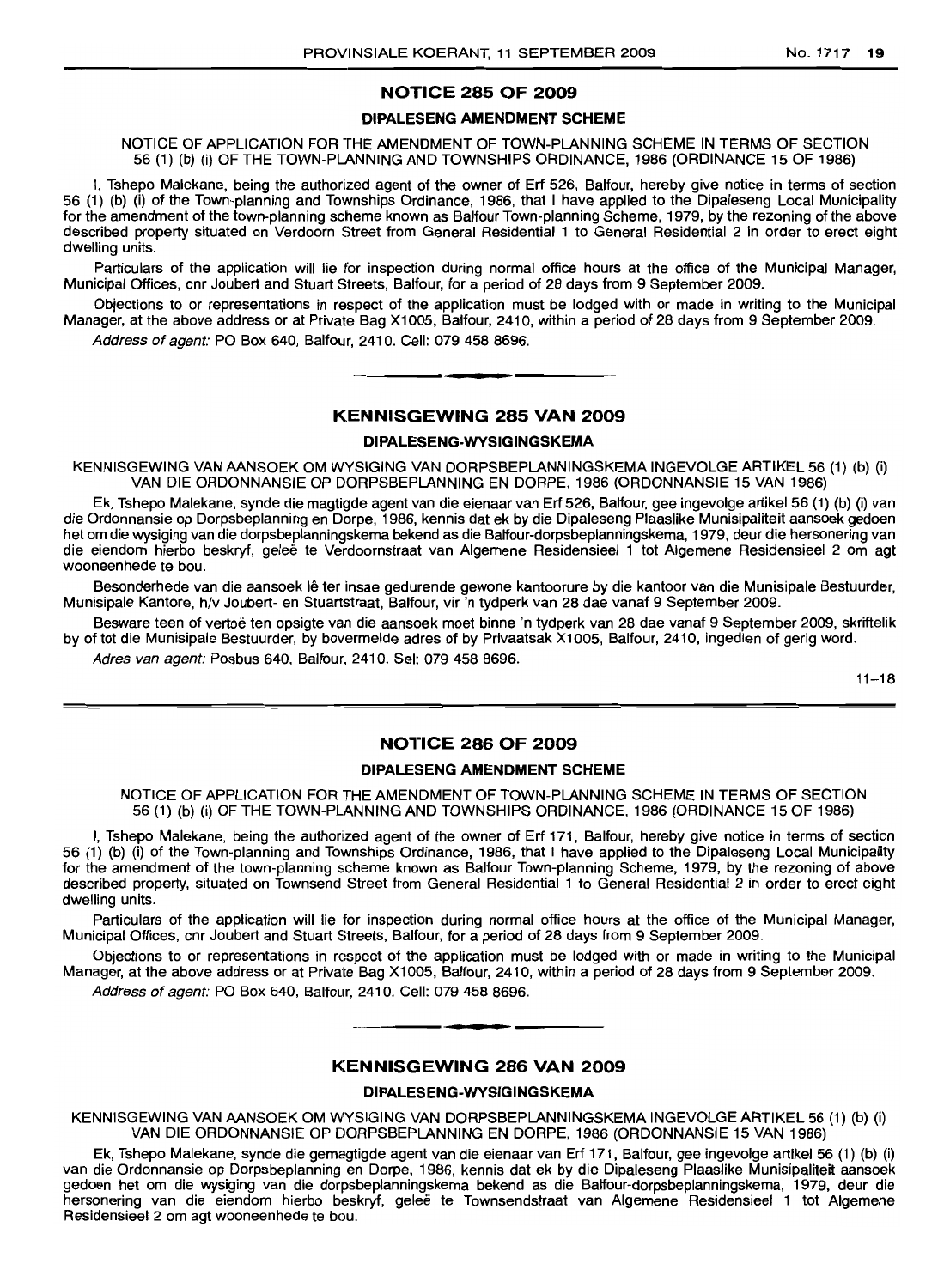## NOTICE 285 OF 2009

### DIPALESENG AMENDMENT SCHEME

NOTICE OF APPLICATION FOR THE AMENDMENT OF TOWN-PLANNING SCHEME IN TERMS OF SECTION 56 (1) (b) (i) OF THE TOWN-PLANNING AND TOWNSHIPS ORDINANCE, 1986 (ORDINANCE 15 OF 1986)

I, Tshepo Malekane, being the authorized agent of the owner of Erf 526, Balfour, hereby give notice in terms of section 56 (1) (b) (i) of the Town-planning and Townships Ordinance, 1986, that I have applied to the Dipaleseng Local Municipality for the amendment of the town-planning scheme known as Balfour Town-planning Scheme, 1979, by the rezoning of the above described property situated on Verdoorn Street from General Residential 1 to General Residential 2 in order to erect eight dwelling units.

Particulars of the application will lie for inspection during normal office hours at the office of the Municipal Manager, Municipal Offices, cnr Joubert and Stuart Streets, Balfour, for a period of 28 days from 9 September 2009.

Objections to or representations in respect of the application must be lodged with or made in writing to the Municipal Manager, at the above address or at Private Bag X1005, Balfour, 2410, within a period of 28 days from 9 September 2009.

*Address of agent:* PO Box 640, Balfour, 2410. Cell: 079 458 8696.

---

## KENNISGEWING 285 VAN 2009

### DIPALESENG-WYSIGINGSKEMA

KENNISGEWING VAN AANSOEK OM WYSIGING VAN DORPSBEPLANNINGSKEMA INGEVOLGE ARTIKEL 56 (1) (b) (i) VAN DIE ORDONNANSIE OP DORPSBEPLANNING EN DORPE, 1986 (ORDONNANSIE 15 VAN 1986)

Ek, Tshepo Malekane, synde die magtigde agent van die eienaar van Erf 526, Balfour, gee ingevolge artikel 56 (1) (b) (i) van die Ordonnansie op Dorpsbeplanning en Dorpe, 1986, kennis dat ek by die Dipaleseng Plaaslike Munisipaliteit aansoek gedoen het om die wysiging van die dorpsbeplanningskema bekend as die Balfour-dorpsbeplanningskema, 1979, deur die hersonering van die eiendom hierbo beskryf, geleë te Verdoornstraat van Algemene Residensieel 1 tot Algemene Residensieel 2 om agt wooneenhede te bou.

Besonderhede van die aansoek lê ter insae gedurende gewone kantoorure by die kantoor van die Munisipale Bestuurder, Munisipale Kantore, h/v Joubert- en Stuartstraat, Balfour, vir 'n tydperk van 28 dae vanaf 9 September 2009.

Besware teen of vertoë ten opsigte van die aansoek moet binne 'n tydperk van 28 dae vanaf 9 September 2009, skriftelik by of tot die Munisipale Bestuurder, by bovermelde adres of by Privaatsak X1005, Balfour, 2410, ingedien of gerig word.

*Adres van agent:* Posbus 640, Balfour, 2410. Sel: 079 458 8696.

11–18

---

## NOTICE 286 OF 2009

### DIPALESENG AMENDMENT SCHEME

NOTICE OF APPLICATION FOR THE AMENDMENT OF TOWN-PLANNING SCHEME IN TERMS OF SECTION 56 (1) (b) (i) OF THE TOWN-PLANNING AND TOWNSHIPS ORDINANCE, 1986 (ORDINANCE 15 OF 1986)

I, Tshepo Malekane, being the authorized agent of the owner of Erf 171, Balfour, hereby give notice in terms of section 56 (1) (b) (i) of the Town-planning and Townships Ordinance, 1986, that I have applied to the Dipaleseng Local Municipality for the amendment of the town-planning scheme known as Balfour Town-planning Scheme, 1979, by the rezoning of above described property, situated on Townsend Street from General Residential 1 to General Residential 2 in order to erect eight dwelling units.

Particulars of the application will lie for inspection during normal office hours at the office of the Municipal Manager, Municipal Offices, cnr Joubert and Stuart Streets, Balfour, for a period of 28 days from 9 September 2009.

Objections to or representations in respect of the application must be lodged with or made in writing to the Municipal Manager, at the above address or at Private Bag X1005, Balfour, 2410, within a period of 28 days from 9 September 2009.

*Address of agent:* PO Box 640, Balfour, 2410. Cell: 079 458 8696.

---

## KENNISGEWING 286 VAN 2009

### DIPALESENG-WYSIGINGSKEMA

KENNISGEWING VAN AANSOEK OM WYSIGING VAN DORPSBEPLANNINGSKEMA INGEVOLGE ARTIKEL 56 (1) (b) (i) VAN DIE ORDONNANSIE OP DORPSBEPLANNING EN DORPE, 1986 (ORDONNANSIE 15 VAN 1986)

Ek, Tshepo Malekane, synde die gemagtigde agent van die eienaar van Erf 171, Balfour, gee ingevolge artikel 56 (1) (b) (i) van die Ordonnansie op Dorpsbeplanning en Dorpe, 1986, kennis dat ek by die Dipaleseng Plaaslike Munisipaliteit aansoek gedoen het om die wysiging van die dorpsbeplanningskema bekend as die Balfour-dorpsbeplanningskema, 1979, deur die hersonering van die eiendom hierbo beskryf, geleë te Townsendstraat van Algemene Residensieel 1 tot Algemene Residensieel 2 om agt wooneenhede te bou.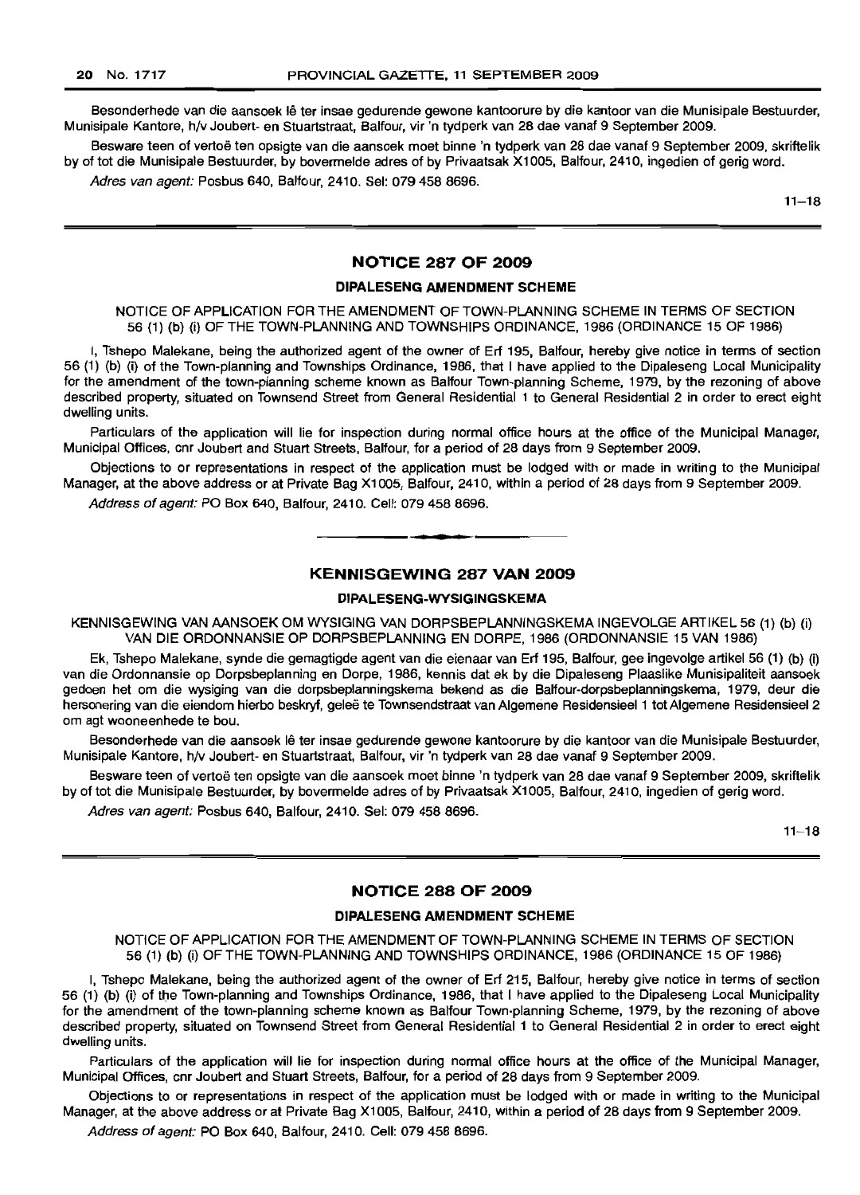Besonderhede van die aansoek lê ter insae gedurende gewone kantoorure by die kantoor van die Munisipale Bestuurder, Munisipale Kantore, h/v Joubert- en Stuartstraat, Balfour, vir 'n tydperk van 28 dae vanaf 9 September 2009.

Besware teen of vertoë ten opsigte van die aansoek moet binne 'n tydperk van 28 dae vanaf 9 September 2009, skriftelik by of tot die Munisipale Bestuurder, by bovermelde adres of by Privaatsak X1005, Balfour, 2410, ingedien of gerig word.

*Adres van agent:* Posbus 640, Balfour, 2410. Sel: 079 458 8696.

11–18

## NOTICE 287 OF 2009

### DIPALESENG AMENDMENT SCHEME

NOTICE OF APPLICATION FOR THE AMENDMENT OF TOWN-PLANNING SCHEME IN TERMS OF SECTION 56 (1) (b) (i) OF THE TOWN-PLANNING AND TOWNSHIPS ORDINANCE, 1986 (ORDINANCE 15 OF 1986)

I, Tshepo Malekane, being the authorized agent of the owner of Erf 195, Balfour, hereby give notice in terms of section 56 (1) (b) (i) of the Town-planning and Townships Ordinance, 1986, that I have applied to the Dipaleseng Local Municipality for the amendment of the town-planning scheme known as Balfour Town-planning Scheme, 1979, by the rezoning of above described property, situated on Townsend Street from General Residential 1 to General Residential 2 in order to erect eight dwelling units.

Particulars of the application will lie for inspection during normal office hours at the office of the Municipal Manager, Municipal Offices, cnr Joubert and Stuart Streets, Balfour, for a period of 28 days from 9 September 2009.

Objections to or representations in respect of the application must be lodged with or made in writing to the Municipal Manager, at the above address or at Private Bag X1005, Balfour, 2410, within a period of 28 days from 9 September 2009.

*Address of agent:* PO Box 640, Balfour, 2410. Cell: 079 458 8696.

## KENNISGEWING 287 VAN 2009

### DIPALESENG-WYSIGINGSKEMA

KENNISGEWING VAN AANSOEK OM WYSIGING VAN DORPSBEPLANNINGSKEMA INGEVOLGE ARTIKEL 56 (1) (b) (i) VAN DIE ORDONNANSIE OP DORPSBEPLANNING EN DORPE, 1986 (ORDONNANSIE 15 VAN 1986)

Ek, Tshepo Malekane, synde die gemagtigde agent van die eienaar van Erf 195, Balfour, gee ingevolge artikel 56 (1) (b) (i) van die Ordonnansie op Dorpsbeplanning en Dorpe, 1986, kennis dat ek by die Dipaleseng Plaaslike Munisipaliteit aansoek gedoen het om die wysiging van die dorpsbeplanningskema bekend as die Balfour-dorpsbeplanningskema, 1979, deur die hersonering van die eiendom hierbo beskryf, geleë te Townsendstraat van Algemene Residensieel 1 tot Algemene Residensieel 2 om agt wooneenhede te bou.

Besonderhede van die aansoek lê ter insae gedurende gewone kantoorure by die kantoor van die Munisipale Bestuurder, Munisipale Kantore, h/v Joubert- en Stuartstraat, Balfour, vir 'n tydperk van 28 dae vanaf 9 September 2009.

Besware teen of vertoë ten opsigte van die aansoek moet binne 'n tydperk van 28 dae vanaf 9 September 2009, skriftelik by of tot die Munisipale Bestuurder, by bovermelde adres of by Privaatsak X1005, Balfour, 2410, ingedien of gerig word.

*Adres van agent:* Posbus 640, Balfour, 2410. Sel: 079 458 8696.

11–18

## NOTICE 288 OF 2009

### DIPALESENG AMENDMENT SCHEME

NOTICE OF APPLICATION FOR THE AMENDMENT OF TOWN-PLANNING SCHEME IN TERMS OF SECTION 56 (1) (b) (i) OF THE TOWN-PLANNING AND TOWNSHIPS ORDINANCE, 1986 (ORDINANCE 15 OF 1986)

I, Tshepo Malekane, being the authorized agent of the owner of Erf 215, Balfour, hereby give notice in terms of section 56 (1) (b) (i) of the Town-planning and Townships Ordinance, 1986, that I have applied to the Dipaleseng Local Municipality for the amendment of the town-planning scheme known as Balfour Town-planning Scheme, 1979, by the rezoning of above described property, situated on Townsend Street from General Residential 1 to General Residential 2 in order to erect eight dwelling units.

Particulars of the application will lie for inspection during normal office hours at the office of the Municipal Manager, Municipal Offices, cnr Joubert and Stuart Streets, Balfour, for a period of 28 days from 9 September 2009.

Objections to or representations in respect of the application must be lodged with or made in writing to the Municipal Manager, at the above address or at Private Bag X1005, Balfour, 2410, within a period of 28 days from 9 September 2009.

*Address of agent:* PO Box 640, Balfour, 2410. Cell: 079 458 8696.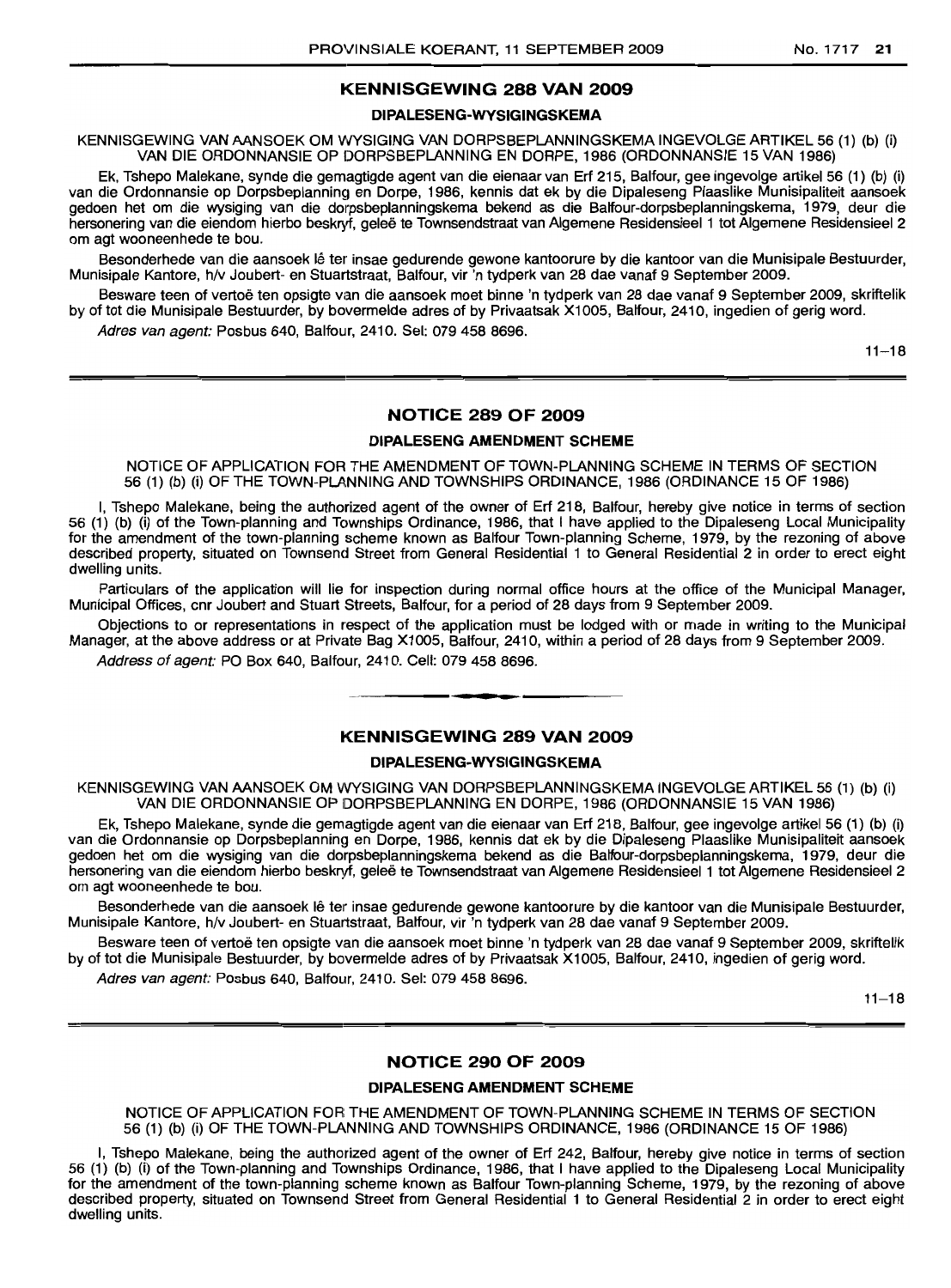## KENNISGEWING 288 VAN 2009

### DIPALESENG-WYSIGINGSKEMA

KENNISGEWING VAN AANSOEK OM WYSIGING VAN DORPSBEPLANNINGSKEMA INGEVOLGE ARTIKEL 56 (1) (b) (i) VAN DIE ORDONNANSIE OP DORPSBEPLANNING EN DORPE, 1986 (ORDONNANSIE 15 VAN 1986)

Ek, Tshepo Malekane, synde die gemagtigde agent van die eienaar van Erf 215, Balfour, gee ingevolge artikel 56 (1) (b) (i) van die Ordonnansie op Dorpsbeplanning en Dorpe, 1986, kennis dat ek by die Dipaleseng Plaaslike Munisipaliteit aansoek gedoen het om die wysiging van die dorpsbeplanningskema bekend as die Balfour-dorpsbeplanningskema, 1979, deur die hersonering van die eiendom hierbo beskryf, geleë te Townsendstraat van Algemene Residensieel 1 tot Algemene Residensieel 2 om agt wooneenhede te bou.

Besonderhede van die aansoek lê ter insae gedurende gewone kantoorure by die kantoor van die Munisipale Bestuurder, Munisipale Kantore, h/v Joubert- en Stuartstraat, Balfour, vir 'n tydperk van 28 dae vanaf 9 September 2009.

Besware teen of vertoë ten opsigte van die aansoek moet binne 'n tydperk van 28 dae vanaf 9 September 2009, skriftelik by of tot die Munisipale Bestuurder, by bovermelde adres of by Privaatsak X1005, Balfour, 2410, ingedien of gerig word.

*Adres van agent:* Posbus 640, Balfour, 2410. Sel: 079 458 8696.

11–18

## NOTICE 289 OF 2009

### DIPALESENG AMENDMENT SCHEME

NOTICE OF APPLICATION FOR THE AMENDMENT OF TOWN-PLANNING SCHEME IN TERMS OF SECTION 56 (1) (b) (i) OF THE TOWN-PLANNING AND TOWNSHIPS ORDINANCE, 1986 (ORDINANCE 15 OF 1986)

I, Tshepo Malekane, being the authorized agent of the owner of Erf 218, Balfour, hereby give notice in terms of section 56 (1) (b) (i) of the Town-planning and Townships Ordinance, 1986, that I have applied to the Dipaleseng Local Municipality for the amendment of the town-planning scheme known as Balfour Town-planning Scheme, 1979, by the rezoning of above described property, situated on Townsend Street from General Residential 1 to General Residential 2 in order to erect eight dwelling units.

Particulars of the application will lie for inspection during normal office hours at the office of the Municipal Manager, Municipal Offices, cnr Joubert and Stuart Streets, Balfour, for a period of 28 days from 9 September 2009.

Objections to or representations in respect of the application must be lodged with or made in writing to the Municipal Manager, at the above address or at Private Bag X1005, Balfour, 2410, within a period of 28 days from 9 September 2009.

*Address of agent:* PO Box 640, Balfour, 2410. Cell: 079 458 8696.

## KENNISGEWING 289 VAN 2009

### DIPALESENG-WYSIGINGSKEMA

KENNISGEWING VAN AANSOEK OM WYSIGING VAN DORPSBEPLANNINGSKEMA INGEVOLGE ARTIKEL 56 (1) (b) (i) VAN DIE ORDONNANSIE OP DORPSBEPLANNING EN DORPE, 1986 (ORDONNANSIE 15 VAN 1986)

Ek, Tshepo Malekane, synde die gemagtigde agent van die eienaar van Erf 218, Balfour, gee ingevolge artikel 56 (1) (b) (i) van die Ordonnansie op Dorpsbeplanning en Dorpe, 1986, kennis dat ek by die Dipaleseng Plaaslike Munisipaliteit aansoek gedoen het om die wysiging van die dorpsbeplanningskema bekend as die Balfour-dorpsbeplanningskema, 1979, deur die hersonering van die eiendom hierbo beskryf, geleë te Townsendstraat van Algemene Residensieel 1 tot Algemene Residensieel 2 om agt wooneenhede te bou.

Besonderhede van die aansoek lê ter insae gedurende gewone kantoorure by die kantoor van die Munisipale Bestuurder, Munisipale Kantore, h/v Joubert- en Stuartstraat, Balfour, vir 'n tydperk van 28 dae vanaf 9 September 2009.

Besware teen of vertoë ten opsigte van die aansoek moet binne 'n tydperk van 28 dae vanaf 9 September 2009, skriftelik by of tot die Munisipale Bestuurder, by bovermelde adres of by Privaatsak X1005, Balfour, 2410, ingedien of gerig word.

*Adres van agent:* Posbus 640, Balfour, 2410. Sel: 079 458 8696.

11–18

## NOTICE 290 OF 2009

### DIPALESENG AMENDMENT SCHEME

NOTICE OF APPLICATION FOR THE AMENDMENT OF TOWN-PLANNING SCHEME IN TERMS OF SECTION 56 (1) (b) (i) OF THE TOWN-PLANNING AND TOWNSHIPS ORDINANCE, 1986 (ORDINANCE 15 OF 1986)

I, Tshepo Malekane, being the authorized agent of the owner of Erf 242, Balfour, hereby give notice in terms of section 56 (1) (b) (i) of the Town-planning and Townships Ordinance, 1986, that I have applied to the Dipaleseng Local Municipality for the amendment of the town-planning scheme known as Balfour Town-planning Scheme, 1979, by the rezoning of above described property, situated on Townsend Street from General Residential 1 to General Residential 2 in order to erect eight dwelling units.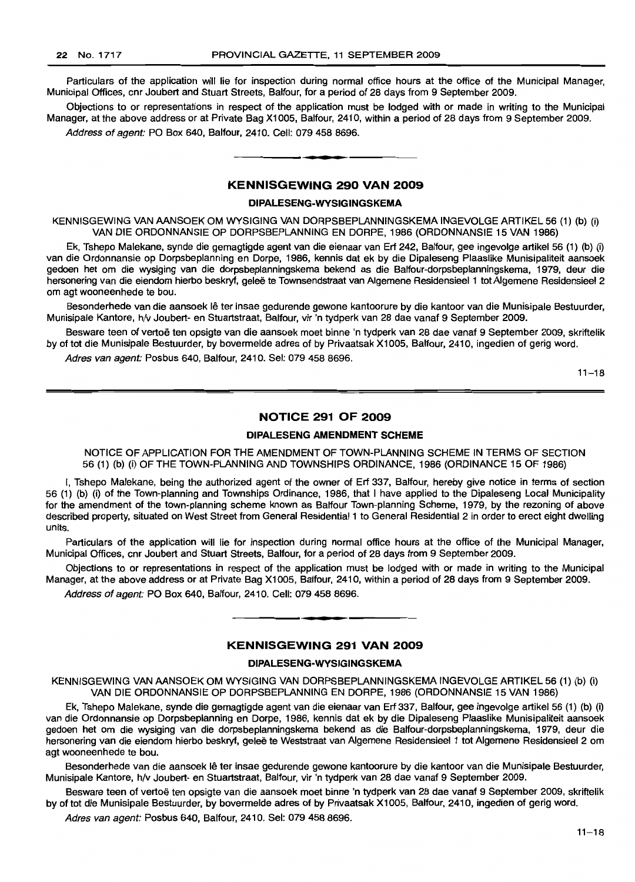Particulars of the application will lie for inspection during normal office hours at the office of the Municipal Manager, Municipal Offices, cnr Joubert and Stuart Streets, Balfour, for a period of 28 days from 9 September 2009.

Objections to or representations in respect of the application must be lodged with or made in writing to the Municipal Manager, at the above address or at Private Bag X1005, Balfour, 2410, within a period of 28 days from 9 September 2009.

*Address of agent:* PO Box 640, Balfour, 2410. Cell: 079 458 8696.

---

## KENNISGEWING 290 VAN 2009

### DIPALESENG-WYSIGINGSKEMA

KENNISGEWING VAN AANSOEK OM WYSIGING VAN DORPSBEPLANNINGSKEMA INGEVOLGE ARTIKEL 56 (1) (b) (i) VAN DIE ORDONNANSIE OP DORPSBEPLANNING EN DORPE, 1986 (ORDONNANSIE 15 VAN 1986)

Ek, Tshepo Malekane, synde die gemagtigde agent van die eienaar van Erf 242, Balfour, gee ingevolge artikel 56 (1) (b) (i) van die Ordonnansie op Dorpsbeplanning en Dorpe, 1986, kennis dat ek by die Dipaleseng Plaaslike Munisipaliteit aansoek gedoen het om die wysiging van die dorpsbeplanningskema bekend as die Balfour-dorpsbeplanningskema, 1979, deur die hersonering van die eiendom hierbo beskryf, geleë te Townsendstraat van Algemene Residensieel 1 tot Algemene Residensieel 2 om agt wooneenhede te bou.

Besonderhede van die aansoek lê ter insae gedurende gewone kantoorure by die kantoor van die Munisipale Bestuurder, Munisipale Kantore, h/v Joubert- en Stuartstraat, Balfour, vir 'n tydperk van 28 dae vanaf 9 September 2009.

Besware teen of vertoë ten opsigte van die aansoek moet binne 'n tydperk van 28 dae vanaf 9 September 2009, skriftelik by of tot die Munisipale Bestuurder, by bovermelde adres of by Privaatsak X1005, Balfour, 2410, ingedien of gerig word.

*Adres van agent:* Posbus 640, Balfour, 2410. Sel: 079 458 8696.

11–18

---

## NOTICE 291 OF 2009

### DIPALESENG AMENDMENT SCHEME

NOTICE OF APPLICATION FOR THE AMENDMENT OF TOWN-PLANNING SCHEME IN TERMS OF SECTION 56 (1) (b) (i) OF THE TOWN-PLANNING AND TOWNSHIPS ORDINANCE, 1986 (ORDINANCE 15 OF 1986)

I, Tshepo Malekane, being the authorized agent of the owner of Erf 337, Balfour, hereby give notice in terms of section 56 (1) (b) (i) of the Town-planning and Townships Ordinance, 1986, that I have applied to the Dipaleseng Local Municipality for the amendment of the town-planning scheme known as Balfour Town-planning Scheme, 1979, by the rezoning of above described property, situated on West Street from General Residential 1 to General Residential 2 in order to erect eight dwelling units.

Particulars of the application will lie for inspection during normal office hours at the office of the Municipal Manager, Municipal Offices, cnr Joubert and Stuart Streets, Balfour, for a period of 28 days from 9 September 2009.

Objections to or representations in respect of the application must be lodged with or made in writing to the Municipal Manager, at the above address or at Private Bag X1005, Balfour, 2410, within a period of 28 days from 9 September 2009.

*Address of agent:* PO Box 640, Balfour, 2410. Cell: 079 458 8696.

---

## KENNISGEWING 291 VAN 2009

### DIPALESENG-WYSIGINGSKEMA

KENNISGEWING VAN AANSOEK OM WYSIGING VAN DORPSBEPLANNINGSKEMA INGEVOLGE ARTIKEL 56 (1) (b) (i) VAN DIE ORDONNANSIE OP DORPSBEPLANNING EN DORPE, 1986 (ORDONNANSIE 15 VAN 1986)

Ek, Tshepo Malekane, synde die gemagtigde agent van die eienaar van Erf 337, Balfour, gee ingevolge artikel 56 (1) (b) (i) van die Ordonnansie op Dorpsbeplanning en Dorpe, 1986, kennis dat ek by die Dipaleseng Plaaslike Munisipaliteit aansoek gedoen het om die wysiging van die dorpsbeplanningskema bekend as die Balfour-dorpsbeplanningskema, 1979, deur die hersonering van die eiendom hierbo beskryf, geleë te Weststraat van Algemene Residensieel 1 tot Algemene Residensieel 2 om agt wooneenhede te bou.

Besonderhede van die aansoek lê ter insae gedurende gewone kantoorure by die kantoor van die Munisipale Bestuurder, Munisipale Kantore, h/v Joubert- en Stuartstraat, Balfour, vir 'n tydperk van 28 dae vanaf 9 September 2009.

Besware teen of vertoë ten opsigte van die aansoek moet binne 'n tydperk van 28 dae vanaf 9 September 2009, skriftelik by of tot die Munisipale Bestuurder, by bovermelde adres of by Privaatsak X1005, Balfour, 2410, ingedien of gerig word.

*Adres van agent:* Posbus 640, Balfour, 2410. Sel: 079 458 8696.

11–18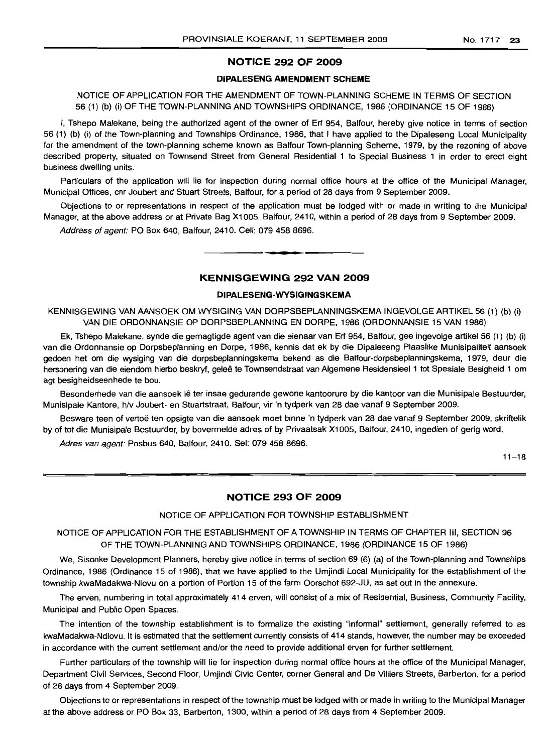## NOTICE 292 OF 2009

### DIPALESENG AMENDMENT SCHEME

NOTICE OF APPLICATION FOR THE AMENDMENT OF TOWN-PLANNING SCHEME IN TERMS OF SECTION 56 (1) (b) (i) OF THE TOWN-PLANNING AND TOWNSHIPS ORDINANCE, 1986 (ORDINANCE 15 OF 1986)

I, Tshepo Malekane, being the authorized agent of the owner of Erf 954, Balfour, hereby give notice in terms of section 56 (1) (b) (i) of the Town-planning and Townships Ordinance, 1986, that I have applied to the Dipaleseng Local Municipality for the amendment of the town-planning scheme known as Balfour Town-planning Scheme, 1979, by the rezoning of above described property, situated on Townsend Street from General Residential 1 to Special Business 1 in order to erect eight business dwelling units.

Particulars of the application will lie for inspection during normal office hours at the office of the Municipal Manager, Municipal Offices, cnr Joubert and Stuart Streets, Balfour, for a period of 28 days from 9 September 2009.

Objections to or representations in respect of the application must be lodged with or made in writing to the Municipal Manager, at the above address or at Private Bag X1005, Balfour, 2410, within a period of 28 days from 9 September 2009.

*Address of agent:* PO Box 640, Balfour, 2410. Cell: 079 458 8696.

---

## KENNISGEWING 292 VAN 2009

### DIPALESENG-WYSIGINGSKEMA

KENNISGEWING VAN AANSOEK OM WYSIGING VAN DORPSBEPLANNINGSKEMA INGEVOLGE ARTIKEL 56 (1) (b) (i) VAN DIE ORDONNANSIE OP DORPSBEPLANNING EN DORPE, 1986 (ORDONNANSIE 15 VAN 1986)

Ek, Tshepo Malekane, synde die gemagtigde agent van die eienaar van Erf 954, Balfour, gee ingevolge artikel 56 (1) (b) (i) van die Ordonnansie op Dorpsbeplanning en Dorpe, 1986, kennis dat ek by die Dipaleseng Plaaslike Munisipaliteit aansoek gedoen het om die wysiging van die dorpsbeplanningskema bekend as die Balfour-dorpsbeplanningskema, 1979, deur die hersonering van die eiendom hierbo beskryf, geleë te Townsendstraat van Algemene Residensieel 1 tot Spesiale Besigheid 1 om agt besigheidseenhede te bou.

Besonderhede van die aansoek lê ter insae gedurende gewone kantoorure by die kantoor van die Munisipale Bestuurder, Munisipale Kantore, h/v Joubert- en Stuartstraat, Balfour, vir 'n tydperk van 28 dae vanaf 9 September 2009.

Besware teen of vertoë ten opsigte van die aansoek moet binne 'n tydperk van 28 dae vanaf 9 September 2009, skriftelik by of tot die Munisipale Bestuurder, by bovermelde adres of by Privaatsak X1005, Balfour, 2410, ingedien of gerig word.

*Adres van agent:* Posbus 640, Balfour, 2410. Sel: 079 458 8696.

11–18

---

## NOTICE 293 OF 2009

NOTICE OF APPLICATION FOR TOWNSHIP ESTABLISHMENT

NOTICE OF APPLICATION FOR THE ESTABLISHMENT OF A TOWNSHIP IN TERMS OF CHAPTER III, SECTION 96 OF THE TOWN-PLANNING AND TOWNSHIPS ORDINANCE, 1986 (ORDINANCE 15 OF 1986)

We, Sisonke Development Planners, hereby give notice in terms of section 69 (6) (a) of the Town-planning and Townships Ordinance, 1986 (Ordinance 15 of 1986), that we have applied to the Umjindi Local Municipality for the establishment of the township kwaMadakwa-Nlovu on a portion of Portion 15 of the farm Oorschot 692-JU, as set out in the annexure.

The erven, numbering in total approximately 414 erven, will consist of a mix of Residential, Business, Community Facility, Municipal and Public Open Spaces.

The intention of the township establishment is to formalize the existing "informal" settlement, generally referred to as kwaMadakwa-Ndlovu. It is estimated that the settlement currently consists of 414 stands, however, the number may be exceeded in accordance with the current settlement and/or the need to provide additional erven for further settlement.

Further particulars of the township will lie for inspection during normal office hours at the office of the Municipal Manager, Department Civil Services, Second Floor, Umjindi Civic Center, corner General and De Villiers Streets, Barberton, for a period of 28 days from 4 September 2009.

Objections to or representations in respect of the township must be lodged with or made in writing to the Municipal Manager at the above address or PO Box 33, Barberton, 1300, within a period of 28 days from 4 September 2009.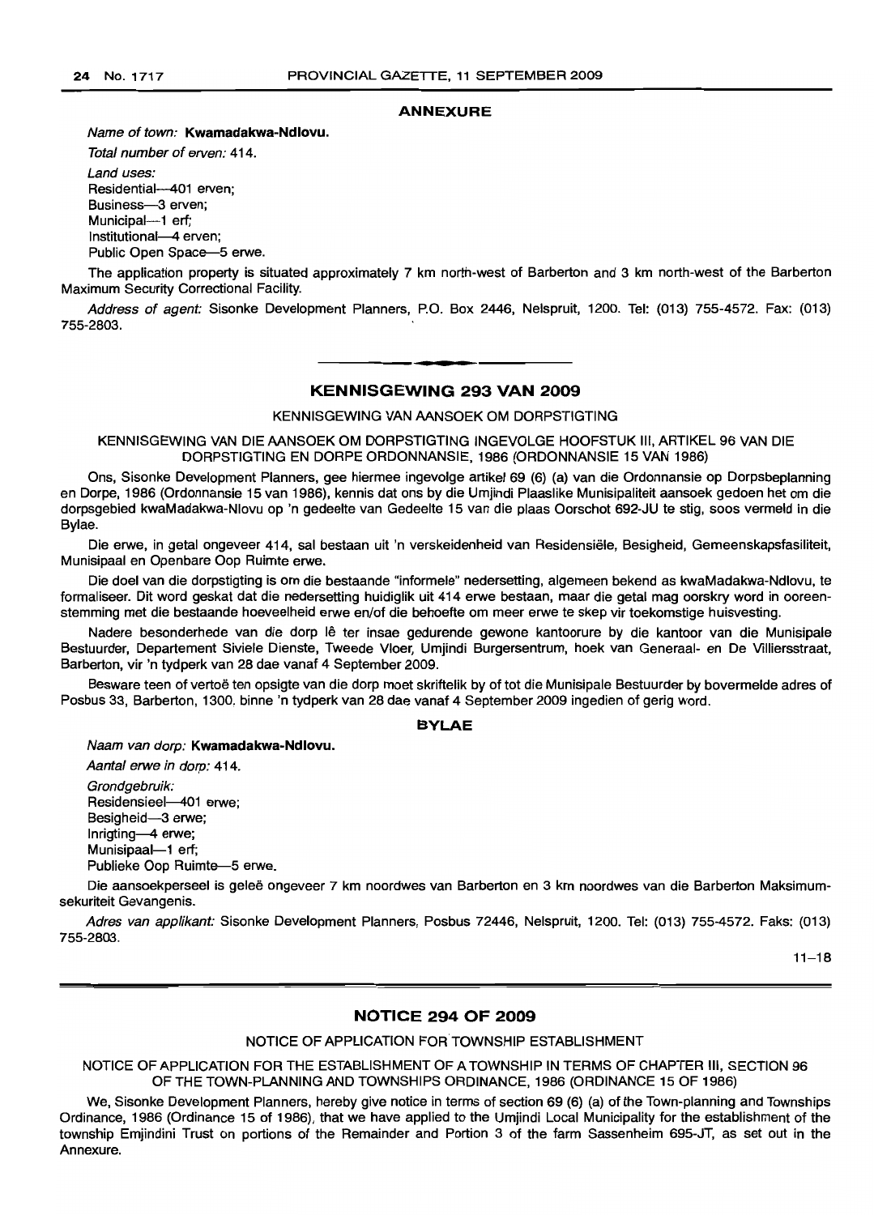## ANNEXURE

*Name of town:* **Kwamadakwa-Ndlovu.**

*Total number of erven:* 414.

*Land uses:*
Residential—401 erven;
Business—3 erven;
Municipal—1 erf;
Institutional—4 erven;
Public Open Space—5 erwe.

The application property is situated approximately 7 km north-west of Barberton and 3 km north-west of the Barberton Maximum Security Correctional Facility.

*Address of agent:* Sisonke Development Planners, P.O. Box 2446, Nelspruit, 1200. Tel: (013) 755-4572. Fax: (013) 755-2803.

---

## KENNISGEWING 293 VAN 2009

KENNISGEWING VAN AANSOEK OM DORPSTIGTING

KENNISGEWING VAN DIE AANSOEK OM DORPSTIGTING INGEVOLGE HOOFSTUK III, ARTIKEL 96 VAN DIE DORPSTIGTING EN DORPE ORDONNANSIE, 1986 (ORDONNANSIE 15 VAN 1986)

Ons, Sisonke Development Planners, gee hiermee ingevolge artikel 69 (6) (a) van die Ordonnansie op Dorpsbeplanning en Dorpe, 1986 (Ordonnansie 15 van 1986), kennis dat ons by die Umjindi Plaaslike Munisipaliteit aansoek gedoen het om die dorpsgebied kwaMadakwa-Nlovu op 'n gedeelte van Gedeelte 15 van die plaas Oorschot 692-JU te stig, soos vermeld in die Bylae.

Die erwe, in getal ongeveer 414, sal bestaan uit 'n verskeidenheid van Residensiële, Besigheid, Gemeenskapsfasiliteit, Munisipaal en Openbare Oop Ruimte erwe.

Die doel van die dorpstigting is om die bestaande "informele" nedersetting, algemeen bekend as kwaMadakwa-Ndlovu, te formaliseer. Dit word geskat dat die nedersetting huidiglik uit 414 erwe bestaan, maar die getal mag oorskry word in ooreenstemming met die bestaande hoeveelheid erwe en/of die behoefte om meer erwe te skep vir toekomstige huisvesting.

Nadere besonderhede van die dorp lê ter insae gedurende gewone kantoorure by die kantoor van die Munisipale Bestuurder, Departement Siviele Dienste, Tweede Vloer, Umjindi Burgersentrum, hoek van Generaal- en De Villiersstraat, Barberton, vir 'n tydperk van 28 dae vanaf 4 September 2009.

Besware teen of vertoë ten opsigte van die dorp moet skriftelik by of tot die Munisipale Bestuurder by bovermelde adres of Posbus 33, Barberton, 1300, binne 'n tydperk van 28 dae vanaf 4 September 2009 ingedien of gerig word.

## BYLAE

*Naam van dorp:* **Kwamadakwa-Ndlovu.**

*Aantal erwe in dorp:* 414.

*Grondgebruik:*
Residensieel—401 erwe;
Besigheid—3 erwe;
Inrigting—4 erwe;
Munisipaal—1 erf;
Publieke Oop Ruimte—5 erwe.

Die aansoekperseel is geleë ongeveer 7 km noordwes van Barberton en 3 km noordwes van die Barberton Maksimumsekuriteit Gevangenis.

*Adres van applikant:* Sisonke Development Planners, Posbus 72446, Nelspruit, 1200. Tel: (013) 755-4572. Faks: (013) 755-2803.

11–18

---

## NOTICE 294 OF 2009

NOTICE OF APPLICATION FOR TOWNSHIP ESTABLISHMENT

NOTICE OF APPLICATION FOR THE ESTABLISHMENT OF A TOWNSHIP IN TERMS OF CHAPTER III, SECTION 96 OF THE TOWN-PLANNING AND TOWNSHIPS ORDINANCE, 1986 (ORDINANCE 15 OF 1986)

We, Sisonke Development Planners, hereby give notice in terms of section 69 (6) (a) of the Town-planning and Townships Ordinance, 1986 (Ordinance 15 of 1986), that we have applied to the Umjindi Local Municipality for the establishment of the township Emjindini Trust on portions of the Remainder and Portion 3 of the farm Sassenheim 695-JT, as set out in the Annexure.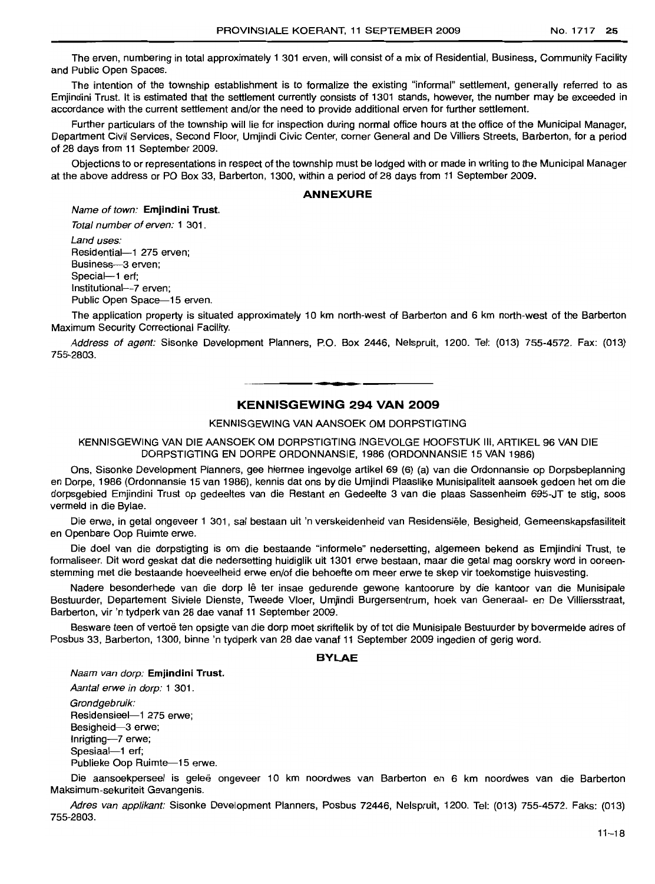The erven, numbering in total approximately 1 301 erven, will consist of a mix of Residential, Business, Community Facility and Public Open Spaces.

The intention of the township establishment is to formalize the existing "informal" settlement, generally referred to as Emjindini Trust. It is estimated that the settlement currently consists of 1301 stands, however, the number may be exceeded in accordance with the current settlement and/or the need to provide additional erven for further settlement.

Further particulars of the township will lie for inspection during normal office hours at the office of the Municipal Manager, Department Civil Services, Second Floor, Umjindi Civic Center, corner General and De Villiers Streets, Barberton, for a period of 28 days from 11 September 2009.

Objections to or representations in respect of the township must be lodged with or made in writing to the Municipal Manager at the above address or PO Box 33, Barberton, 1300, within a period of 28 days from 11 September 2009.

## ANNEXURE

*Name of town:* **Emjindini Trust.**

*Total number of erven:* 1 301.

*Land uses:*

Residential—1 275 erven;
Business—3 erven;
Special—1 erf;
Institutional—7 erven;
Public Open Space—15 erven.

The application property is situated approximately 10 km north-west of Barberton and 6 km north-west of the Barberton Maximum Security Correctional Facility.

*Address of agent:* Sisonke Development Planners, P.O. Box 2446, Nelspruit, 1200. Tel: (013) 755-4572. Fax: (013) 755-2803.

---

## KENNISGEWING 294 VAN 2009

KENNISGEWING VAN AANSOEK OM DORPSTIGTING

KENNISGEWING VAN DIE AANSOEK OM DORPSTIGTING INGEVOLGE HOOFSTUK III, ARTIKEL 96 VAN DIE DORPSTIGTING EN DORPE ORDONNANSIE, 1986 (ORDONNANSIE 15 VAN 1986)

Ons, Sisonke Development Planners, gee hiermee ingevolge artikel 69 (6) (a) van die Ordonnansie op Dorpsbeplanning en Dorpe, 1986 (Ordonnansie 15 van 1986), kennis dat ons by die Umjindi Plaaslike Munisipaliteit aansoek gedoen het om die dorpsgebied Emjindini Trust op gedeeltes van die Restant en Gedeelte 3 van die plaas Sassenheim 695-JT te stig, soos vermeld in die Bylae.

Die erwe, in getal ongeveer 1 301, sal bestaan uit 'n verskeidenheid van Residensiële, Besigheid, Gemeenskapsfasiliteit en Openbare Oop Ruimte erwe.

Die doel van die dorpstigting is om die bestaande "informele" nedersetting, algemeen bekend as Emjindini Trust, te formaliseer. Dit word geskat dat die nedersetting huidiglik uit 1301 erwe bestaan, maar die getal mag oorskry word in ooreenstemming met die bestaande hoeveelheid erwe en/of die behoefte om meer erwe te skep vir toekomstige huisvesting.

Nadere besonderhede van die dorp lê ter insae gedurende gewone kantoorure by die kantoor van die Munisipale Bestuurder, Departement Siviele Dienste, Tweede Vloer, Umjindi Burgersentrum, hoek van Generaal- en De Villiersstraat, Barberton, vir 'n tydperk van 28 dae vanaf 11 September 2009.

Besware teen of vertoë ten opsigte van die dorp moet skriftelik by of tot die Munisipale Bestuurder by bovermelde adres of Posbus 33, Barberton, 1300, binne 'n tydperk van 28 dae vanaf 11 September 2009 ingedien of gerig word.

## BYLAE

*Naam van dorp:* **Emjindini Trust.**

*Aantal erwe in dorp:* 1 301.

*Grondgebruik:*

Residensieel—1 275 erwe;
Besigheid—3 erwe;
Inrigting—7 erwe;
Spesiaal—1 erf;
Publieke Oop Ruimte—15 erwe.

Die aansoekperseel is geleë ongeveer 10 km noordwes van Barberton en 6 km noordwes van die Barberton Maksimum-sekuriteit Gevangenis.

*Adres van applikant:* Sisonke Development Planners, Posbus 72446, Nelspruit, 1200. Tel: (013) 755-4572. Faks: (013) 755-2803.

11–18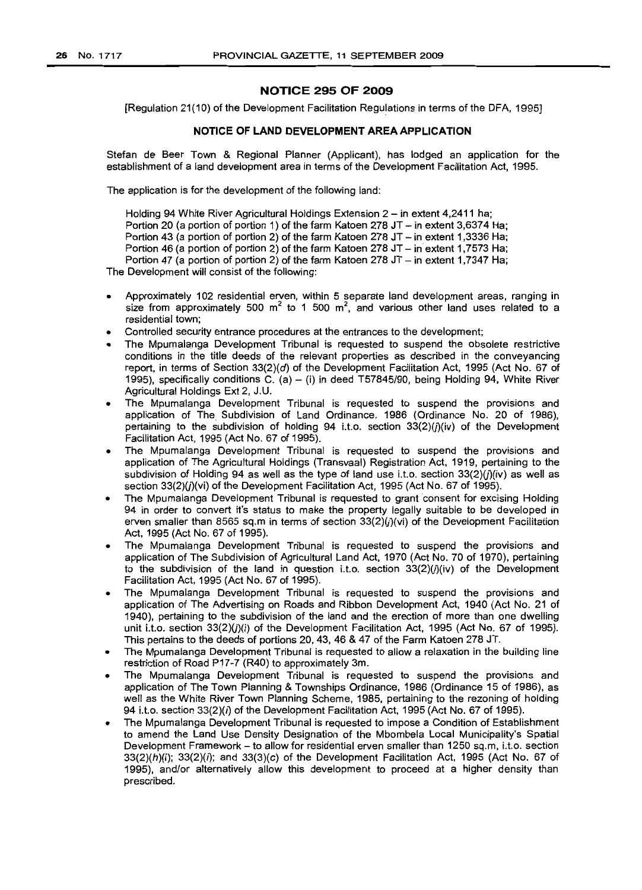## NOTICE 295 OF 2009

[Regulation 21(10) of the Development Facilitation Regulations in terms of the DFA, 1995]

### NOTICE OF LAND DEVELOPMENT AREA APPLICATION

Stefan de Beer Town & Regional Planner (Applicant), has lodged an application for the establishment of a land development area in terms of the Development Facilitation Act, 1995.

The application is for the development of the following land:

Holding 94 White River Agricultural Holdings Extension 2 – in extent 4,2411 ha;
Portion 20 (a portion of portion 1) of the farm Katoen 278 JT – in extent 3,6374 Ha;
Portion 43 (a portion of portion 2) of the farm Katoen 278 JT – in extent 1,3336 Ha;
Portion 46 (a portion of portion 2) of the farm Katoen 278 JT – in extent 1,7573 Ha;
Portion 47 (a portion of portion 2) of the farm Katoen 278 JT – in extent 1,7347 Ha;

The Development will consist of the following:

- Approximately 102 residential erven, within 5 separate land development areas, ranging in size from approximately 500 $m^2$ to 1 500 $m^2$, and various other land uses related to a residential town;
- Controlled security entrance procedures at the entrances to the development;
- The Mpumalanga Development Tribunal is requested to suspend the obsolete restrictive conditions in the title deeds of the relevant properties as described in the conveyancing report, in terms of Section 33(2)(*d*) of the Development Facilitation Act, 1995 (Act No. 67 of 1995), specifically conditions C. (a) – (i) in deed T57845/90, being Holding 94, White River Agricultural Holdings Ext 2, J.U.
- The Mpumalanga Development Tribunal is requested to suspend the provisions and application of The Subdivision of Land Ordinance, 1986 (Ordinance No. 20 of 1986), pertaining to the subdivision of holding 94 i.t.o. section 33(2)(*j*)(iv) of the Development Facilitation Act, 1995 (Act No. 67 of 1995).
- The Mpumalanga Development Tribunal is requested to suspend the provisions and application of The Agricultural Holdings (Transvaal) Registration Act, 1919, pertaining to the subdivision of Holding 94 as well as the type of land use i.t.o. section 33(2)(*j*)(iv) as well as section 33(2)(*j*)(vi) of the Development Facilitation Act, 1995 (Act No. 67 of 1995).
- The Mpumalanga Development Tribunal is requested to grant consent for excising Holding 94 in order to convert it's status to make the property legally suitable to be developed in erven smaller than 8565 sq.m in terms of section 33(2)(*j*)(vi) of the Development Facilitation Act, 1995 (Act No. 67 of 1995).
- The Mpumalanga Development Tribunal is requested to suspend the provisions and application of The Subdivision of Agricultural Land Act, 1970 (Act No. 70 of 1970), pertaining to the subdivision of the land in question i.t.o. section 33(2)(*j*)(iv) of the Development Facilitation Act, 1995 (Act No. 67 of 1995).
- The Mpumalanga Development Tribunal is requested to suspend the provisions and application of The Advertising on Roads and Ribbon Development Act, 1940 (Act No. 21 of 1940), pertaining to the subdivision of the land and the erection of more than one dwelling unit i.t.o. section 33(2)(*j*)(i) of the Development Facilitation Act, 1995 (Act No. 67 of 1995). This pertains to the deeds of portions 20, 43, 46 & 47 of the Farm Katoen 278 JT.
- The Mpumalanga Development Tribunal is requested to allow a relaxation in the building line restriction of Road P17-7 (R40) to approximately 3m.
- The Mpumalanga Development Tribunal is requested to suspend the provisions and application of The Town Planning & Townships Ordinance, 1986 (Ordinance 15 of 1986), as well as the White River Town Planning Scheme, 1985, pertaining to the rezoning of holding 94 i.t.o. section 33(2)(*i*) of the Development Facilitation Act, 1995 (Act No. 67 of 1995).
- The Mpumalanga Development Tribunal is requested to impose a Condition of Establishment to amend the Land Use Density Designation of the Mbombela Local Municipality's Spatial Development Framework – to allow for residential erven smaller than 1250 sq.m, i.t.o. section 33(2)(*h*)(*i*); 33(2)(*i*); and 33(3)(c) of the Development Facilitation Act, 1995 (Act No. 67 of 1995), and/or alternatively allow this development to proceed at a higher density than prescribed.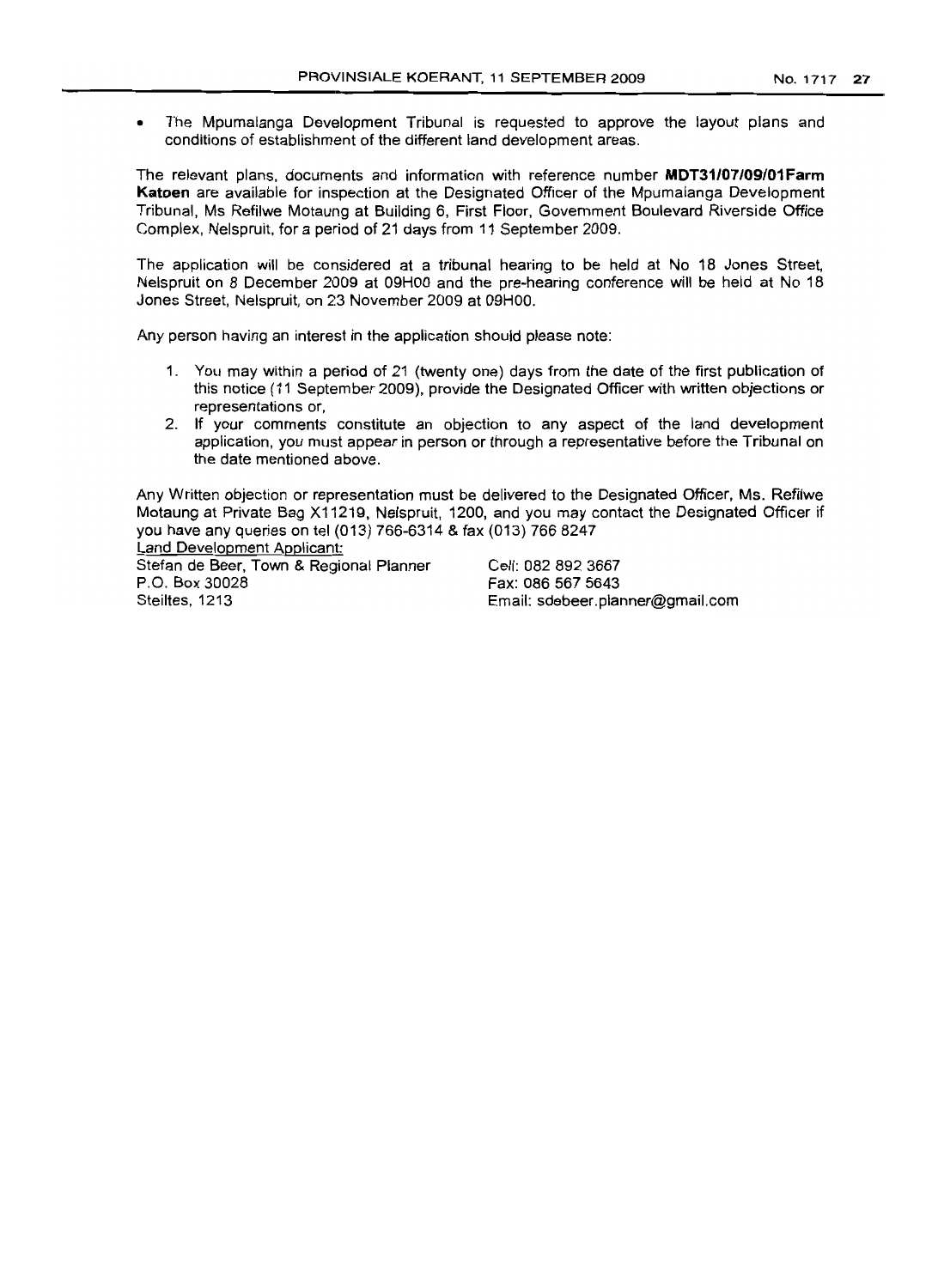- The Mpumalanga Development Tribunal is requested to approve the layout plans and conditions of establishment of the different land development areas.

The relevant plans, documents and information with reference number **MDT31/07/09/01Farm Katoen** are available for inspection at the Designated Officer of the Mpumalanga Development Tribunal, Ms Refilwe Motaung at Building 6, First Floor, Government Boulevard Riverside Office Complex, Nelspruit, for a period of 21 days from 11 September 2009.

The application will be considered at a tribunal hearing to be held at No 18 Jones Street, Nelspruit on 8 December 2009 at 09H00 and the pre-hearing conference will be held at No 18 Jones Street, Nelspruit, on 23 November 2009 at 09H00.

Any person having an interest in the application should please note:

1. You may within a period of 21 (twenty one) days from the date of the first publication of this notice (11 September 2009), provide the Designated Officer with written objections or representations or,
2. If your comments constitute an objection to any aspect of the land development application, you must appear in person or through a representative before the Tribunal on the date mentioned above.

Any Written objection or representation must be delivered to the Designated Officer, Ms. Refilwe Motaung at Private Bag X11219, Nelspruit, 1200, and you may contact the Designated Officer if you have any queries on tel (013) 766-6314 & fax (013) 766 8247

Land Development Applicant:

Stefan de Beer, Town & Regional Planner
P.O. Box 30028
Steiltes, 1213

Cell: 082 892 3667
Fax: 086 567 5643
Email: sdebeer.planner@gmail.com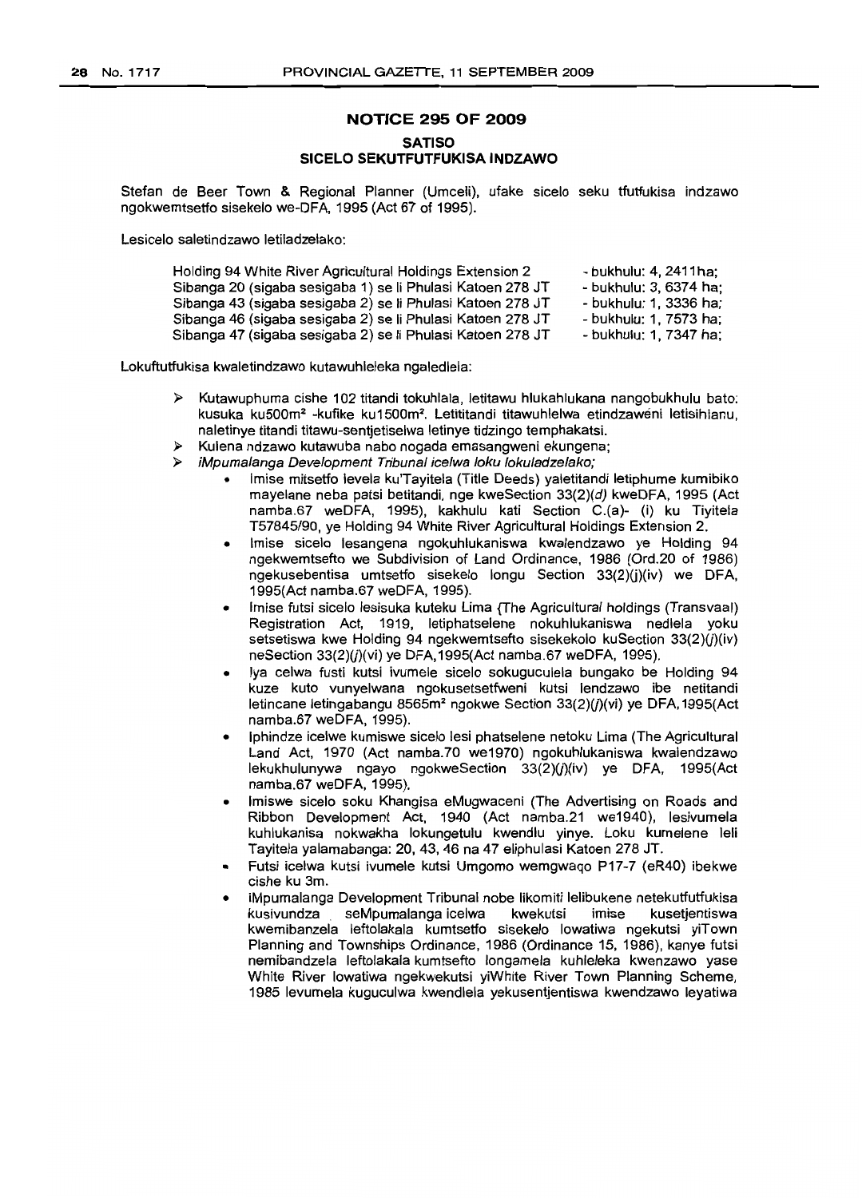## NOTICE 295 OF 2009

### SATISO

### SICELO SEKUTFUTFUKISA INDZAWO

Stefan de Beer Town & Regional Planner (Umceli), ufake sicelo seku tfutfukisa indzawo ngokwemtsetfo sisekelo we-DFA, 1995 (Act 67 of 1995).

Lesicelo saletindzawo letiladzelako:

| | |
|---|---|
| Holding 94 White River Agricultural Holdings Extension 2 | - bukhulu: 4, 2411ha; |
| Sibanga 20 (sigaba sesigaba 1) se li Phulasi Katoen 278 JT | - bukhulu: 3, 6374 ha; |
| Sibanga 43 (sigaba sesigaba 2) se li Phulasi Katoen 278 JT | - bukhulu: 1, 3336 ha; |
| Sibanga 46 (sigaba sesigaba 2) se li Phulasi Katoen 278 JT | - bukhulu: 1, 7573 ha; |
| Sibanga 47 (sigaba sesigaba 2) se li Phulasi Katoen 278 JT | - bukhulu: 1, 7347 ha; |

Lokuftutfukisa kwaletindzawo kutawuhleleka ngaledlela:

- Kutawuphuma cishe 102 titandi tokuhlala, letitawu hlukahlukana nangobukhulu bato: kusuka ku500m² -kufike ku1500m². Letititandi titawuhlelwa etindzaweni letisihlanu, naletinye titandi titawu-sentjetiselwa letinye tidzingo temphakatsi.
- Kulena ndzawo kutawuba nabo nogada emasangweni ekungena;
- *iMpumalanga Development Tribunal icelwa loku lokuladzelako;*
  - Imise mitsetfo levela ku'Tayitela (Title Deeds) yaletitandi letiphume kumibiko mayelane neba patsi betitandi, nge kweSection 33(2)(*d*) kweDFA, 1995 (Act namba.67 weDFA, 1995), kakhulu kati Section C.(a)- (i) ku Tiyitela T57845/90, ye Holding 94 White River Agricultural Holdings Extension 2.
  - Imise sicelo lesangena ngokuhlukaniswa kwalendzawo ye Holding 94 ngekwemtsetfo we Subdivision of Land Ordinance, 1986 (Ord.20 of 1986) ngekusebentisa umtsetfo sisekelo longu Section 33(2)(j)(iv) we DFA, 1995(Act namba.67 weDFA, 1995).
  - Imise futsi sicelo lesisuka kuteku Lima {The Agricultural holdings (Transvaal) Registration Act, 1919, letiphatselene nokuhlukaniswa nedlela yoku setsetiswa kwe Holding 94 ngekwemtsetfo sisekekolo kuSection 33(2)(*j*)(iv) neSection 33(2)(*j*)(vi) ye DFA,1995(Act namba.67 weDFA, 1995).
  - Iya celwa fusti kutsi ivumele sicelo sokuguculela bungako be Holding 94 kuze kuto vunyelwana ngokusetsetfweni kutsi lendzawo ibe netitandi letincane letingabangu 8565m² ngokwe Section 33(2)(*j*)(vi) ye DFA,1995(Act namba.67 weDFA, 1995).
  - Iphindze icelwe kumiswe sicelo lesi phatselene netoku Lima (The Agricultural Land Act, 1970 (Act namba.70 we1970) ngokuhlukaniswa kwalendzawo lekukhulunywa ngayo ngokweSection 33(2)(*j*)(iv) ye DFA, 1995(Act namba.67 weDFA, 1995).
  - Imiswe sicelo soku Khangisa eMugwaceni (The Advertising on Roads and Ribbon Development Act, 1940 (Act namba.21 we1940), lesivumela kuhlukanisa nokwakha lokungetulu kwendlu yinye. Loku kumelene leli Tayitela yalamabanga: 20, 43, 46 na 47 eliphulasi Katoen 278 JT.
  - Futsi icelwa kutsi ivumele kutsi Umgomo wemgwaqo P17-7 (eR40) ibekwe cishe ku 3m.
  - iMpumalanga Development Tribunal nobe likomiti lelibukene netekutfutfukisa kusivundza seMpumalanga icelwa kwekutsi imise kusetjentiswa kwemibanzela leftolakala kumtsetfo sisekelo lowatiwa ngekutsi yiTown Planning and Townships Ordinance, 1986 (Ordinance 15, 1986), kanye futsi nemibandzela leftolakala kumtsefto longamela kuhleleka kwenzawo yase White River lowatiwa ngekwekutsi yiWhite River Town Planning Scheme, 1985 levumela kuguculwa kwendlela yekusentjentiswa kwendzawo leyatiwa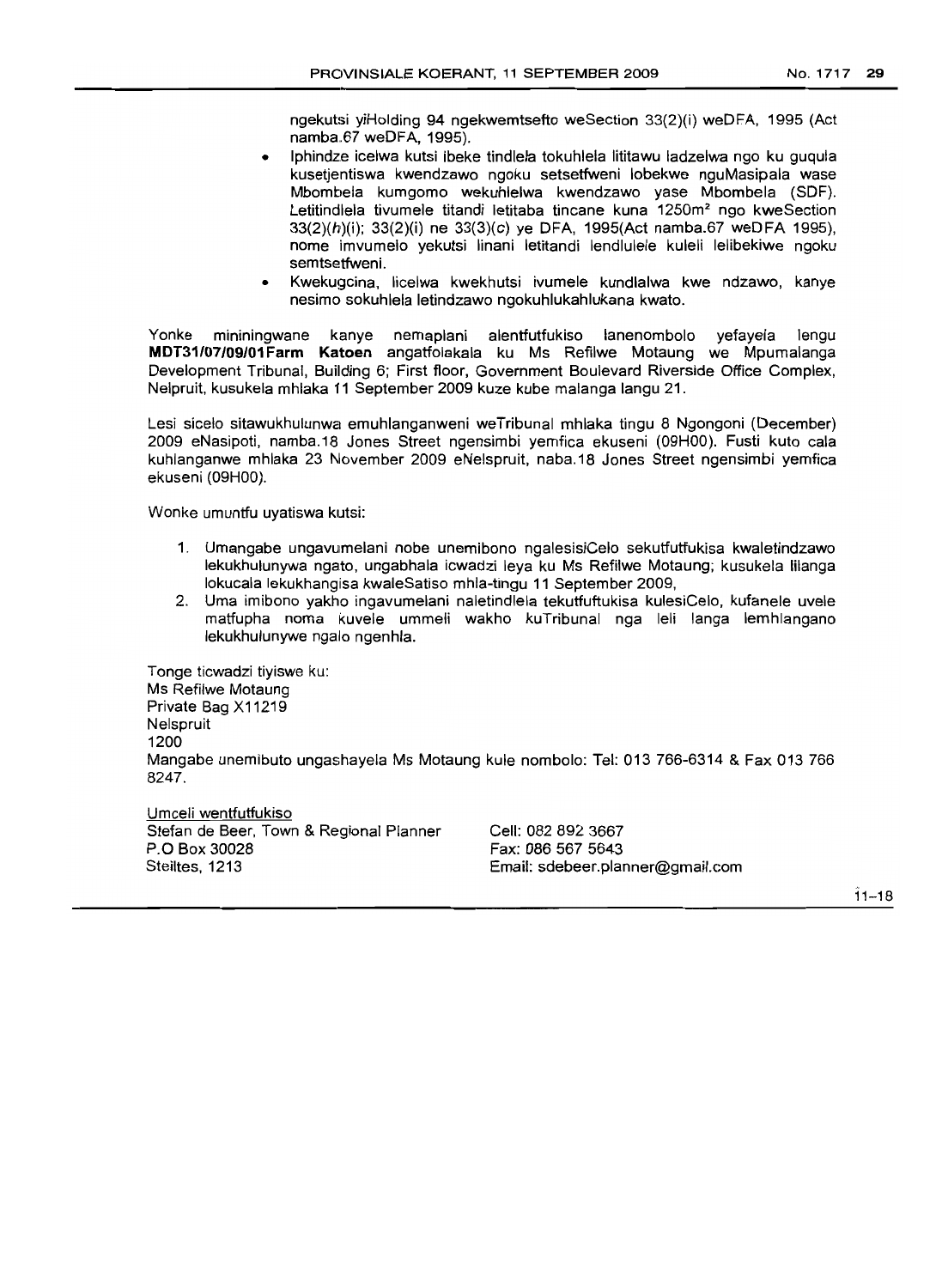ngekutsi yiHolding 94 ngekwemtsefto weSection 33(2)(i) weDFA, 1995 (Act namba.67 weDFA, 1995).

- Iphindze icelwa kutsi ibeke tindlela tokuhlela lititawu ladzelwa ngo ku guqula kusetjentiswa kwendzawo ngoku setsetfweni lobekwe nguMasipala wase Mbombela kumgomo wekuhlelwa kwendzawo yase Mbombela (SDF). Letitindlela tivumele titandi letitaba tincane kuna 1250m² ngo kweSection 33(2)(*h*)(i); 33(2)(i) ne 33(3)(*c*) ye DFA, 1995(Act namba.67 weDFA 1995), nome imvumelo yekutsi linani letitandi lendlulele kuleli lelibekiwe ngoku semtsetfweni.
- Kwekugcina, licelwa kwekhutsi ivumele kundlalwa kwe ndzawo, kanye nesimo sokuhlela letindzawo ngokuhlukahlukana kwato.

Yonke mininingwane kanye nemaplani alentfutfukiso lanenombolo yefayela lengu **MDT31/07/09/01Farm Katoen** angatfolakala ku Ms Refilwe Motaung we Mpumalanga Development Tribunal, Building 6; First floor, Government Boulevard Riverside Office Complex, Nelpruit, kusukela mhlaka 11 September 2009 kuze kube malanga langu 21.

Lesi sicelo sitawukhulunwa emuhlanganweni weTribunal mhlaka tingu 8 Ngongoni (December) 2009 eNasipoti, namba.18 Jones Street ngensimbi yemfica ekuseni (09H00). Fusti kuto cala kuhlanganwe mhlaka 23 November 2009 eNelspruit, naba.18 Jones Street ngensimbi yemfica ekuseni (09H00).

Wonke umuntfu uyatiswa kutsi:

1. Umangabe ungavumelani nobe unemibono ngalesisiCelo sekutfutfukisa kwaletindzawo lekukhulunywa ngato, ungabhala icwadzi leya ku Ms Refilwe Motaung; kusukela lilanga lokucala lekukhangisa kwaleSatiso mhla-tingu 11 September 2009,
2. Uma imibono yakho ingavumelani naletindlela tekutfuftukisa kulesiCelo, kufanele uvele matfupha noma kuvele ummeli wakho kuTribunal nga leli langa lemhlangano lekukhulunywe ngalo ngenhla.

Tonge ticwadzi tiyiswe ku:
Ms Refilwe Motaung
Private Bag X11219
Nelspruit
1200
Mangabe unemibuto ungashayela Ms Motaung kule nombolo: Tel: 013 766-6314 & Fax 013 766 8247.

Umceli wentfutfukiso
Stefan de Beer, Town & Regional Planner
P.O Box 30028
Steiltes, 1213

Cell: 082 892 3667
Fax: 086 567 5643
Email: sdebeer.planner@gmail.com

11–18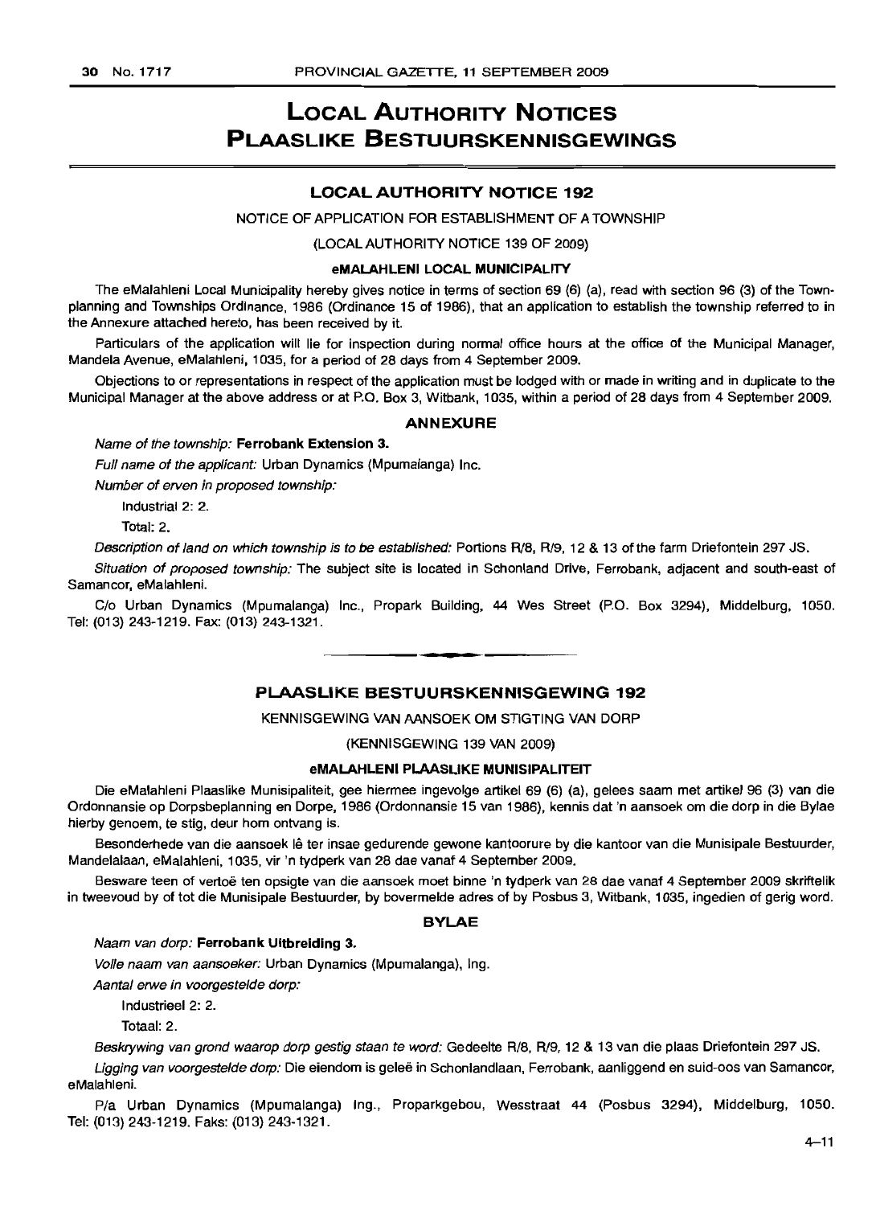# LOCAL AUTHORITY NOTICES
# PLAASLIKE BESTUURSKENNISGEWINGS

## LOCAL AUTHORITY NOTICE 192

NOTICE OF APPLICATION FOR ESTABLISHMENT OF A TOWNSHIP

(LOCAL AUTHORITY NOTICE 139 OF 2009)

**eMALAHLENI LOCAL MUNICIPALITY**

The eMalahleni Local Municipality hereby gives notice in terms of section 69 (6) (a), read with section 96 (3) of the Town-planning and Townships Ordinance, 1986 (Ordinance 15 of 1986), that an application to establish the township referred to in the Annexure attached hereto, has been received by it.

Particulars of the application will lie for inspection during normal office hours at the office of the Municipal Manager, Mandela Avenue, eMalahleni, 1035, for a period of 28 days from 4 September 2009.

Objections to or representations in respect of the application must be lodged with or made in writing and in duplicate to the Municipal Manager at the above address or at P.O. Box 3, Witbank, 1035, within a period of 28 days from 4 September 2009.

### ANNEXURE

*Name of the township:* **Ferrobank Extension 3.**

*Full name of the applicant:* Urban Dynamics (Mpumalanga) Inc.

*Number of erven in proposed township:*

Industrial 2: 2.

Total: 2.

*Description of land on which township is to be established:* Portions R/8, R/9, 12 & 13 of the farm Driefontein 297 JS.

*Situation of proposed township:* The subject site is located in Schonland Drive, Ferrobank, adjacent and south-east of Samancor, eMalahleni.

C/o Urban Dynamics (Mpumalanga) Inc., Propark Building, 44 Wes Street (P.O. Box 3294), Middelburg, 1050. Tel: (013) 243-1219. Fax: (013) 243-1321.

---

## PLAASLIKE BESTUURSKENNISGEWING 192

KENNISGEWING VAN AANSOEK OM STIGTING VAN DORP

(KENNISGEWING 139 VAN 2009)

**eMALAHLENI PLAASLIKE MUNISIPALITEIT**

Die eMalahleni Plaaslike Munisipaliteit, gee hiermee ingevolge artikel 69 (6) (a), gelees saam met artikel 96 (3) van die Ordonnansie op Dorpsbeplanning en Dorpe, 1986 (Ordonnansie 15 van 1986), kennis dat 'n aansoek om die dorp in die Bylae hierby genoem, te stig, deur hom ontvang is.

Besonderhede van die aansoek lê ter insae gedurende gewone kantoorure by die kantoor van die Munisipale Bestuurder, Mandelalaan, eMalahleni, 1035, vir 'n tydperk van 28 dae vanaf 4 September 2009.

Besware teen of vertoë ten opsigte van die aansoek moet binne 'n tydperk van 28 dae vanaf 4 September 2009 skriftelik in tweevoud by of tot die Munisipale Bestuurder, by bovermelde adres of by Posbus 3, Witbank, 1035, ingedien of gerig word.

### BYLAE

*Naam van dorp:* **Ferrobank Uitbreiding 3.**

*Volle naam van aansoeker:* Urban Dynamics (Mpumalanga), Ing.

*Aantal erwe in voorgestelde dorp:*

Industrieel 2: 2.

Totaal: 2.

*Beskrywing van grond waarop dorp gestig staan te word:* Gedeelte R/8, R/9, 12 & 13 van die plaas Driefontein 297 JS.

*Ligging van voorgestelde dorp:* Die eiendom is geleë in Schonlandlaan, Ferrobank, aanliggend en suid-oos van Samancor, eMalahleni.

P/a Urban Dynamics (Mpumalanga) Ing., Proparkgebou, Wesstraat 44 (Posbus 3294), Middelburg, 1050. Tel: (013) 243-1219. Faks: (013) 243-1321.

4–11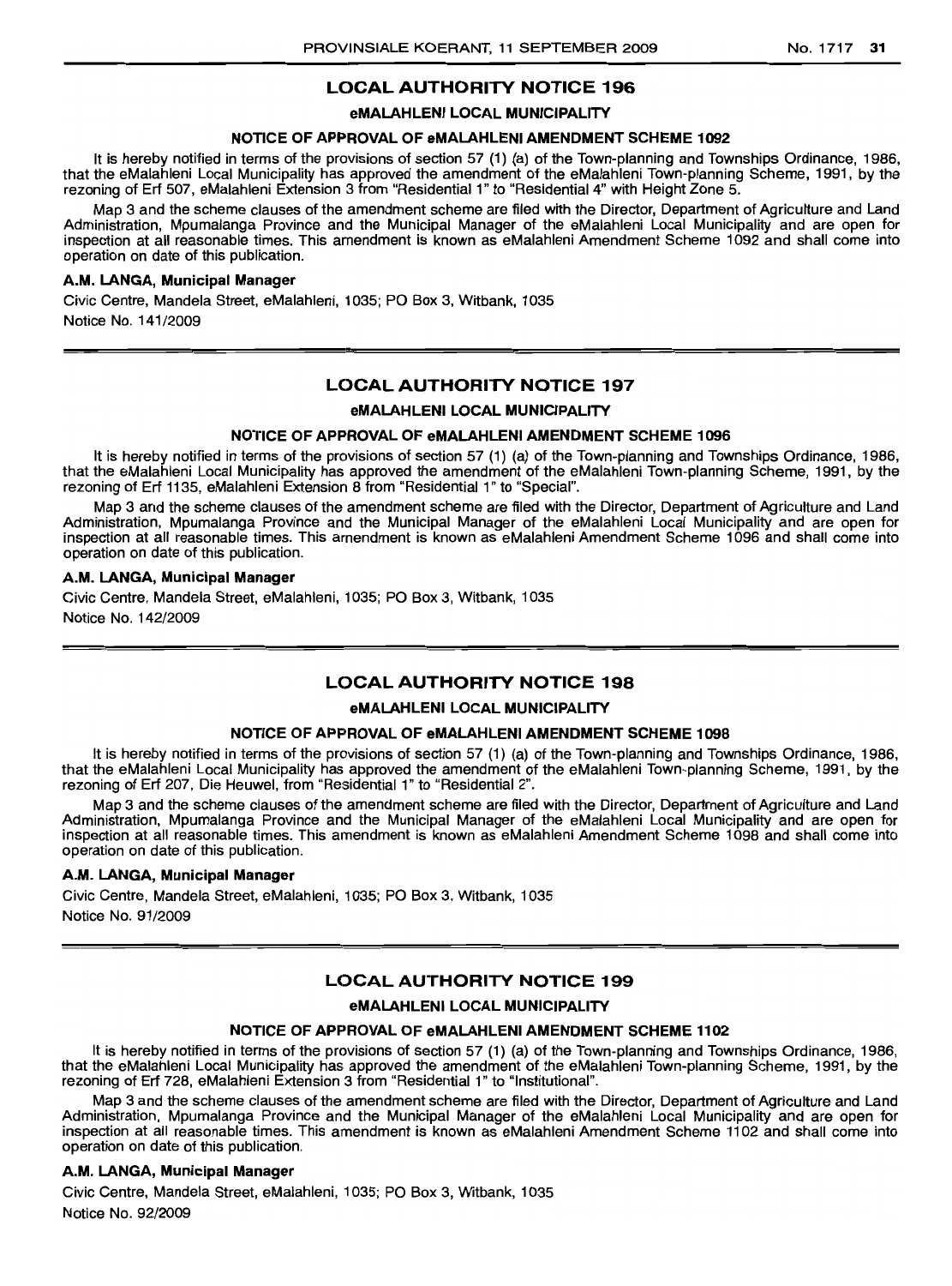## LOCAL AUTHORITY NOTICE 196

### eMALAHLENI LOCAL MUNICIPALITY

#### NOTICE OF APPROVAL OF eMALAHLENI AMENDMENT SCHEME 1092

It is hereby notified in terms of the provisions of section 57 (1) (a) of the Town-planning and Townships Ordinance, 1986, that the eMalahleni Local Municipality has approved the amendment of the eMalahleni Town-planning Scheme, 1991, by the rezoning of Erf 507, eMalahleni Extension 3 from "Residential 1" to "Residential 4" with Height Zone 5.

Map 3 and the scheme clauses of the amendment scheme are filed with the Director, Department of Agriculture and Land Administration, Mpumalanga Province and the Municipal Manager of the eMalahleni Local Municipality and are open for inspection at all reasonable times. This amendment is known as eMalahleni Amendment Scheme 1092 and shall come into operation on date of this publication.

**A.M. LANGA, Municipal Manager**

Civic Centre, Mandela Street, eMalahleni, 1035; PO Box 3, Witbank, 1035

Notice No. 141/2009

---

## LOCAL AUTHORITY NOTICE 197

### eMALAHLENI LOCAL MUNICIPALITY

#### NOTICE OF APPROVAL OF eMALAHLENI AMENDMENT SCHEME 1096

It is hereby notified in terms of the provisions of section 57 (1) (a) of the Town-planning and Townships Ordinance, 1986, that the eMalahleni Local Municipality has approved the amendment of the eMalahleni Town-planning Scheme, 1991, by the rezoning of Erf 1135, eMalahleni Extension 8 from "Residential 1" to "Special".

Map 3 and the scheme clauses of the amendment scheme are filed with the Director, Department of Agriculture and Land Administration, Mpumalanga Province and the Municipal Manager of the eMalahleni Local Municipality and are open for inspection at all reasonable times. This amendment is known as eMalahleni Amendment Scheme 1096 and shall come into operation on date of this publication.

**A.M. LANGA, Municipal Manager**

Civic Centre, Mandela Street, eMalahleni, 1035; PO Box 3, Witbank, 1035

Notice No. 142/2009

---

## LOCAL AUTHORITY NOTICE 198

### eMALAHLENI LOCAL MUNICIPALITY

#### NOTICE OF APPROVAL OF eMALAHLENI AMENDMENT SCHEME 1098

It is hereby notified in terms of the provisions of section 57 (1) (a) of the Town-planning and Townships Ordinance, 1986, that the eMalahleni Local Municipality has approved the amendment of the eMalahleni Town-planning Scheme, 1991, by the rezoning of Erf 207, Die Heuwel, from "Residential 1" to "Residential 2".

Map 3 and the scheme clauses of the amendment scheme are filed with the Director, Department of Agriculture and Land Administration, Mpumalanga Province and the Municipal Manager of the eMalahleni Local Municipality and are open for inspection at all reasonable times. This amendment is known as eMalahleni Amendment Scheme 1098 and shall come into operation on date of this publication.

**A.M. LANGA, Municipal Manager**

Civic Centre, Mandela Street, eMalahleni, 1035; PO Box 3, Witbank, 1035

Notice No. 91/2009

---

## LOCAL AUTHORITY NOTICE 199

### eMALAHLENI LOCAL MUNICIPALITY

#### NOTICE OF APPROVAL OF eMALAHLENI AMENDMENT SCHEME 1102

It is hereby notified in terms of the provisions of section 57 (1) (a) of the Town-planning and Townships Ordinance, 1986, that the eMalahleni Local Municipality has approved the amendment of the eMalahleni Town-planning Scheme, 1991, by the rezoning of Erf 728, eMalahleni Extension 3 from "Residential 1" to "Institutional".

Map 3 and the scheme clauses of the amendment scheme are filed with the Director, Department of Agriculture and Land Administration, Mpumalanga Province and the Municipal Manager of the eMalahleni Local Municipality and are open for inspection at all reasonable times. This amendment is known as eMalahleni Amendment Scheme 1102 and shall come into operation on date of this publication.

**A.M. LANGA, Municipal Manager**

Civic Centre, Mandela Street, eMalahleni, 1035; PO Box 3, Witbank, 1035

Notice No. 92/2009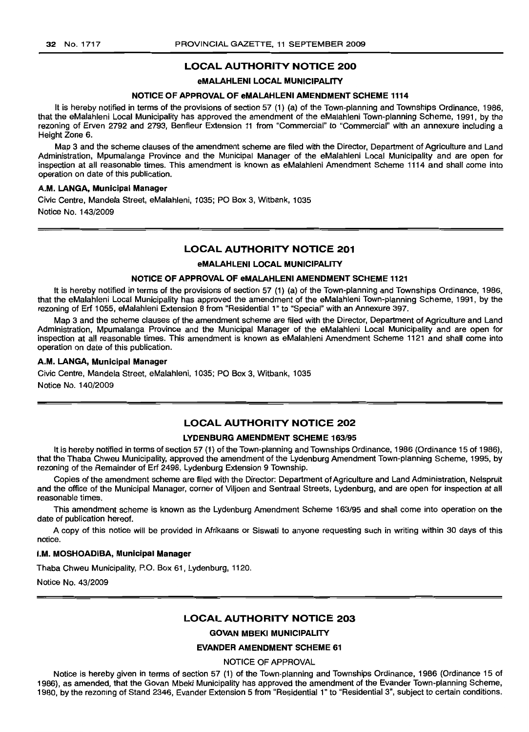## LOCAL AUTHORITY NOTICE 200

### eMALAHLENI LOCAL MUNICIPALITY

#### NOTICE OF APPROVAL OF eMALAHLENI AMENDMENT SCHEME 1114

It is hereby notified in terms of the provisions of section 57 (1) (a) of the Town-planning and Townships Ordinance, 1986, that the eMalahleni Local Municipality has approved the amendment of the eMalahleni Town-planning Scheme, 1991, by the rezoning of Erven 2792 and 2793, Benfleur Extension 11 from "Commercial" to "Commercial" with an annexure including a Height Zone 6.

Map 3 and the scheme clauses of the amendment scheme are filed with the Director, Department of Agriculture and Land Administration, Mpumalanga Province and the Municipal Manager of the eMalahleni Local Municipality and are open for inspection at all reasonable times. This amendment is known as eMalahleni Amendment Scheme 1114 and shall come into operation on date of this publication.

**A.M. LANGA, Municipal Manager**

Civic Centre, Mandela Street, eMalahleni, 1035; PO Box 3, Witbank, 1035

Notice No. 143/2009

## LOCAL AUTHORITY NOTICE 201

### eMALAHLENI LOCAL MUNICIPALITY

#### NOTICE OF APPROVAL OF eMALAHLENI AMENDMENT SCHEME 1121

It is hereby notified in terms of the provisions of section 57 (1) (a) of the Town-planning and Townships Ordinance, 1986, that the eMalahleni Local Municipality has approved the amendment of the eMalahleni Town-planning Scheme, 1991, by the rezoning of Erf 1055, eMalahleni Extension 8 from "Residential 1" to "Special" with an Annexure 397.

Map 3 and the scheme clauses of the amendment scheme are filed with the Director, Department of Agriculture and Land Administration, Mpumalanga Province and the Municipal Manager of the eMalahleni Local Municipality and are open for inspection at all reasonable times. This amendment is known as eMalahleni Amendment Scheme 1121 and shall come into operation on date of this publication.

**A.M. LANGA, Municipal Manager**

Civic Centre, Mandela Street, eMalahleni, 1035; PO Box 3, Witbank, 1035

Notice No. 140/2009

## LOCAL AUTHORITY NOTICE 202

### LYDENBURG AMENDMENT SCHEME 163/95

It is hereby notified in terms of section 57 (1) of the Town-planning and Townships Ordinance, 1986 (Ordinance 15 of 1986), that the Thaba Chweu Municipality, approved the amendment of the Lydenburg Amendment Town-planning Scheme, 1995, by rezoning of the Remainder of Erf 2498, Lydenburg Extension 9 Township.

Copies of the amendment scheme are filed with the Director: Department of Agriculture and Land Administration, Nelspruit and the office of the Municipal Manager, corner of Viljoen and Sentraal Streets, Lydenburg, and are open for inspection at all reasonable times.

This amendment scheme is known as the Lydenburg Amendment Scheme 163/95 and shall come into operation on the date of publication hereof.

A copy of this notice will be provided in Afrikaans or Siswati to anyone requesting such in writing within 30 days of this notice.

**I.M. MOSHOADIBA, Municipal Manager**

Thaba Chweu Municipality, P.O. Box 61, Lydenburg, 1120.

Notice No. 43/2009

## LOCAL AUTHORITY NOTICE 203

### GOVAN MBEKI MUNICIPALITY

#### EVANDER AMENDMENT SCHEME 61

NOTICE OF APPROVAL

Notice is hereby given in terms of section 57 (1) of the Town-planning and Townships Ordinance, 1986 (Ordinance 15 of 1986), as amended, that the Govan Mbeki Municipality has approved the amendment of the Evander Town-planning Scheme, 1980, by the rezoning of Stand 2346, Evander Extension 5 from "Residential 1" to "Residential 3", subject to certain conditions.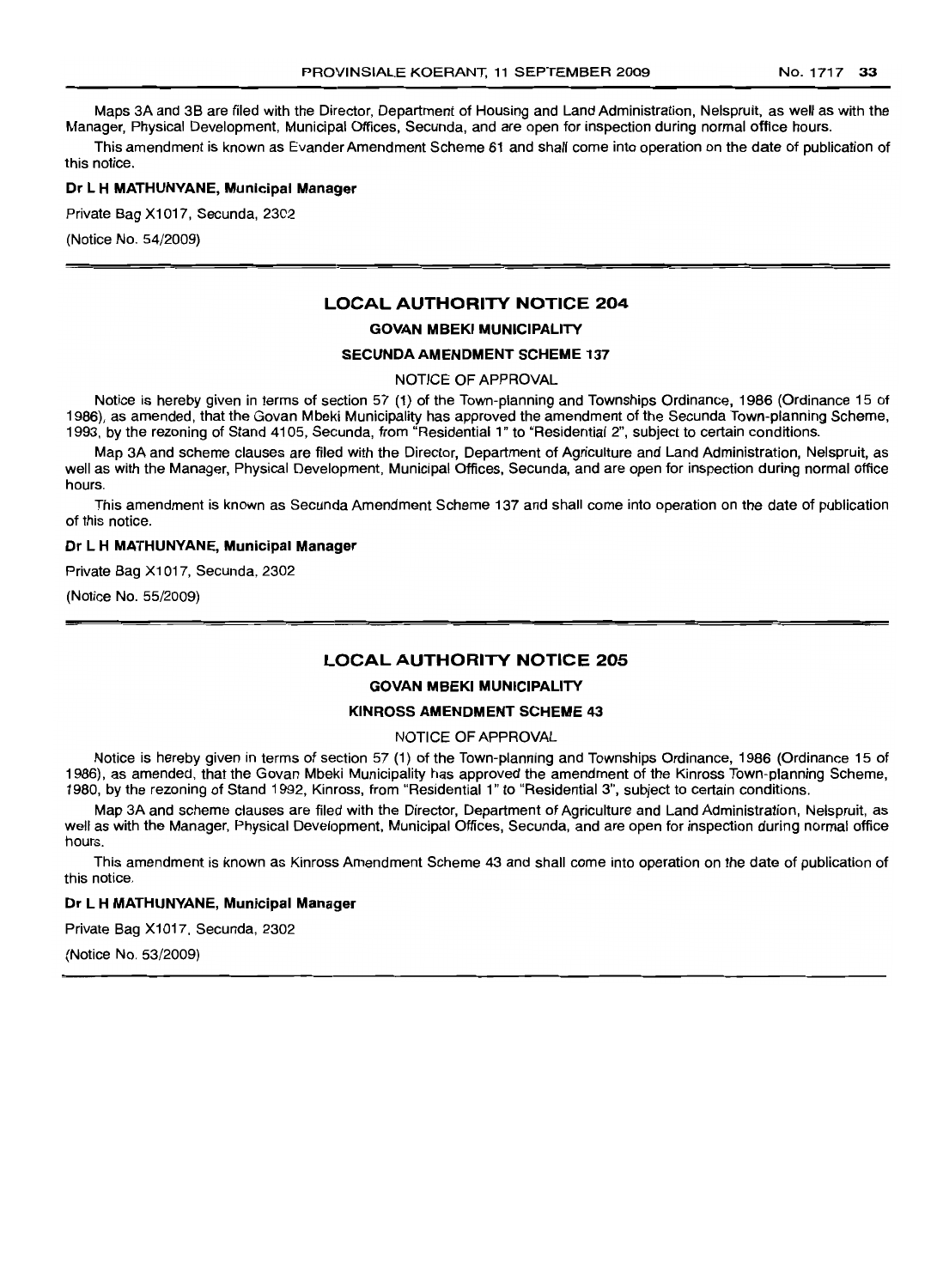Maps 3A and 3B are filed with the Director, Department of Housing and Land Administration, Nelspruit, as well as with the Manager, Physical Development, Municipal Offices, Secunda, and are open for inspection during normal office hours.

This amendment is known as Evander Amendment Scheme 61 and shall come into operation on the date of publication of this notice.

**Dr L H MATHUNYANE, Municipal Manager**

Private Bag X1017, Secunda, 2302

(Notice No. 54/2009)

---

## LOCAL AUTHORITY NOTICE 204

### GOVAN MBEKI MUNICIPALITY

### SECUNDA AMENDMENT SCHEME 137

NOTICE OF APPROVAL

Notice is hereby given in terms of section 57 (1) of the Town-planning and Townships Ordinance, 1986 (Ordinance 15 of 1986), as amended, that the Govan Mbeki Municipality has approved the amendment of the Secunda Town-planning Scheme, 1993, by the rezoning of Stand 4105, Secunda, from "Residential 1" to "Residential 2", subject to certain conditions.

Map 3A and scheme clauses are filed with the Director, Department of Agriculture and Land Administration, Nelspruit, as well as with the Manager, Physical Development, Municipal Offices, Secunda, and are open for inspection during normal office hours.

This amendment is known as Secunda Amendment Scheme 137 and shall come into operation on the date of publication of this notice.

**Dr L H MATHUNYANE, Municipal Manager**

Private Bag X1017, Secunda, 2302

(Notice No. 55/2009)

---

## LOCAL AUTHORITY NOTICE 205

### GOVAN MBEKI MUNICIPALITY

### KINROSS AMENDMENT SCHEME 43

NOTICE OF APPROVAL

Notice is hereby given in terms of section 57 (1) of the Town-planning and Townships Ordinance, 1986 (Ordinance 15 of 1986), as amended, that the Govan Mbeki Municipality has approved the amendment of the Kinross Town-planning Scheme, 1980, by the rezoning of Stand 1992, Kinross, from "Residential 1" to "Residential 3", subject to certain conditions.

Map 3A and scheme clauses are filed with the Director, Department of Agriculture and Land Administration, Nelspruit, as well as with the Manager, Physical Development, Municipal Offices, Secunda, and are open for inspection during normal office hours.

This amendment is known as Kinross Amendment Scheme 43 and shall come into operation on the date of publication of this notice.

**Dr L H MATHUNYANE, Municipal Manager**

Private Bag X1017, Secunda, 2302

(Notice No. 53/2009)